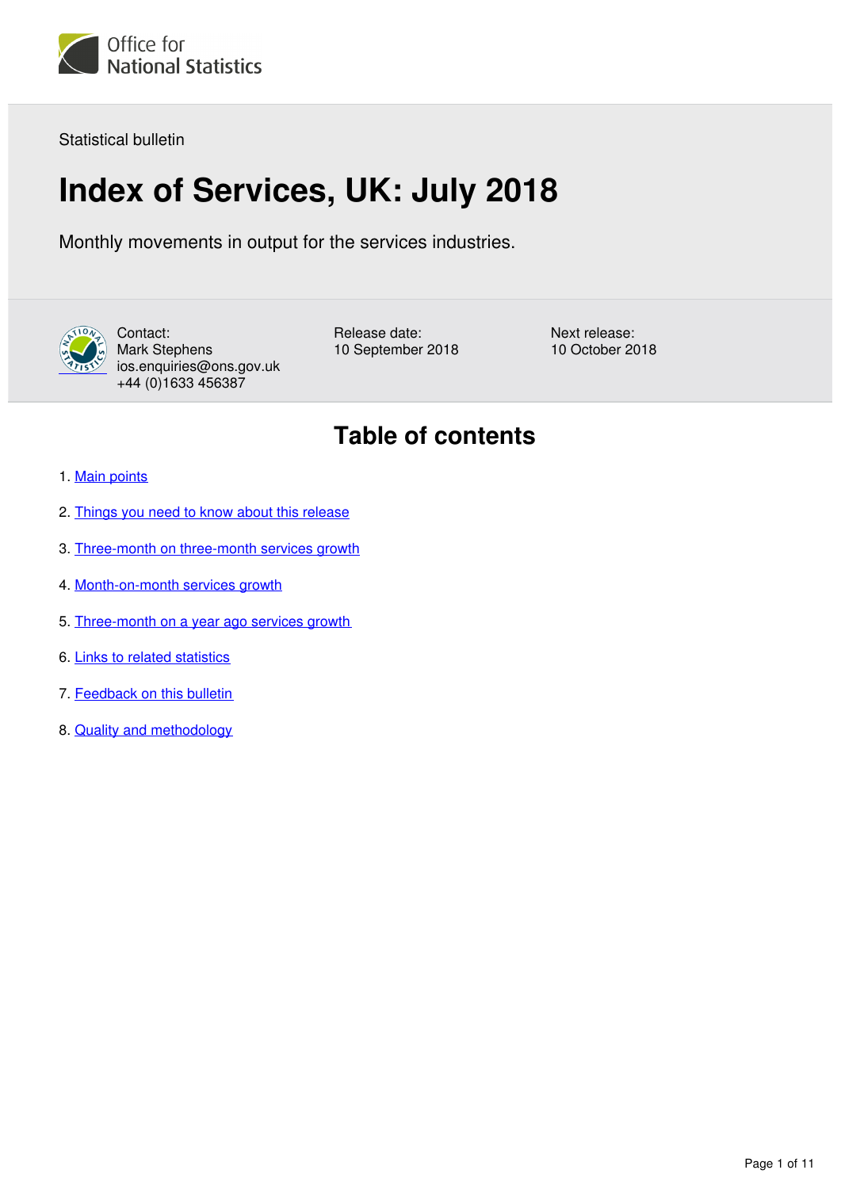Office for National Statistics

Statistical bulletin

# Index of Services, UK: July 2018

Monthly movements in output for the services industries.

Contact:
Mark Stephens
ios.enquiries@ons.gov.uk
+44 (0)1633 456387

Release date:
10 September 2018

Next release:
10 October 2018

## Table of contents

1. Main points
2. Things you need to know about this release
3. Three-month on three-month services growth
4. Month-on-month services growth
5. Three-month on a year ago services growth
6. Links to related statistics
7. Feedback on this bulletin
8. Quality and methodology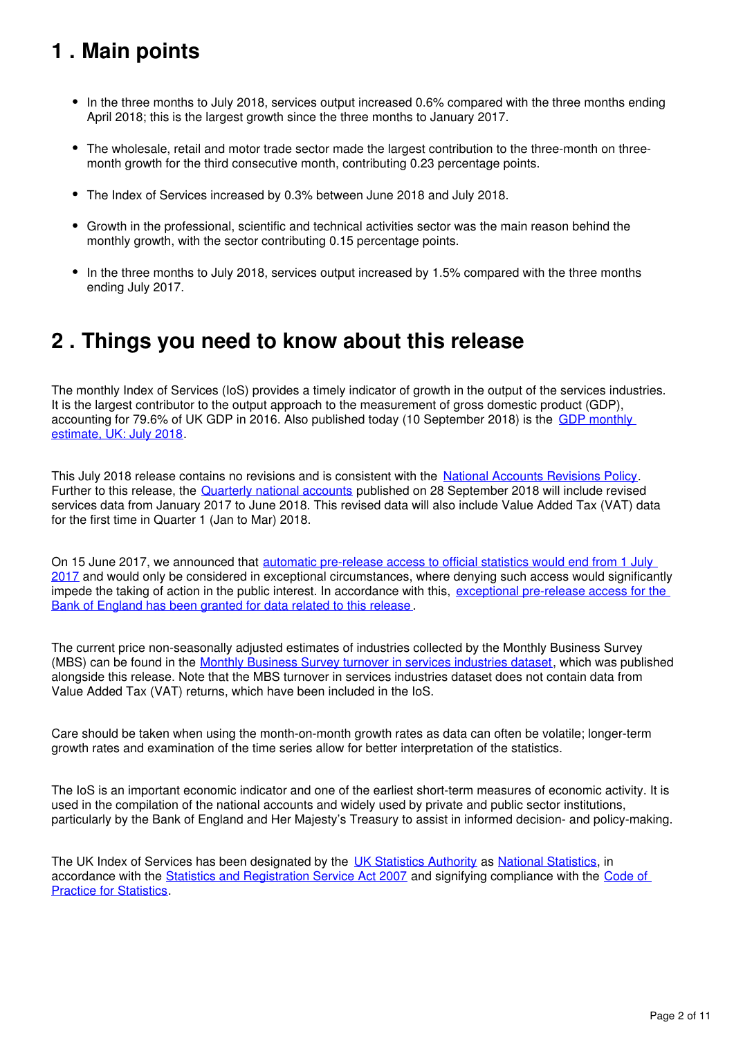## 1 . Main points

- In the three months to July 2018, services output increased 0.6% compared with the three months ending April 2018; this is the largest growth since the three months to January 2017.
- The wholesale, retail and motor trade sector made the largest contribution to the three-month on three-month growth for the third consecutive month, contributing 0.23 percentage points.
- The Index of Services increased by 0.3% between June 2018 and July 2018.
- Growth in the professional, scientific and technical activities sector was the main reason behind the monthly growth, with the sector contributing 0.15 percentage points.
- In the three months to July 2018, services output increased by 1.5% compared with the three months ending July 2017.

## 2 . Things you need to know about this release

The monthly Index of Services (IoS) provides a timely indicator of growth in the output of the services industries. It is the largest contributor to the output approach to the measurement of gross domestic product (GDP), accounting for 79.6% of UK GDP in 2016. Also published today (10 September 2018) is the GDP monthly estimate, UK: July 2018.

This July 2018 release contains no revisions and is consistent with the National Accounts Revisions Policy. Further to this release, the Quarterly national accounts published on 28 September 2018 will include revised services data from January 2017 to June 2018. This revised data will also include Value Added Tax (VAT) data for the first time in Quarter 1 (Jan to Mar) 2018.

On 15 June 2017, we announced that automatic pre-release access to official statistics would end from 1 July 2017 and would only be considered in exceptional circumstances, where denying such access would significantly impede the taking of action in the public interest. In accordance with this, exceptional pre-release access for the Bank of England has been granted for data related to this release.

The current price non-seasonally adjusted estimates of industries collected by the Monthly Business Survey (MBS) can be found in the Monthly Business Survey turnover in services industries dataset, which was published alongside this release. Note that the MBS turnover in services industries dataset does not contain data from Value Added Tax (VAT) returns, which have been included in the IoS.

Care should be taken when using the month-on-month growth rates as data can often be volatile; longer-term growth rates and examination of the time series allow for better interpretation of the statistics.

The IoS is an important economic indicator and one of the earliest short-term measures of economic activity. It is used in the compilation of the national accounts and widely used by private and public sector institutions, particularly by the Bank of England and Her Majesty's Treasury to assist in informed decision- and policy-making.

The UK Index of Services has been designated by the UK Statistics Authority as National Statistics, in accordance with the Statistics and Registration Service Act 2007 and signifying compliance with the Code of Practice for Statistics.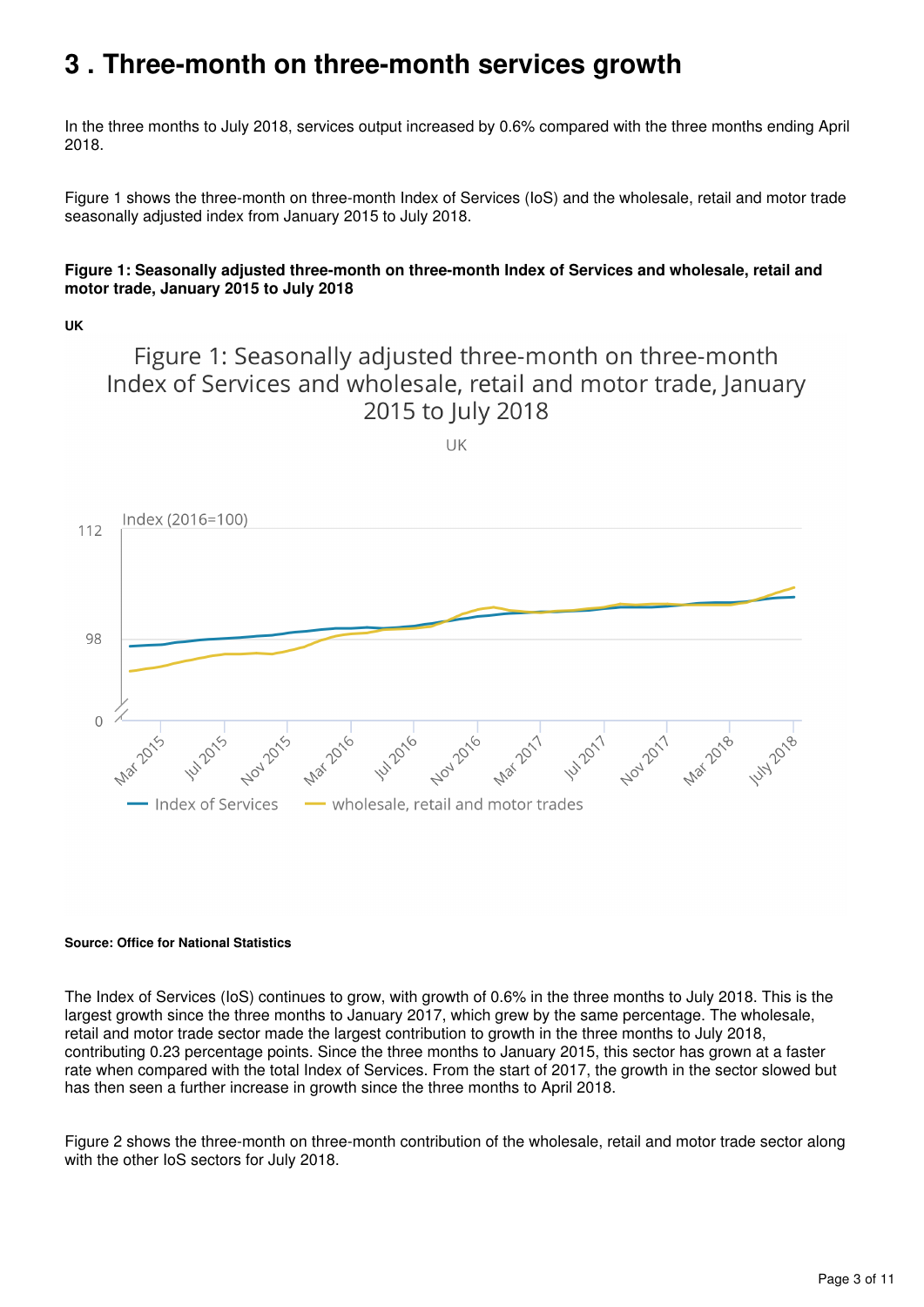# 3 . Three-month on three-month services growth

In the three months to July 2018, services output increased by 0.6% compared with the three months ending April 2018.

Figure 1 shows the three-month on three-month Index of Services (IoS) and the wholesale, retail and motor trade seasonally adjusted index from January 2015 to July 2018.

**Figure 1: Seasonally adjusted three-month on three-month Index of Services and wholesale, retail and motor trade, January 2015 to July 2018**

**UK**

**Source: Office for National Statistics**

The Index of Services (IoS) continues to grow, with growth of 0.6% in the three months to July 2018. This is the largest growth since the three months to January 2017, which grew by the same percentage. The wholesale, retail and motor trade sector made the largest contribution to growth in the three months to July 2018, contributing 0.23 percentage points. Since the three months to January 2015, this sector has grown at a faster rate when compared with the total Index of Services. From the start of 2017, the growth in the sector slowed but has then seen a further increase in growth since the three months to April 2018.

Figure 2 shows the three-month on three-month contribution of the wholesale, retail and motor trade sector along with the other IoS sectors for July 2018.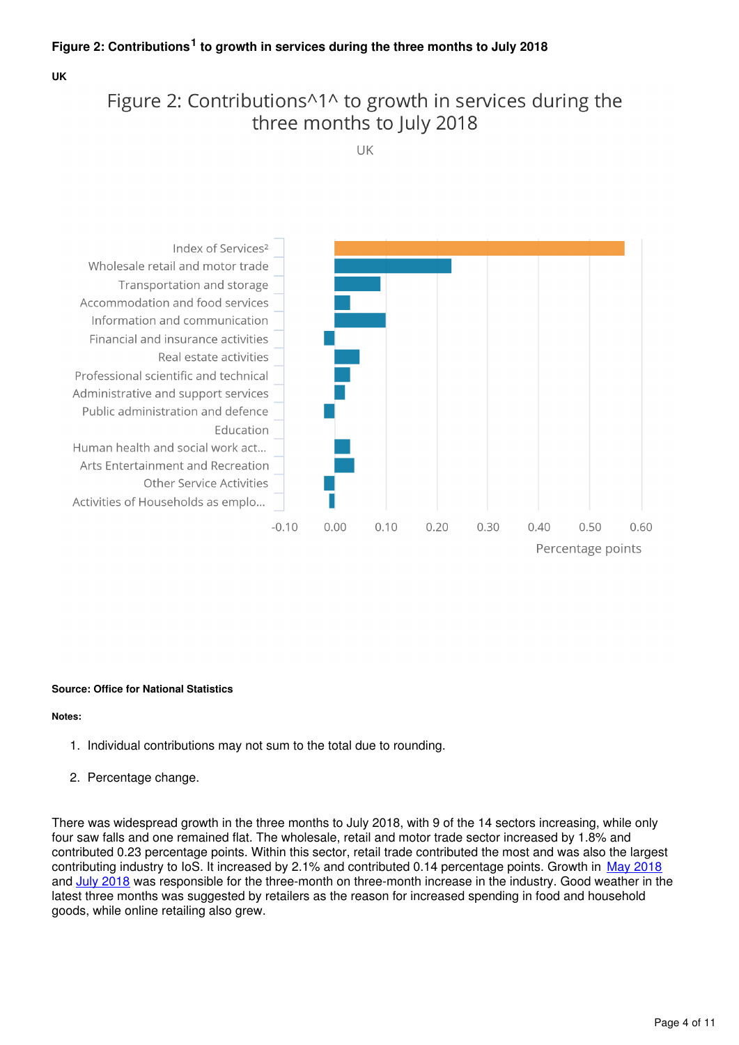### Figure 2: Contributions[1] to growth in services during the three months to July 2018

**UK**

Figure 2: Contributions^1^ to growth in services during the three months to July 2018

UK

| Sector | Percentage points |
|---|---|
| Index of Services² | |
| Wholesale retail and motor trade | |
| Transportation and storage | |
| Accommodation and food services | |
| Information and communication | |
| Financial and insurance activities | |
| Real estate activities | |
| Professional scientific and technical | |
| Administrative and support services | |
| Public administration and defence | |
| Education | |
| Human health and social work act... | |
| Arts Entertainment and Recreation | |
| Other Service Activities | |
| Activities of Households as emplo... | |

-0.10 0.00 0.10 0.20 0.30 0.40 0.50 0.60

Percentage points

**Source: Office for National Statistics**

**Notes:**

1. Individual contributions may not sum to the total due to rounding.
2. Percentage change.

There was widespread growth in the three months to July 2018, with 9 of the 14 sectors increasing, while only four saw falls and one remained flat. The wholesale, retail and motor trade sector increased by 1.8% and contributed 0.23 percentage points. Within this sector, retail trade contributed the most and was also the largest contributing industry to IoS. It increased by 2.1% and contributed 0.14 percentage points. Growth in May 2018 and July 2018 was responsible for the three-month on three-month increase in the industry. Good weather in the latest three months was suggested by retailers as the reason for increased spending in food and household goods, while online retailing also grew.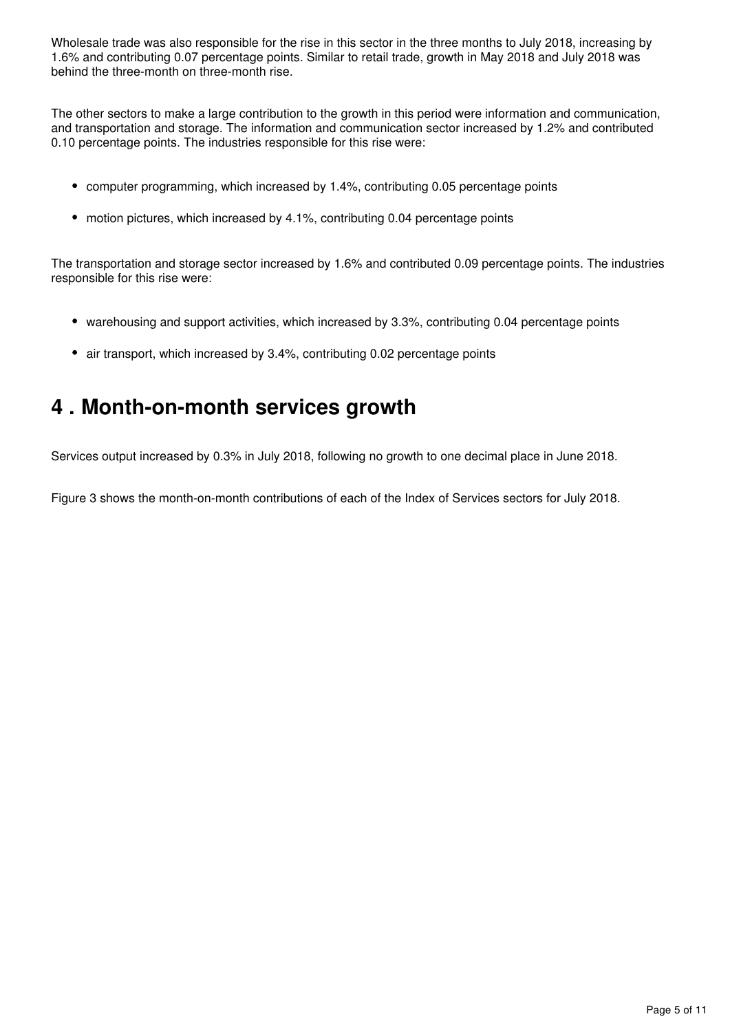Wholesale trade was also responsible for the rise in this sector in the three months to July 2018, increasing by 1.6% and contributing 0.07 percentage points. Similar to retail trade, growth in May 2018 and July 2018 was behind the three-month on three-month rise.

The other sectors to make a large contribution to the growth in this period were information and communication, and transportation and storage. The information and communication sector increased by 1.2% and contributed 0.10 percentage points. The industries responsible for this rise were:

- computer programming, which increased by 1.4%, contributing 0.05 percentage points
- motion pictures, which increased by 4.1%, contributing 0.04 percentage points

The transportation and storage sector increased by 1.6% and contributed 0.09 percentage points. The industries responsible for this rise were:

- warehousing and support activities, which increased by 3.3%, contributing 0.04 percentage points
- air transport, which increased by 3.4%, contributing 0.02 percentage points

## 4 . Month-on-month services growth

Services output increased by 0.3% in July 2018, following no growth to one decimal place in June 2018.

Figure 3 shows the month-on-month contributions of each of the Index of Services sectors for July 2018.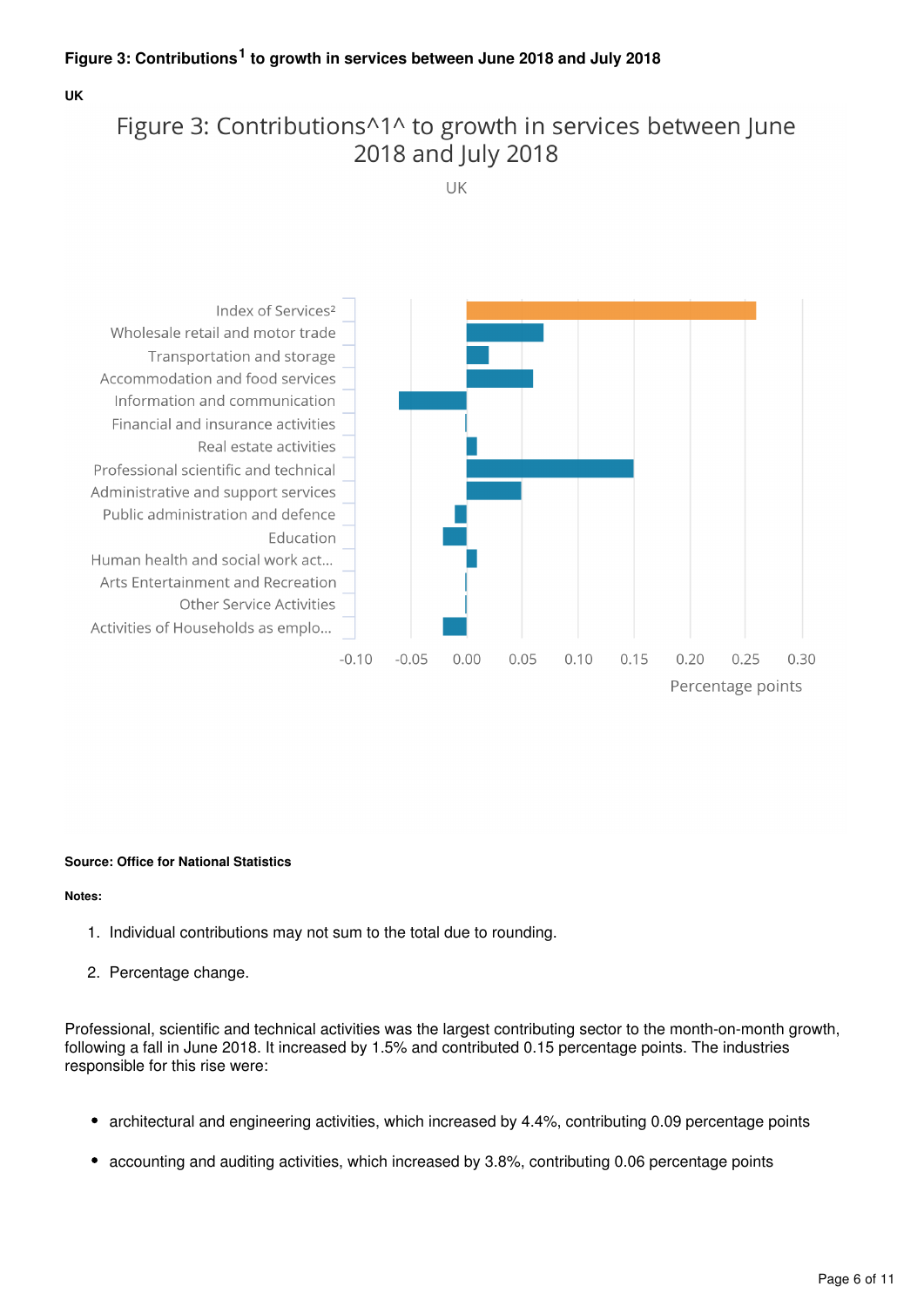**Figure 3: Contributions[1] to growth in services between June 2018 and July 2018**

**UK**

**Source: Office for National Statistics**

**Notes:**

1. Individual contributions may not sum to the total due to rounding.
2. Percentage change.

Professional, scientific and technical activities was the largest contributing sector to the month-on-month growth, following a fall in June 2018. It increased by 1.5% and contributed 0.15 percentage points. The industries responsible for this rise were:

- architectural and engineering activities, which increased by 4.4%, contributing 0.09 percentage points
- accounting and auditing activities, which increased by 3.8%, contributing 0.06 percentage points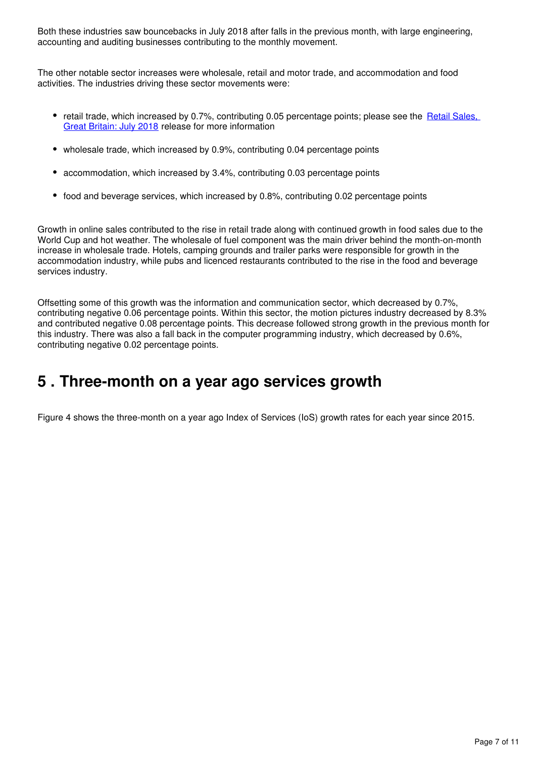Both these industries saw bouncebacks in July 2018 after falls in the previous month, with large engineering, accounting and auditing businesses contributing to the monthly movement.

The other notable sector increases were wholesale, retail and motor trade, and accommodation and food activities. The industries driving these sector movements were:

- retail trade, which increased by 0.7%, contributing 0.05 percentage points; please see the [Retail Sales, Great Britain: July 2018] release for more information
- wholesale trade, which increased by 0.9%, contributing 0.04 percentage points
- accommodation, which increased by 3.4%, contributing 0.03 percentage points
- food and beverage services, which increased by 0.8%, contributing 0.02 percentage points

Growth in online sales contributed to the rise in retail trade along with continued growth in food sales due to the World Cup and hot weather. The wholesale of fuel component was the main driver behind the month-on-month increase in wholesale trade. Hotels, camping grounds and trailer parks were responsible for growth in the accommodation industry, while pubs and licenced restaurants contributed to the rise in the food and beverage services industry.

Offsetting some of this growth was the information and communication sector, which decreased by 0.7%, contributing negative 0.06 percentage points. Within this sector, the motion pictures industry decreased by 8.3% and contributed negative 0.08 percentage points. This decrease followed strong growth in the previous month for this industry. There was also a fall back in the computer programming industry, which decreased by 0.6%, contributing negative 0.02 percentage points.

## 5 . Three-month on a year ago services growth

Figure 4 shows the three-month on a year ago Index of Services (IoS) growth rates for each year since 2015.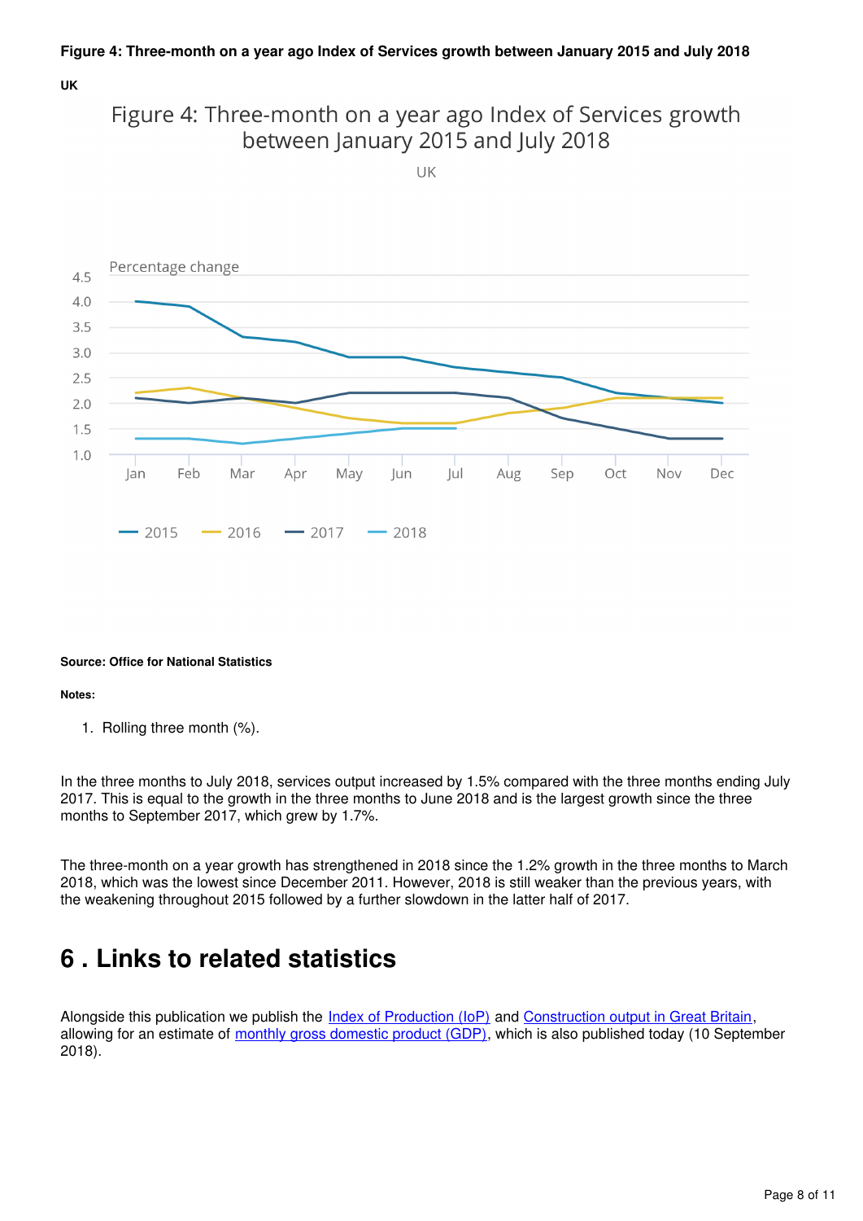**Figure 4: Three-month on a year ago Index of Services growth between January 2015 and July 2018**

**UK**

**Source: Office for National Statistics**

**Notes:**

1. Rolling three month (%).

In the three months to July 2018, services output increased by 1.5% compared with the three months ending July 2017. This is equal to the growth in the three months to June 2018 and is the largest growth since the three months to September 2017, which grew by 1.7%.

The three-month on a year growth has strengthened in 2018 since the 1.2% growth in the three months to March 2018, which was the lowest since December 2011. However, 2018 is still weaker than the previous years, with the weakening throughout 2015 followed by a further slowdown in the latter half of 2017.

## 6 . Links to related statistics

Alongside this publication we publish the Index of Production (IoP) and Construction output in Great Britain, allowing for an estimate of monthly gross domestic product (GDP), which is also published today (10 September 2018).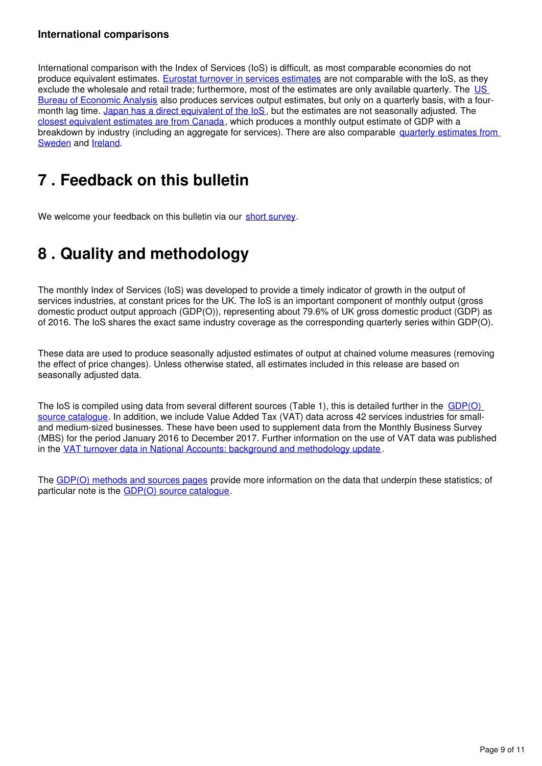### International comparisons

International comparison with the Index of Services (IoS) is difficult, as most comparable economies do not produce equivalent estimates. Eurostat turnover in services estimates are not comparable with the IoS, as they exclude the wholesale and retail trade; furthermore, most of the estimates are only available quarterly. The US Bureau of Economic Analysis also produces services output estimates, but only on a quarterly basis, with a four-month lag time. Japan has a direct equivalent of the IoS, but the estimates are not seasonally adjusted. The closest equivalent estimates are from Canada, which produces a monthly output estimate of GDP with a breakdown by industry (including an aggregate for services). There are also comparable quarterly estimates from Sweden and Ireland.

# 7 . Feedback on this bulletin

We welcome your feedback on this bulletin via our short survey.

# 8 . Quality and methodology

The monthly Index of Services (IoS) was developed to provide a timely indicator of growth in the output of services industries, at constant prices for the UK. The IoS is an important component of monthly output (gross domestic product output approach (GDP(O)), representing about 79.6% of UK gross domestic product (GDP) as of 2016. The IoS shares the exact same industry coverage as the corresponding quarterly series within GDP(O).

These data are used to produce seasonally adjusted estimates of output at chained volume measures (removing the effect of price changes). Unless otherwise stated, all estimates included in this release are based on seasonally adjusted data.

The IoS is compiled using data from several different sources (Table 1), this is detailed further in the GDP(O) source catalogue. In addition, we include Value Added Tax (VAT) data across 42 services industries for small- and medium-sized businesses. These have been used to supplement data from the Monthly Business Survey (MBS) for the period January 2016 to December 2017. Further information on the use of VAT data was published in the VAT turnover data in National Accounts: background and methodology update.

The GDP(O) methods and sources pages provide more information on the data that underpin these statistics; of particular note is the GDP(O) source catalogue.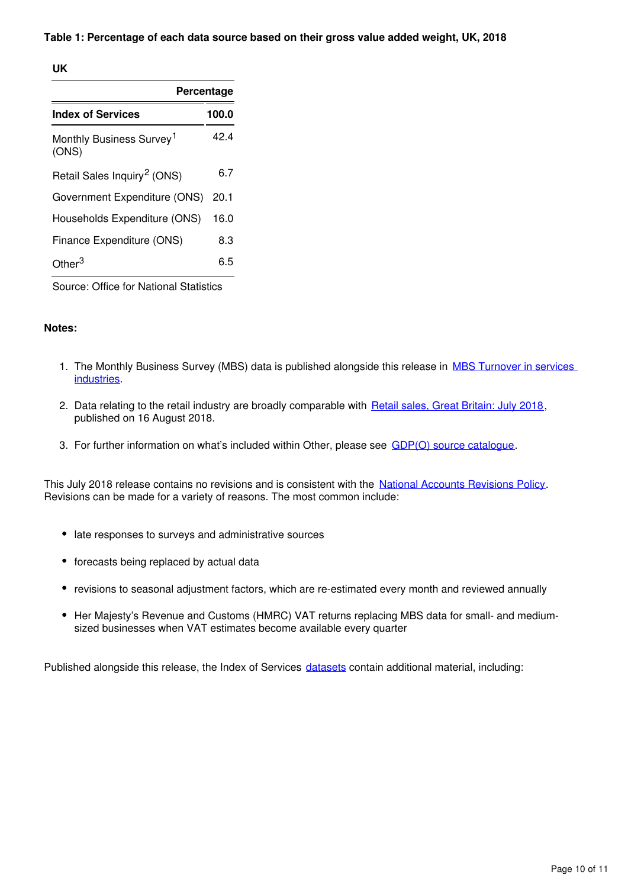**Table 1: Percentage of each data source based on their gross value added weight, UK, 2018**

UK

| | Percentage |
|---|---|
| **Index of Services** | **100.0** |
| Monthly Business Survey[1] (ONS) | 42.4 |
| Retail Sales Inquiry[2] (ONS) | 6.7 |
| Government Expenditure (ONS) | 20.1 |
| Households Expenditure (ONS) | 16.0 |
| Finance Expenditure (ONS) | 8.3 |
| Other[3] | 6.5 |

Source: Office for National Statistics

**Notes:**

1. The Monthly Business Survey (MBS) data is published alongside this release in MBS Turnover in services industries.
2. Data relating to the retail industry are broadly comparable with Retail sales, Great Britain: July 2018, published on 16 August 2018.
3. For further information on what's included within Other, please see GDP(O) source catalogue.

This July 2018 release contains no revisions and is consistent with the National Accounts Revisions Policy. Revisions can be made for a variety of reasons. The most common include:

- late responses to surveys and administrative sources
- forecasts being replaced by actual data
- revisions to seasonal adjustment factors, which are re-estimated every month and reviewed annually
- Her Majesty's Revenue and Customs (HMRC) VAT returns replacing MBS data for small- and medium-sized businesses when VAT estimates become available every quarter

Published alongside this release, the Index of Services datasets contain additional material, including: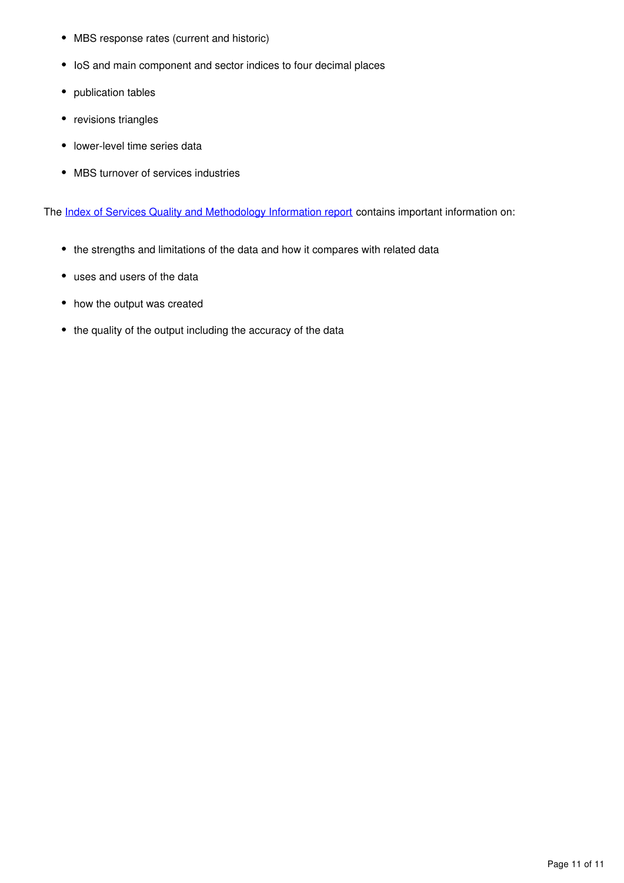- MBS response rates (current and historic)
- IoS and main component and sector indices to four decimal places
- publication tables
- revisions triangles
- lower-level time series data
- MBS turnover of services industries

The [Index of Services Quality and Methodology Information report]() contains important information on:

- the strengths and limitations of the data and how it compares with related data
- uses and users of the data
- how the output was created
- the quality of the output including the accuracy of the data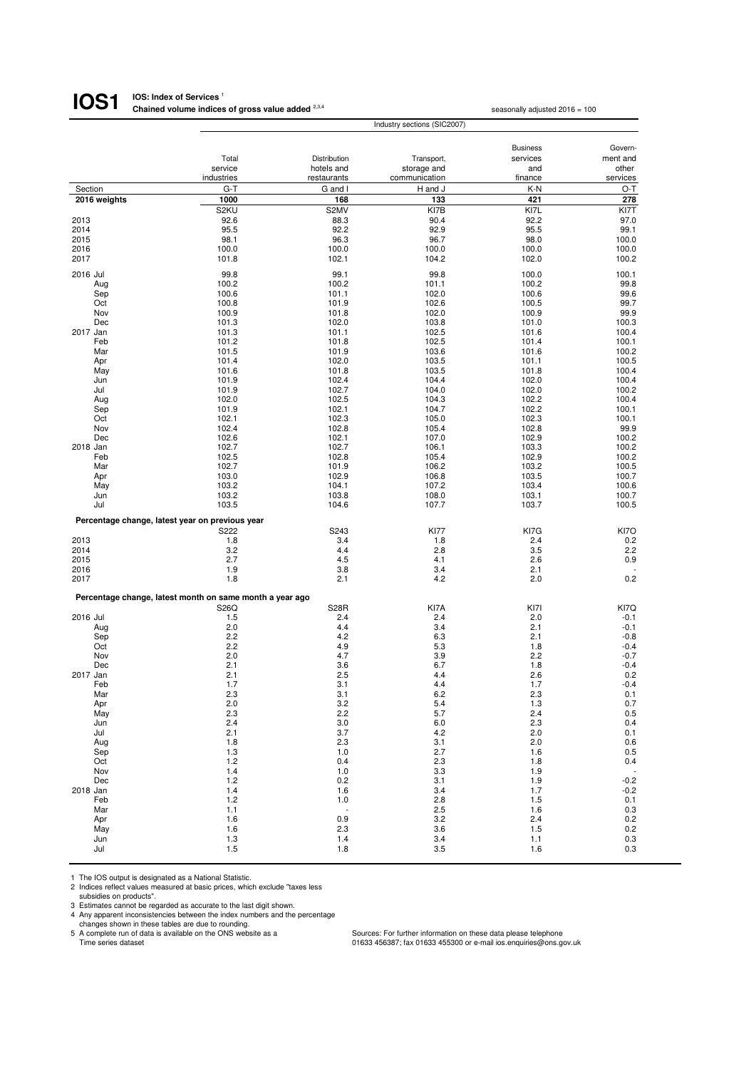# IOS1

**IOS: Index of Services** [1]
**Chained volume indices of gross value added** [2,3,4]

seasonally adjusted 2016 = 100

| | Industry sections (SIC2007) | | | | |
|---|---|---|---|---|---|
| | Total service industries | Distribution hotels and restaurants | Transport, storage and communication | Business services and finance | Government and other services |
| Section | G-T | G and I | H and J | K-N | O-T |
| **2016 weights** | **1000** | **168** | **133** | **421** | **278** |
| | S2KU | S2MV | KI7B | KI7L | KI7T |
| 2013 | 92.6 | 88.3 | 90.4 | 92.2 | 97.0 |
| 2014 | 95.5 | 92.2 | 92.9 | 95.5 | 99.1 |
| 2015 | 98.1 | 96.3 | 96.7 | 98.0 | 100.0 |
| 2016 | 100.0 | 100.0 | 100.0 | 100.0 | 100.0 |
| 2017 | 101.8 | 102.1 | 104.2 | 102.0 | 100.2 |
| 2016 Jul | 99.8 | 99.1 | 99.8 | 100.0 | 100.1 |
| Aug | 100.2 | 100.2 | 101.1 | 100.2 | 99.8 |
| Sep | 100.6 | 101.1 | 102.0 | 100.6 | 99.6 |
| Oct | 100.8 | 101.9 | 102.6 | 100.5 | 99.7 |
| Nov | 100.9 | 101.8 | 102.0 | 100.9 | 99.9 |
| Dec | 101.3 | 102.0 | 103.8 | 101.0 | 100.3 |
| 2017 Jan | 101.3 | 101.1 | 102.5 | 101.6 | 100.4 |
| Feb | 101.2 | 101.8 | 102.5 | 101.4 | 100.1 |
| Mar | 101.5 | 101.9 | 103.6 | 101.6 | 100.2 |
| Apr | 101.4 | 102.0 | 103.5 | 101.1 | 100.5 |
| May | 101.6 | 101.8 | 103.5 | 101.8 | 100.4 |
| Jun | 101.9 | 102.4 | 104.4 | 102.0 | 100.4 |
| Jul | 101.9 | 102.7 | 104.0 | 102.0 | 100.2 |
| Aug | 102.0 | 102.5 | 104.3 | 102.2 | 100.4 |
| Sep | 101.9 | 102.1 | 104.7 | 102.2 | 100.1 |
| Oct | 102.1 | 102.3 | 105.0 | 102.3 | 100.1 |
| Nov | 102.4 | 102.8 | 105.4 | 102.8 | 99.9 |
| Dec | 102.6 | 102.1 | 107.0 | 102.9 | 100.2 |
| 2018 Jan | 102.7 | 102.7 | 106.1 | 103.3 | 100.2 |
| Feb | 102.5 | 102.8 | 105.4 | 102.9 | 100.2 |
| Mar | 102.7 | 101.9 | 106.2 | 103.2 | 100.5 |
| Apr | 103.0 | 102.9 | 106.8 | 103.5 | 100.7 |
| May | 103.2 | 104.1 | 107.2 | 103.4 | 100.6 |
| Jun | 103.2 | 103.8 | 108.0 | 103.1 | 100.7 |
| Jul | 103.5 | 104.6 | 107.7 | 103.7 | 100.5 |
| **Percentage change, latest year on previous year** | | | | | |
| | S222 | S243 | KI77 | KI7G | KI7O |
| 2013 | 1.8 | 3.4 | 1.8 | 2.4 | 0.2 |
| 2014 | 3.2 | 4.4 | 2.8 | 3.5 | 2.2 |
| 2015 | 2.7 | 4.5 | 4.1 | 2.6 | 0.9 |
| 2016 | 1.9 | 3.8 | 3.4 | 2.1 | - |
| 2017 | 1.8 | 2.1 | 4.2 | 2.0 | 0.2 |
| **Percentage change, latest month on same month a year ago** | | | | | |
| | S26Q | S28R | KI7A | KI7I | KI7Q |
| 2016 Jul | 1.5 | 2.4 | 2.4 | 2.0 | -0.1 |
| Aug | 2.0 | 4.4 | 3.4 | 2.1 | -0.1 |
| Sep | 2.2 | 4.2 | 6.3 | 2.1 | -0.8 |
| Oct | 2.2 | 4.9 | 5.3 | 1.8 | -0.4 |
| Nov | 2.0 | 4.7 | 3.9 | 2.2 | -0.7 |
| Dec | 2.1 | 3.6 | 6.7 | 1.8 | -0.4 |
| 2017 Jan | 2.1 | 2.5 | 4.4 | 2.6 | 0.2 |
| Feb | 1.7 | 3.1 | 4.4 | 1.7 | -0.4 |
| Mar | 2.3 | 3.1 | 6.2 | 2.3 | 0.1 |
| Apr | 2.0 | 3.2 | 5.4 | 1.3 | 0.7 |
| May | 2.3 | 2.2 | 5.7 | 2.4 | 0.5 |
| Jun | 2.4 | 3.0 | 6.0 | 2.3 | 0.4 |
| Jul | 2.1 | 3.7 | 4.2 | 2.0 | 0.1 |
| Aug | 1.8 | 2.3 | 3.1 | 2.0 | 0.6 |
| Sep | 1.3 | 1.0 | 2.7 | 1.6 | 0.5 |
| Oct | 1.2 | 0.4 | 2.3 | 1.8 | 0.4 |
| Nov | 1.4 | 1.0 | 3.3 | 1.9 | - |
| Dec | 1.2 | 0.2 | 3.1 | 1.9 | -0.2 |
| 2018 Jan | 1.4 | 1.6 | 3.4 | 1.7 | -0.2 |
| Feb | 1.2 | 1.0 | 2.8 | 1.5 | 0.1 |
| Mar | 1.1 | - | 2.5 | 1.6 | 0.3 |
| Apr | 1.6 | 0.9 | 3.2 | 2.4 | 0.2 |
| May | 1.6 | 2.3 | 3.6 | 1.5 | 0.2 |
| Jun | 1.3 | 1.4 | 3.4 | 1.1 | 0.3 |
| Jul | 1.5 | 1.8 | 3.5 | 1.6 | 0.3 |

1 The IOS output is designated as a National Statistic.
2 Indices reflect values measured at basic prices, which exclude "taxes less subsidies on products".
3 Estimates cannot be regarded as accurate to the last digit shown.
4 Any apparent inconsistencies between the index numbers and the percentage changes shown in these tables are due to rounding.
5 A complete run of data is available on the ONS website as a Time series dataset

Sources: For further information on these data please telephone 01633 456387; fax 01633 455300 or e-mail ios.enquiries@ons.gov.uk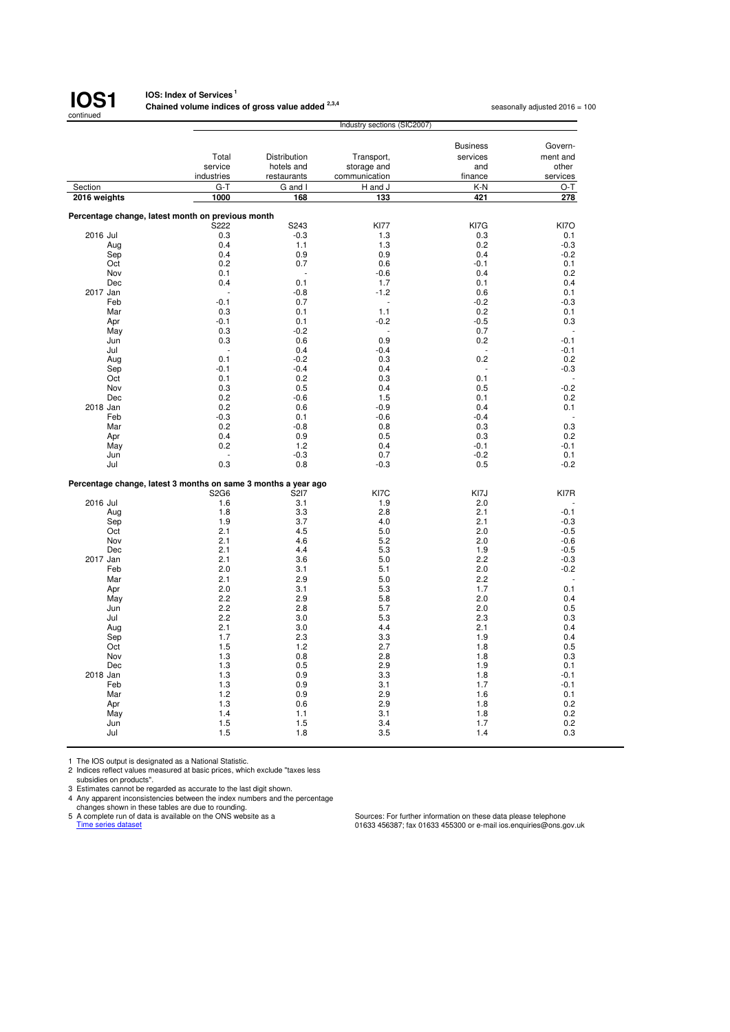**IOS1** continued

**IOS: Index of Services[1]**
**Chained volume indices of gross value added [2,3,4]**

seasonally adjusted 2016 = 100

| | Total service industries | Distribution hotels and restaurants | Transport, storage and communication | Business services and finance | Government and other services |
|---|---|---|---|---|---|
| | Industry sections (SIC2007) | | | | |
| Section | G-T | G and I | H and J | K-N | O-T |
| **2016 weights** | **1000** | **168** | **133** | **421** | **278** |
| **Percentage change, latest month on previous month** | | | | | |
| | S222 | S243 | KI77 | KI7G | KI7O |
| 2016 Jul | 0.3 | -0.3 | 1.3 | 0.3 | 0.1 |
| Aug | 0.4 | 1.1 | 1.3 | 0.2 | -0.3 |
| Sep | 0.4 | 0.9 | 0.9 | 0.4 | -0.2 |
| Oct | 0.2 | 0.7 | 0.6 | -0.1 | 0.1 |
| Nov | 0.1 | - | -0.6 | 0.4 | 0.2 |
| Dec | 0.4 | 0.1 | 1.7 | 0.1 | 0.4 |
| 2017 Jan | - | -0.8 | -1.2 | 0.6 | 0.1 |
| Feb | -0.1 | 0.7 | - | -0.2 | -0.3 |
| Mar | 0.3 | 0.1 | 1.1 | 0.2 | 0.1 |
| Apr | -0.1 | 0.1 | -0.2 | -0.5 | 0.3 |
| May | 0.3 | -0.2 | - | 0.7 | - |
| Jun | 0.3 | 0.6 | 0.9 | 0.2 | -0.1 |
| Jul | - | 0.4 | -0.4 | - | -0.1 |
| Aug | 0.1 | -0.2 | 0.3 | 0.2 | 0.2 |
| Sep | -0.1 | -0.4 | 0.4 | - | -0.3 |
| Oct | 0.1 | 0.2 | 0.3 | 0.1 | - |
| Nov | 0.3 | 0.5 | 0.4 | 0.5 | -0.2 |
| Dec | 0.2 | -0.6 | 1.5 | 0.1 | 0.2 |
| 2018 Jan | 0.2 | 0.6 | -0.9 | 0.4 | 0.1 |
| Feb | -0.3 | 0.1 | -0.6 | -0.4 | - |
| Mar | 0.2 | -0.8 | 0.8 | 0.3 | 0.3 |
| Apr | 0.4 | 0.9 | 0.5 | 0.3 | 0.2 |
| May | 0.2 | 1.2 | 0.4 | -0.1 | -0.1 |
| Jun | - | -0.3 | 0.7 | -0.2 | 0.1 |
| Jul | 0.3 | 0.8 | -0.3 | 0.5 | -0.2 |
| **Percentage change, latest 3 months on same 3 months a year ago** | | | | | |
| | S2G6 | S2I7 | KI7C | KI7J | KI7R |
| 2016 Jul | 1.6 | 3.1 | 1.9 | 2.0 | - |
| Aug | 1.8 | 3.3 | 2.8 | 2.1 | -0.1 |
| Sep | 1.9 | 3.7 | 4.0 | 2.1 | -0.3 |
| Oct | 2.1 | 4.5 | 5.0 | 2.0 | -0.5 |
| Nov | 2.1 | 4.6 | 5.2 | 2.0 | -0.6 |
| Dec | 2.1 | 4.4 | 5.3 | 1.9 | -0.5 |
| 2017 Jan | 2.1 | 3.6 | 5.0 | 2.2 | -0.3 |
| Feb | 2.0 | 3.1 | 5.1 | 2.0 | -0.2 |
| Mar | 2.1 | 2.9 | 5.0 | 2.2 | - |
| Apr | 2.0 | 3.1 | 5.3 | 1.7 | 0.1 |
| May | 2.2 | 2.9 | 5.8 | 2.0 | 0.4 |
| Jun | 2.2 | 2.8 | 5.7 | 2.0 | 0.5 |
| Jul | 2.2 | 3.0 | 5.3 | 2.3 | 0.3 |
| Aug | 2.1 | 3.0 | 4.4 | 2.1 | 0.4 |
| Sep | 1.7 | 2.3 | 3.3 | 1.9 | 0.4 |
| Oct | 1.5 | 1.2 | 2.7 | 1.8 | 0.5 |
| Nov | 1.3 | 0.8 | 2.8 | 1.8 | 0.3 |
| Dec | 1.3 | 0.5 | 2.9 | 1.9 | 0.1 |
| 2018 Jan | 1.3 | 0.9 | 3.3 | 1.8 | -0.1 |
| Feb | 1.3 | 0.9 | 3.1 | 1.7 | -0.1 |
| Mar | 1.2 | 0.9 | 2.9 | 1.6 | 0.1 |
| Apr | 1.3 | 0.6 | 2.9 | 1.8 | 0.2 |
| May | 1.4 | 1.1 | 3.1 | 1.8 | 0.2 |
| Jun | 1.5 | 1.5 | 3.4 | 1.7 | 0.2 |
| Jul | 1.5 | 1.8 | 3.5 | 1.4 | 0.3 |

1 The IOS output is designated as a National Statistic.
2 Indices reflect values measured at basic prices, which exclude "taxes less subsidies on products".
3 Estimates cannot be regarded as accurate to the last digit shown.
4 Any apparent inconsistencies between the index numbers and the percentage changes shown in these tables are due to rounding.
5 A complete run of data is available on the ONS website as a Time series dataset

Sources: For further information on these data please telephone 01633 456387; fax 01633 455300 or e-mail ios.enquiries@ons.gov.uk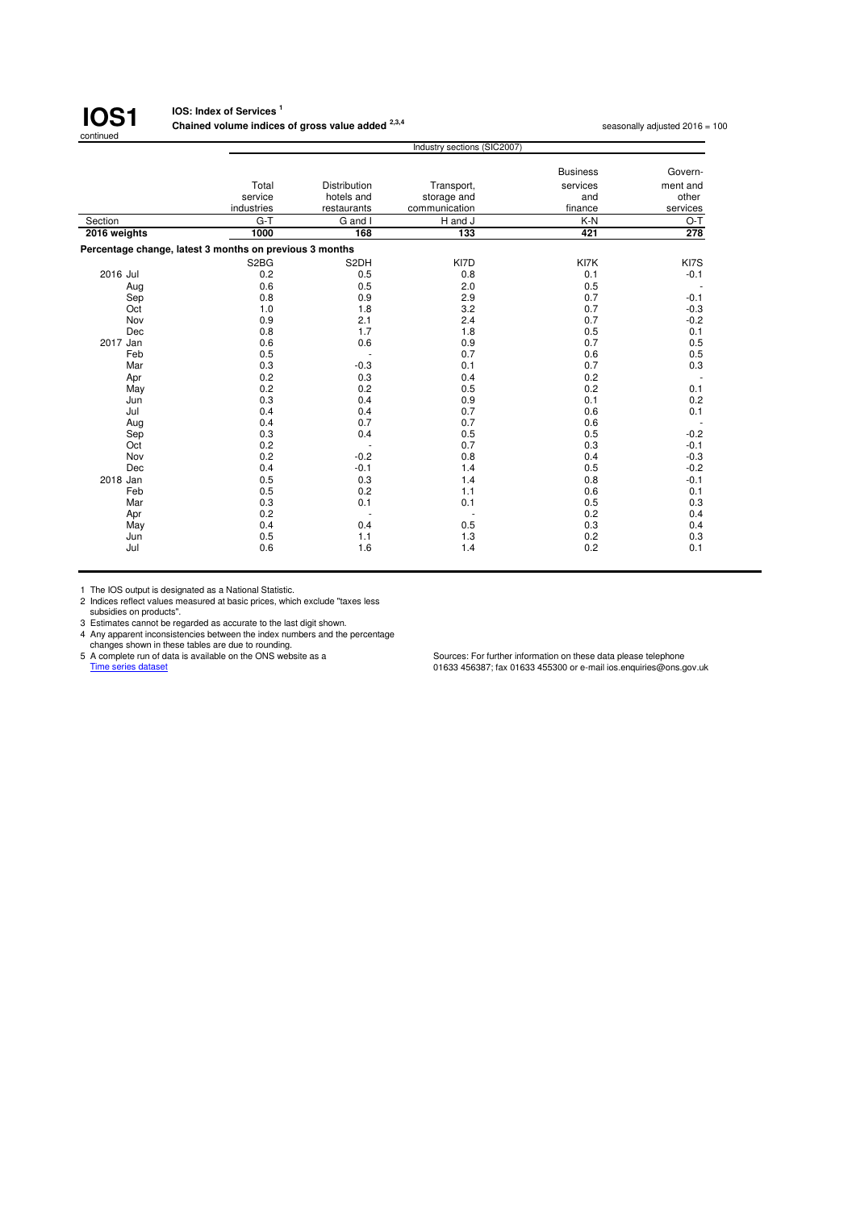**IOS1** continued

**IOS: Index of Services [1]**
**Chained volume indices of gross value added [2,3,4]**

seasonally adjusted 2016 = 100

| | Industry sections (SIC2007) | | | | |
|---|---|---|---|---|---|
| | Total service industries | Distribution hotels and restaurants | Transport, storage and communication | Business services and finance | Government and other services |
| Section | G-T | G and I | H and J | K-N | O-T |
| **2016 weights** | **1000** | **168** | **133** | **421** | **278** |
| **Percentage change, latest 3 months on previous 3 months** | | | | | |
| | S2BG | S2DH | KI7D | KI7K | KI7S |
| 2016 Jul | 0.2 | 0.5 | 0.8 | 0.1 | -0.1 |
| Aug | 0.6 | 0.5 | 2.0 | 0.5 | - |
| Sep | 0.8 | 0.9 | 2.9 | 0.7 | -0.1 |
| Oct | 1.0 | 1.8 | 3.2 | 0.7 | -0.3 |
| Nov | 0.9 | 2.1 | 2.4 | 0.7 | -0.2 |
| Dec | 0.8 | 1.7 | 1.8 | 0.5 | 0.1 |
| 2017 Jan | 0.6 | 0.6 | 0.9 | 0.7 | 0.5 |
| Feb | 0.5 | - | 0.7 | 0.6 | 0.5 |
| Mar | 0.3 | -0.3 | 0.1 | 0.7 | 0.3 |
| Apr | 0.2 | 0.3 | 0.4 | 0.2 | - |
| May | 0.2 | 0.2 | 0.5 | 0.2 | 0.1 |
| Jun | 0.3 | 0.4 | 0.9 | 0.1 | 0.2 |
| Jul | 0.4 | 0.4 | 0.7 | 0.6 | 0.1 |
| Aug | 0.4 | 0.7 | 0.7 | 0.6 | - |
| Sep | 0.3 | 0.4 | 0.5 | 0.5 | -0.2 |
| Oct | 0.2 | - | 0.7 | 0.3 | -0.1 |
| Nov | 0.2 | -0.2 | 0.8 | 0.4 | -0.3 |
| Dec | 0.4 | -0.1 | 1.4 | 0.5 | -0.2 |
| 2018 Jan | 0.5 | 0.3 | 1.4 | 0.8 | -0.1 |
| Feb | 0.5 | 0.2 | 1.1 | 0.6 | 0.1 |
| Mar | 0.3 | 0.1 | 0.1 | 0.5 | 0.3 |
| Apr | 0.2 | - | - | 0.2 | 0.4 |
| May | 0.4 | 0.4 | 0.5 | 0.3 | 0.4 |
| Jun | 0.5 | 1.1 | 1.3 | 0.2 | 0.3 |
| Jul | 0.6 | 1.6 | 1.4 | 0.2 | 0.1 |

1 The IOS output is designated as a National Statistic.
2 Indices reflect values measured at basic prices, which exclude "taxes less subsidies on products".
3 Estimates cannot be regarded as accurate to the last digit shown.
4 Any apparent inconsistencies between the index numbers and the percentage changes shown in these tables are due to rounding.
5 A complete run of data is available on the ONS website as a Time series dataset

Sources: For further information on these data please telephone 01633 456387; fax 01633 455300 or e-mail ios.enquiries@ons.gov.uk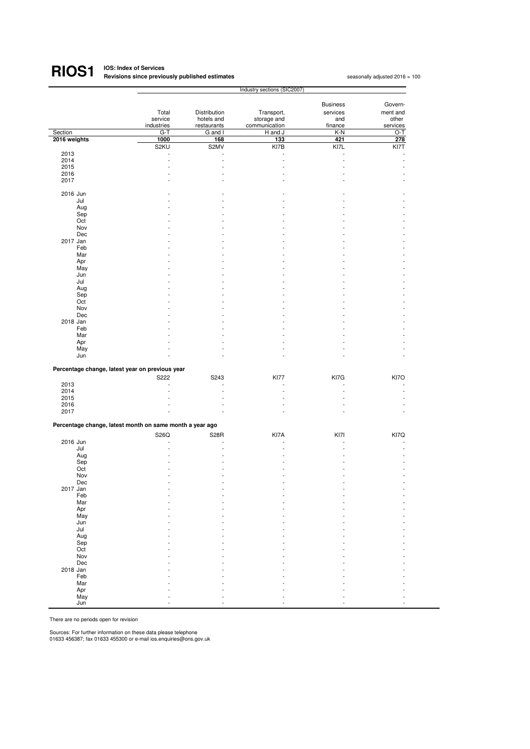# RIOS1

**IOS: Index of Services**
**Revisions since previously published estimates**

seasonally adjusted 2016 = 100

| | Industry sections (SIC2007) | | | | |
|---|---|---|---|---|---|
| | Total service industries | Distribution hotels and restaurants | Transport, storage and communication | Business services and finance | Government and other services |
| Section | G-T | G and I | H and J | K-N | O-T |
| **2016 weights** | **1000** | **168** | **133** | **421** | **278** |
| | S2KU | S2MV | KI7B | KI7L | KI7T |
| 2013 | - | - | - | - | - |
| 2014 | - | - | - | - | - |
| 2015 | - | - | - | - | - |
| 2016 | - | - | - | - | - |
| 2017 | - | - | - | - | - |
| 2016 Jun | - | - | - | - | - |
| Jul | - | - | - | - | - |
| Aug | - | - | - | - | - |
| Sep | - | - | - | - | - |
| Oct | - | - | - | - | - |
| Nov | - | - | - | - | - |
| Dec | - | - | - | - | - |
| 2017 Jan | - | - | - | - | - |
| Feb | - | - | - | - | - |
| Mar | - | - | - | - | - |
| Apr | - | - | - | - | - |
| May | - | - | - | - | - |
| Jun | - | - | - | - | - |
| Jul | - | - | - | - | - |
| Aug | - | - | - | - | - |
| Sep | - | - | - | - | - |
| Oct | - | - | - | - | - |
| Nov | - | - | - | - | - |
| Dec | - | - | - | - | - |
| 2018 Jan | - | - | - | - | - |
| Feb | - | - | - | - | - |
| Mar | - | - | - | - | - |
| Apr | - | - | - | - | - |
| May | - | - | - | - | - |
| Jun | - | - | - | - | - |
| **Percentage change, latest year on previous year** | | | | | |
| | S222 | S243 | KI77 | KI7G | KI7O |
| 2013 | - | - | - | - | - |
| 2014 | - | - | - | - | - |
| 2015 | - | - | - | - | - |
| 2016 | - | - | - | - | - |
| 2017 | - | - | - | - | - |
| **Percentage change, latest month on same month a year ago** | | | | | |
| | S26Q | S28R | KI7A | KI7I | KI7Q |
| 2016 Jun | - | - | - | - | - |
| Jul | - | - | - | - | - |
| Aug | - | - | - | - | - |
| Sep | - | - | - | - | - |
| Oct | - | - | - | - | - |
| Nov | - | - | - | - | - |
| Dec | - | - | - | - | - |
| 2017 Jan | - | - | - | - | - |
| Feb | - | - | - | - | - |
| Mar | - | - | - | - | - |
| Apr | - | - | - | - | - |
| May | - | - | - | - | - |
| Jun | - | - | - | - | - |
| Jul | - | - | - | - | - |
| Aug | - | - | - | - | - |
| Sep | - | - | - | - | - |
| Oct | - | - | - | - | - |
| Nov | - | - | - | - | - |
| Dec | - | - | - | - | - |
| 2018 Jan | - | - | - | - | - |
| Feb | - | - | - | - | - |
| Mar | - | - | - | - | - |
| Apr | - | - | - | - | - |
| May | - | - | - | - | - |
| Jun | - | - | - | - | - |

There are no periods open for revision

Sources: For further information on these data please telephone
01633 456387; fax 01633 455300 or e-mail ios.enquiries@ons.gov.uk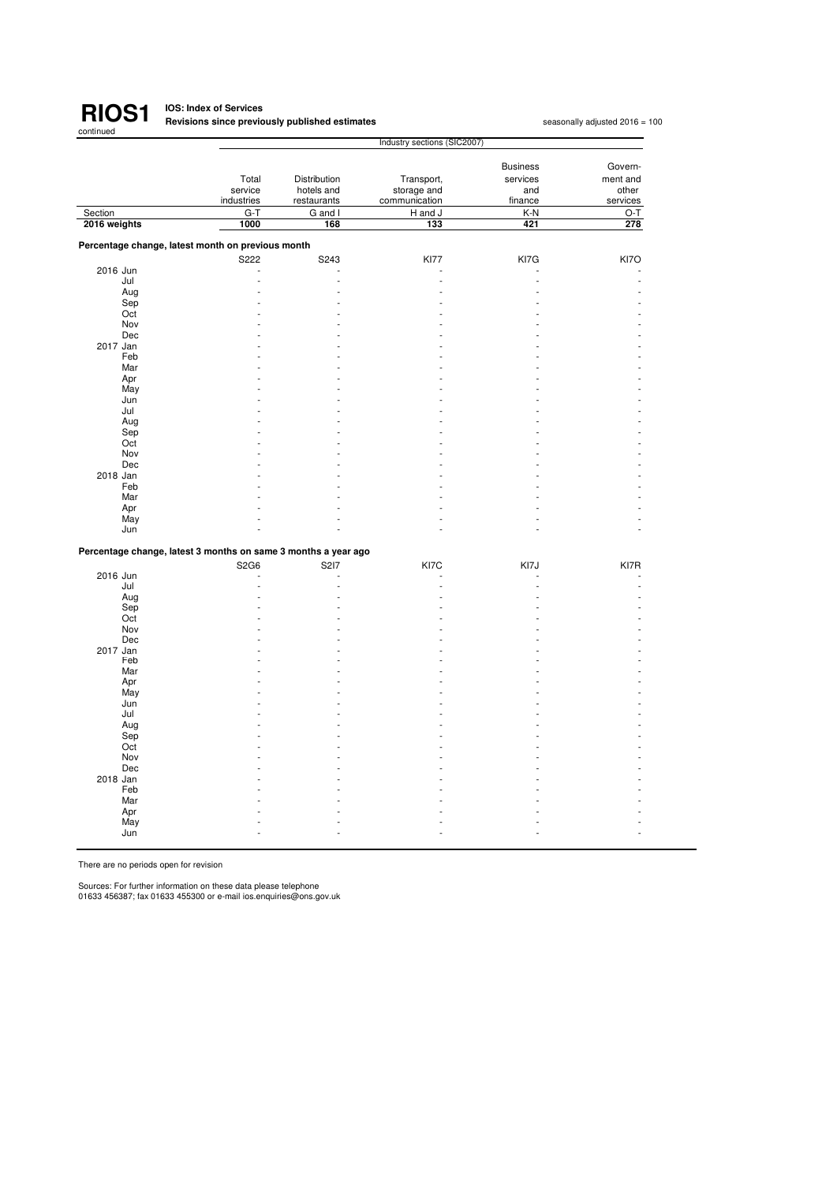# RIOS1 continued

**IOS: Index of Services**
**Revisions since previously published estimates**

seasonally adjusted 2016 = 100

| | Industry sections (SIC2007) | | | | |
|---|---|---|---|---|---|
| | Total service industries | Distribution hotels and restaurants | Transport, storage and communication | Business services and finance | Government and other services |
| Section | G-T | G and I | H and J | K-N | O-T |
| 2016 weights | 1000 | 168 | 133 | 421 | 278 |
| **Percentage change, latest month on previous month** | | | | | |
| | S222 | S243 | KI77 | KI7G | KI7O |
| 2016 Jun | - | - | - | - | - |
| Jul | - | - | - | - | - |
| Aug | - | - | - | - | - |
| Sep | - | - | - | - | - |
| Oct | - | - | - | - | - |
| Nov | - | - | - | - | - |
| Dec | - | - | - | - | - |
| 2017 Jan | - | - | - | - | - |
| Feb | - | - | - | - | - |
| Mar | - | - | - | - | - |
| Apr | - | - | - | - | - |
| May | - | - | - | - | - |
| Jun | - | - | - | - | - |
| Jul | - | - | - | - | - |
| Aug | - | - | - | - | - |
| Sep | - | - | - | - | - |
| Oct | - | - | - | - | - |
| Nov | - | - | - | - | - |
| Dec | - | - | - | - | - |
| 2018 Jan | - | - | - | - | - |
| Feb | - | - | - | - | - |
| Mar | - | - | - | - | - |
| Apr | - | - | - | - | - |
| May | - | - | - | - | - |
| Jun | - | - | - | - | - |
| **Percentage change, latest 3 months on same 3 months a year ago** | | | | | |
| | S2G6 | S2I7 | KI7C | KI7J | KI7R |
| 2016 Jun | - | - | - | - | - |
| Jul | - | - | - | - | - |
| Aug | - | - | - | - | - |
| Sep | - | - | - | - | - |
| Oct | - | - | - | - | - |
| Nov | - | - | - | - | - |
| Dec | - | - | - | - | - |
| 2017 Jan | - | - | - | - | - |
| Feb | - | - | - | - | - |
| Mar | - | - | - | - | - |
| Apr | - | - | - | - | - |
| May | - | - | - | - | - |
| Jun | - | - | - | - | - |
| Jul | - | - | - | - | - |
| Aug | - | - | - | - | - |
| Sep | - | - | - | - | - |
| Oct | - | - | - | - | - |
| Nov | - | - | - | - | - |
| Dec | - | - | - | - | - |
| 2018 Jan | - | - | - | - | - |
| Feb | - | - | - | - | - |
| Mar | - | - | - | - | - |
| Apr | - | - | - | - | - |
| May | - | - | - | - | - |
| Jun | - | - | - | - | - |

There are no periods open for revision

Sources: For further information on these data please telephone
01633 456387; fax 01633 455300 or e-mail ios.enquiries@ons.gov.uk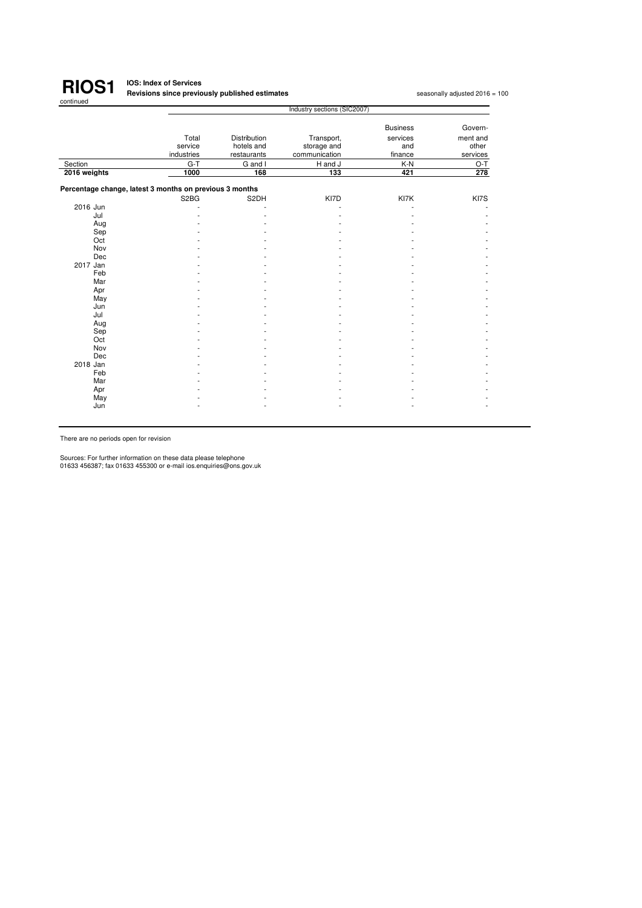# RIOS1

continued

**IOS: Index of Services**
**Revisions since previously published estimates**

seasonally adjusted 2016 = 100

| | Industry sections (SIC2007) | | | | |
|---|---|---|---|---|---|
| | Total service industries | Distribution hotels and restaurants | Transport, storage and communication | Business services and finance | Government and other services |
| Section | G-T | G and I | H and J | K-N | O-T |
| **2016 weights** | **1000** | **168** | **133** | **421** | **278** |
| **Percentage change, latest 3 months on previous 3 months** | | | | | |
| | S2BG | S2DH | KI7D | KI7K | KI7S |
| 2016 Jun | - | - | - | - | - |
| Jul | - | - | - | - | - |
| Aug | - | - | - | - | - |
| Sep | - | - | - | - | - |
| Oct | - | - | - | - | - |
| Nov | - | - | - | - | - |
| Dec | - | - | - | - | - |
| 2017 Jan | - | - | - | - | - |
| Feb | - | - | - | - | - |
| Mar | - | - | - | - | - |
| Apr | - | - | - | - | - |
| May | - | - | - | - | - |
| Jun | - | - | - | - | - |
| Jul | - | - | - | - | - |
| Aug | - | - | - | - | - |
| Sep | - | - | - | - | - |
| Oct | - | - | - | - | - |
| Nov | - | - | - | - | - |
| Dec | - | - | - | - | - |
| 2018 Jan | - | - | - | - | - |
| Feb | - | - | - | - | - |
| Mar | - | - | - | - | - |
| Apr | - | - | - | - | - |
| May | - | - | - | - | - |
| Jun | - | - | - | - | - |

There are no periods open for revision

Sources: For further information on these data please telephone
01633 456387; fax 01633 455300 or e-mail ios.enquiries@ons.gov.uk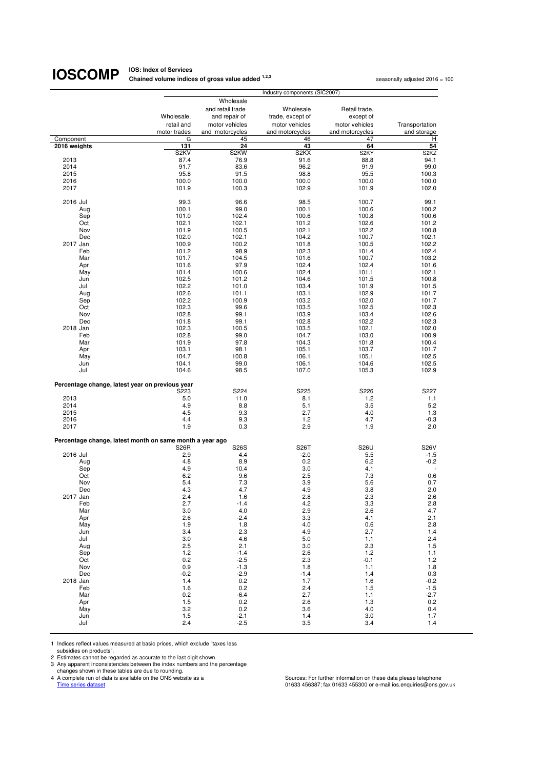# IOSCOMP

**IOS: Index of Services**
**Chained volume indices of gross value added [1,2,3]**

seasonally adjusted 2016 = 100

| | Industry components (SIC2007) | | | | |
|---|---|---|---|---|---|
| | Wholesale, retail and motor trades | Wholesale and retail trade and repair of motor vehicles and motorcycles | Wholesale trade, except of motor vehicles and motorcycles | Retail trade, except of motor vehicles and motorcycles | Transportation and storage |
| Component | G | 45 | 46 | 47 | H |
| **2016 weights** | **131** | **24** | **43** | **64** | **54** |
| | S2KV | S2KW | S2KX | S2KY | S2KZ |
| 2013 | 87.4 | 76.9 | 91.6 | 88.8 | 94.1 |
| 2014 | 91.7 | 83.6 | 96.2 | 91.9 | 99.0 |
| 2015 | 95.8 | 91.5 | 98.8 | 95.5 | 100.3 |
| 2016 | 100.0 | 100.0 | 100.0 | 100.0 | 100.0 |
| 2017 | 101.9 | 100.3 | 102.9 | 101.9 | 102.0 |
| 2016 Jul | 99.3 | 96.6 | 98.5 | 100.7 | 99.1 |
| Aug | 100.1 | 99.0 | 100.1 | 100.6 | 100.2 |
| Sep | 101.0 | 102.4 | 100.6 | 100.8 | 100.6 |
| Oct | 102.1 | 102.1 | 101.2 | 102.6 | 101.2 |
| Nov | 101.9 | 100.5 | 102.1 | 102.2 | 100.8 |
| Dec | 102.0 | 102.1 | 104.2 | 100.7 | 102.1 |
| 2017 Jan | 100.9 | 100.2 | 101.8 | 100.5 | 102.2 |
| Feb | 101.2 | 98.9 | 102.3 | 101.4 | 102.4 |
| Mar | 101.7 | 104.5 | 101.6 | 100.7 | 103.2 |
| Apr | 101.6 | 97.9 | 102.4 | 102.4 | 101.6 |
| May | 101.4 | 100.6 | 102.4 | 101.1 | 102.1 |
| Jun | 102.5 | 101.2 | 104.6 | 101.5 | 100.8 |
| Jul | 102.2 | 101.0 | 103.4 | 101.9 | 101.5 |
| Aug | 102.6 | 101.1 | 103.1 | 102.9 | 101.7 |
| Sep | 102.2 | 100.9 | 103.2 | 102.0 | 101.7 |
| Oct | 102.3 | 99.6 | 103.5 | 102.5 | 102.3 |
| Nov | 102.8 | 99.1 | 103.9 | 103.4 | 102.6 |
| Dec | 101.8 | 99.1 | 102.8 | 102.2 | 102.3 |
| 2018 Jan | 102.3 | 100.5 | 103.5 | 102.1 | 102.0 |
| Feb | 102.8 | 99.0 | 104.7 | 103.0 | 100.9 |
| Mar | 101.9 | 97.8 | 104.3 | 101.8 | 100.4 |
| Apr | 103.1 | 98.1 | 105.1 | 103.7 | 101.7 |
| May | 104.7 | 100.8 | 106.1 | 105.1 | 102.5 |
| Jun | 104.1 | 99.0 | 106.1 | 104.6 | 102.5 |
| Jul | 104.6 | 98.5 | 107.0 | 105.3 | 102.9 |
| **Percentage change, latest year on previous year** | | | | | |
| | S223 | S224 | S225 | S226 | S227 |
| 2013 | 5.0 | 11.0 | 8.1 | 1.2 | 1.1 |
| 2014 | 4.9 | 8.8 | 5.1 | 3.5 | 5.2 |
| 2015 | 4.5 | 9.3 | 2.7 | 4.0 | 1.3 |
| 2016 | 4.4 | 9.3 | 1.2 | 4.7 | -0.3 |
| 2017 | 1.9 | 0.3 | 2.9 | 1.9 | 2.0 |
| **Percentage change, latest month on same month a year ago** | | | | | |
| | S26R | S26S | S26T | S26U | S26V |
| 2016 Jul | 2.9 | 4.4 | -2.0 | 5.5 | -1.5 |
| Aug | 4.8 | 8.9 | 0.2 | 6.2 | -0.2 |
| Sep | 4.9 | 10.4 | 3.0 | 4.1 | - |
| Oct | 6.2 | 9.6 | 2.5 | 7.3 | 0.6 |
| Nov | 5.4 | 7.3 | 3.9 | 5.6 | 0.7 |
| Dec | 4.3 | 4.7 | 4.9 | 3.8 | 2.0 |
| 2017 Jan | 2.4 | 1.6 | 2.8 | 2.3 | 2.6 |
| Feb | 2.7 | -1.4 | 4.2 | 3.3 | 2.8 |
| Mar | 3.0 | 4.0 | 2.9 | 2.6 | 4.7 |
| Apr | 2.6 | -2.4 | 3.3 | 4.1 | 2.1 |
| May | 1.9 | 1.8 | 4.0 | 0.6 | 2.8 |
| Jun | 3.4 | 2.3 | 4.9 | 2.7 | 1.4 |
| Jul | 3.0 | 4.6 | 5.0 | 1.1 | 2.4 |
| Aug | 2.5 | 2.1 | 3.0 | 2.3 | 1.5 |
| Sep | 1.2 | -1.4 | 2.6 | 1.2 | 1.1 |
| Oct | 0.2 | -2.5 | 2.3 | -0.1 | 1.2 |
| Nov | 0.9 | -1.3 | 1.8 | 1.1 | 1.8 |
| Dec | -0.2 | -2.9 | -1.4 | 1.4 | 0.3 |
| 2018 Jan | 1.4 | 0.2 | 1.7 | 1.6 | -0.2 |
| Feb | 1.6 | 0.2 | 2.4 | 1.5 | -1.5 |
| Mar | 0.2 | -6.4 | 2.7 | 1.1 | -2.7 |
| Apr | 1.5 | 0.2 | 2.6 | 1.3 | 0.2 |
| May | 3.2 | 0.2 | 3.6 | 4.0 | 0.4 |
| Jun | 1.5 | -2.1 | 1.4 | 3.0 | 1.7 |
| Jul | 2.4 | -2.5 | 3.5 | 3.4 | 1.4 |

1 Indices reflect values measured at basic prices, which exclude "taxes less subsidies on products".
2 Estimates cannot be regarded as accurate to the last digit shown.
3 Any apparent inconsistencies between the index numbers and the percentage changes shown in these tables are due to rounding.
4 A complete run of data is available on the ONS website as a Time series dataset

Sources: For further information on these data please telephone 01633 456387; fax 01633 455300 or e-mail ios.enquiries@ons.gov.uk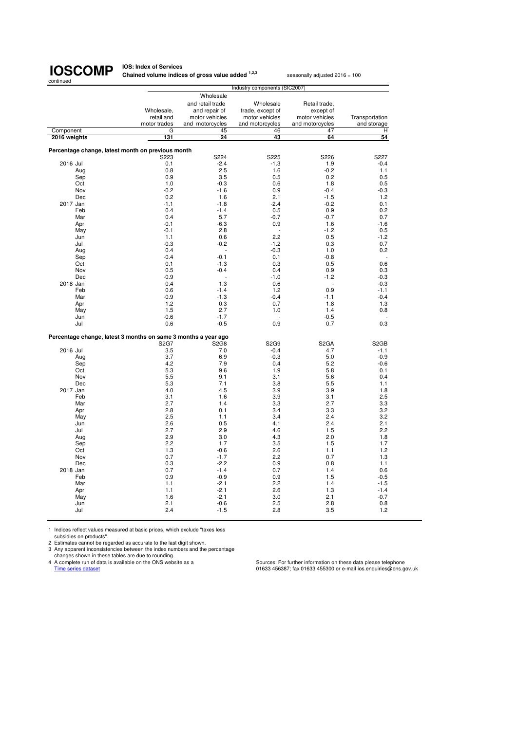# IOSCOMP

continued

**IOS: Index of Services**

**Chained volume indices of gross value added [1,2,3]**

seasonally adjusted 2016 = 100

| | | Industry components (SIC2007) | | | | |
|---|---|---|---|---|---|---|
| | | Wholesale, retail and motor trades | Wholesale and retail trade and repair of motor vehicles and motorcycles | Wholesale trade, except of motor vehicles and motorcycles | Retail trade, except of motor vehicles and motorcycles | Transportation and storage |
| Component | | G | 45 | 46 | 47 | H |
| **2016 weights** | | **131** | **24** | **43** | **64** | **54** |
| **Percentage change, latest month on previous month** | | | | | | |
| | | S223 | S224 | S225 | S226 | S227 |
| 2016 | Jul | 0.1 | -2.4 | -1.3 | 1.9 | -0.4 |
| | Aug | 0.8 | 2.5 | 1.6 | -0.2 | 1.1 |
| | Sep | 0.9 | 3.5 | 0.5 | 0.2 | 0.5 |
| | Oct | 1.0 | -0.3 | 0.6 | 1.8 | 0.5 |
| | Nov | -0.2 | -1.6 | 0.9 | -0.4 | -0.3 |
| | Dec | 0.2 | 1.6 | 2.1 | -1.5 | 1.2 |
| 2017 | Jan | -1.1 | -1.8 | -2.4 | -0.2 | 0.1 |
| | Feb | 0.4 | -1.4 | 0.5 | 0.9 | 0.2 |
| | Mar | 0.4 | 5.7 | -0.7 | -0.7 | 0.7 |
| | Apr | -0.1 | -6.3 | 0.9 | 1.6 | -1.6 |
| | May | -0.1 | 2.8 | - | -1.2 | 0.5 |
| | Jun | 1.1 | 0.6 | 2.2 | 0.5 | -1.2 |
| | Jul | -0.3 | -0.2 | -1.2 | 0.3 | 0.7 |
| | Aug | 0.4 | - | -0.3 | 1.0 | 0.2 |
| | Sep | -0.4 | -0.1 | 0.1 | -0.8 | - |
| | Oct | 0.1 | -1.3 | 0.3 | 0.5 | 0.6 |
| | Nov | 0.5 | -0.4 | 0.4 | 0.9 | 0.3 |
| | Dec | -0.9 | - | -1.0 | -1.2 | -0.3 |
| 2018 | Jan | 0.4 | 1.3 | 0.6 | - | -0.3 |
| | Feb | 0.6 | -1.4 | 1.2 | 0.9 | -1.1 |
| | Mar | -0.9 | -1.3 | -0.4 | -1.1 | -0.4 |
| | Apr | 1.2 | 0.3 | 0.7 | 1.8 | 1.3 |
| | May | 1.5 | 2.7 | 1.0 | 1.4 | 0.8 |
| | Jun | -0.6 | -1.7 | - | -0.5 | - |
| | Jul | 0.6 | -0.5 | 0.9 | 0.7 | 0.3 |
| **Percentage change, latest 3 months on same 3 months a year ago** | | | | | | |
| | | S2G7 | S2G8 | S2G9 | S2GA | S2GB |
| 2016 | Jul | 3.5 | 7.0 | -0.4 | 4.7 | -1.1 |
| | Aug | 3.7 | 6.9 | -0.3 | 5.0 | -0.9 |
| | Sep | 4.2 | 7.9 | 0.4 | 5.2 | -0.6 |
| | Oct | 5.3 | 9.6 | 1.9 | 5.8 | 0.1 |
| | Nov | 5.5 | 9.1 | 3.1 | 5.6 | 0.4 |
| | Dec | 5.3 | 7.1 | 3.8 | 5.5 | 1.1 |
| 2017 | Jan | 4.0 | 4.5 | 3.9 | 3.9 | 1.8 |
| | Feb | 3.1 | 1.6 | 3.9 | 3.1 | 2.5 |
| | Mar | 2.7 | 1.4 | 3.3 | 2.7 | 3.3 |
| | Apr | 2.8 | 0.1 | 3.4 | 3.3 | 3.2 |
| | May | 2.5 | 1.1 | 3.4 | 2.4 | 3.2 |
| | Jun | 2.6 | 0.5 | 4.1 | 2.4 | 2.1 |
| | Jul | 2.7 | 2.9 | 4.6 | 1.5 | 2.2 |
| | Aug | 2.9 | 3.0 | 4.3 | 2.0 | 1.8 |
| | Sep | 2.2 | 1.7 | 3.5 | 1.5 | 1.7 |
| | Oct | 1.3 | -0.6 | 2.6 | 1.1 | 1.2 |
| | Nov | 0.7 | -1.7 | 2.2 | 0.7 | 1.3 |
| | Dec | 0.3 | -2.2 | 0.9 | 0.8 | 1.1 |
| 2018 | Jan | 0.7 | -1.4 | 0.7 | 1.4 | 0.6 |
| | Feb | 0.9 | -0.9 | 0.9 | 1.5 | -0.5 |
| | Mar | 1.1 | -2.1 | 2.2 | 1.4 | -1.5 |
| | Apr | 1.1 | -2.1 | 2.6 | 1.3 | -1.4 |
| | May | 1.6 | -2.1 | 3.0 | 2.1 | -0.7 |
| | Jun | 2.1 | -0.6 | 2.5 | 2.8 | 0.8 |
| | Jul | 2.4 | -1.5 | 2.8 | 3.5 | 1.2 |

1 Indices reflect values measured at basic prices, which exclude "taxes less subsidies on products".

2 Estimates cannot be regarded as accurate to the last digit shown.

3 Any apparent inconsistencies between the index numbers and the percentage changes shown in these tables are due to rounding.

4 A complete run of data is available on the ONS website as a Time series dataset

Sources: For further information on these data please telephone 01633 456387; fax 01633 455300 or e-mail ios.enquiries@ons.gov.uk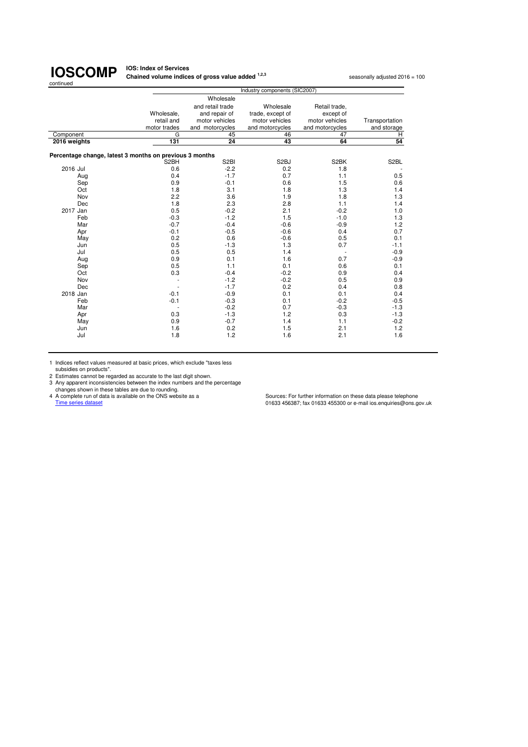# IOSCOMP

continued

**IOS: Index of Services**

**Chained volume indices of gross value added [1,2,3]**

seasonally adjusted 2016 = 100

| | Industry components (SIC2007) | | | | |
|---|---|---|---|---|---|
| | Wholesale, retail and motor trades | Wholesale and retail trade and repair of motor vehicles and motorcycles | Wholesale trade, except of motor vehicles and motorcycles | Retail trade, except of motor vehicles and motorcycles | Transportation and storage |
| Component | G | 45 | 46 | 47 | H |
| **2016 weights** | **131** | **24** | **43** | **64** | **54** |
| **Percentage change, latest 3 months on previous 3 months** | | | | | |
| | S2BH | S2BI | S2BJ | S2BK | S2BL |
| 2016 Jul | 0.6 | -2.2 | 0.2 | 1.8 | - |
| Aug | 0.4 | -1.7 | 0.7 | 1.1 | 0.5 |
| Sep | 0.9 | -0.1 | 0.6 | 1.5 | 0.6 |
| Oct | 1.8 | 3.1 | 1.8 | 1.3 | 1.4 |
| Nov | 2.2 | 3.6 | 1.9 | 1.8 | 1.3 |
| Dec | 1.8 | 2.3 | 2.8 | 1.1 | 1.4 |
| 2017 Jan | 0.5 | -0.2 | 2.1 | -0.2 | 1.0 |
| Feb | -0.3 | -1.2 | 1.5 | -1.0 | 1.3 |
| Mar | -0.7 | -0.4 | -0.6 | -0.9 | 1.2 |
| Apr | -0.1 | -0.5 | -0.6 | 0.4 | 0.7 |
| May | 0.2 | 0.6 | -0.6 | 0.5 | 0.1 |
| Jun | 0.5 | -1.3 | 1.3 | 0.7 | -1.1 |
| Jul | 0.5 | 0.5 | 1.4 | - | -0.9 |
| Aug | 0.9 | 0.1 | 1.6 | 0.7 | -0.9 |
| Sep | 0.5 | 1.1 | 0.1 | 0.6 | 0.1 |
| Oct | 0.3 | -0.4 | -0.2 | 0.9 | 0.4 |
| Nov | - | -1.2 | -0.2 | 0.5 | 0.9 |
| Dec | - | -1.7 | 0.2 | 0.4 | 0.8 |
| 2018 Jan | -0.1 | -0.9 | 0.1 | 0.1 | 0.4 |
| Feb | -0.1 | -0.3 | 0.1 | -0.2 | -0.5 |
| Mar | - | -0.2 | 0.7 | -0.3 | -1.3 |
| Apr | 0.3 | -1.3 | 1.2 | 0.3 | -1.3 |
| May | 0.9 | -0.7 | 1.4 | 1.1 | -0.2 |
| Jun | 1.6 | 0.2 | 1.5 | 2.1 | 1.2 |
| Jul | 1.8 | 1.2 | 1.6 | 2.1 | 1.6 |

1 Indices reflect values measured at basic prices, which exclude "taxes less subsidies on products".

2 Estimates cannot be regarded as accurate to the last digit shown.

3 Any apparent inconsistencies between the index numbers and the percentage changes shown in these tables are due to rounding.

4 A complete run of data is available on the ONS website as a Time series dataset

Sources: For further information on these data please telephone 01633 456387; fax 01633 455300 or e-mail ios.enquiries@ons.gov.uk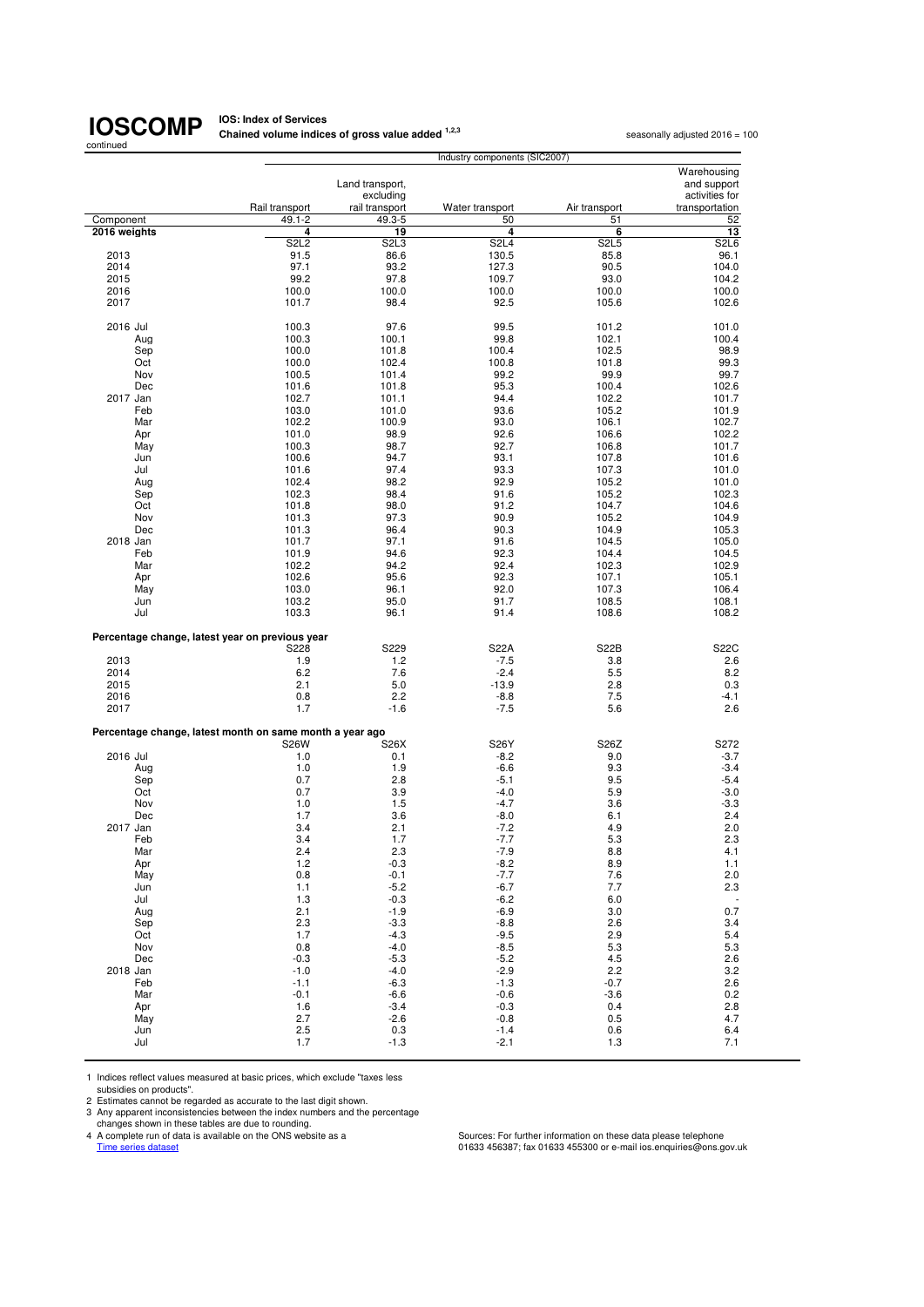# IOSCOMP

continued

**IOS: Index of Services**
**Chained volume indices of gross value added [1,2,3]**

seasonally adjusted 2016 = 100

| | Industry components (SIC2007) | | | | |
|---|---|---|---|---|---|
| | Rail transport | Land transport, excluding rail transport | Water transport | Air transport | Warehousing and support activities for transportation |
| Component | 49.1-2 | 49.3-5 | 50 | 51 | 52 |
| **2016 weights** | **4** | **19** | **4** | **6** | **13** |
| | S2L2 | S2L3 | S2L4 | S2L5 | S2L6 |
| 2013 | 91.5 | 86.6 | 130.5 | 85.8 | 96.1 |
| 2014 | 97.1 | 93.2 | 127.3 | 90.5 | 104.0 |
| 2015 | 99.2 | 97.8 | 109.7 | 93.0 | 104.2 |
| 2016 | 100.0 | 100.0 | 100.0 | 100.0 | 100.0 |
| 2017 | 101.7 | 98.4 | 92.5 | 105.6 | 102.6 |
| | | | | | |
| 2016 Jul | 100.3 | 97.6 | 99.5 | 101.2 | 101.0 |
| Aug | 100.3 | 100.1 | 99.8 | 102.1 | 100.4 |
| Sep | 100.0 | 101.8 | 100.4 | 102.5 | 98.9 |
| Oct | 100.0 | 102.4 | 100.8 | 101.8 | 99.3 |
| Nov | 100.5 | 101.4 | 99.2 | 99.9 | 99.7 |
| Dec | 101.6 | 101.8 | 95.3 | 100.4 | 102.6 |
| 2017 Jan | 102.7 | 101.1 | 94.4 | 102.2 | 101.7 |
| Feb | 103.0 | 101.0 | 93.6 | 105.2 | 101.9 |
| Mar | 102.2 | 100.9 | 93.0 | 106.1 | 102.7 |
| Apr | 101.0 | 98.9 | 92.6 | 106.6 | 102.2 |
| May | 100.3 | 98.7 | 92.7 | 106.8 | 101.7 |
| Jun | 100.6 | 94.7 | 93.1 | 107.8 | 101.6 |
| Jul | 101.6 | 97.4 | 93.3 | 107.3 | 101.0 |
| Aug | 102.4 | 98.2 | 92.9 | 105.2 | 101.0 |
| Sep | 102.3 | 98.4 | 91.6 | 105.2 | 102.3 |
| Oct | 101.8 | 98.0 | 91.2 | 104.7 | 104.6 |
| Nov | 101.3 | 97.3 | 90.9 | 105.2 | 104.9 |
| Dec | 101.3 | 96.4 | 90.3 | 104.9 | 105.3 |
| 2018 Jan | 101.7 | 97.1 | 91.6 | 104.5 | 105.0 |
| Feb | 101.9 | 94.6 | 92.3 | 104.4 | 104.5 |
| Mar | 102.2 | 94.2 | 92.4 | 102.3 | 102.9 |
| Apr | 102.6 | 95.6 | 92.3 | 107.1 | 105.1 |
| May | 103.0 | 96.1 | 92.0 | 107.3 | 106.4 |
| Jun | 103.2 | 95.0 | 91.7 | 108.5 | 108.1 |
| Jul | 103.3 | 96.1 | 91.4 | 108.6 | 108.2 |
| | | | | | |
| **Percentage change, latest year on previous year** | | | | | |
| | S228 | S229 | S22A | S22B | S22C |
| 2013 | 1.9 | 1.2 | -7.5 | 3.8 | 2.6 |
| 2014 | 6.2 | 7.6 | -2.4 | 5.5 | 8.2 |
| 2015 | 2.1 | 5.0 | -13.9 | 2.8 | 0.3 |
| 2016 | 0.8 | 2.2 | -8.8 | 7.5 | -4.1 |
| 2017 | 1.7 | -1.6 | -7.5 | 5.6 | 2.6 |
| | | | | | |
| **Percentage change, latest month on same month a year ago** | | | | | |
| | S26W | S26X | S26Y | S26Z | S272 |
| 2016 Jul | 1.0 | 0.1 | -8.2 | 9.0 | -3.7 |
| Aug | 1.0 | 1.9 | -6.6 | 9.3 | -3.4 |
| Sep | 0.7 | 2.8 | -5.1 | 9.5 | -5.4 |
| Oct | 0.7 | 3.9 | -4.0 | 5.9 | -3.0 |
| Nov | 1.0 | 1.5 | -4.7 | 3.6 | -3.3 |
| Dec | 1.7 | 3.6 | -8.0 | 6.1 | 2.4 |
| 2017 Jan | 3.4 | 2.1 | -7.2 | 4.9 | 2.0 |
| Feb | 3.4 | 1.7 | -7.7 | 5.3 | 2.3 |
| Mar | 2.4 | 2.3 | -7.9 | 8.8 | 4.1 |
| Apr | 1.2 | -0.3 | -8.2 | 8.9 | 1.1 |
| May | 0.8 | -0.1 | -7.7 | 7.6 | 2.0 |
| Jun | 1.1 | -5.2 | -6.7 | 7.7 | 2.3 |
| Jul | 1.3 | -0.3 | -6.2 | 6.0 | - |
| Aug | 2.1 | -1.9 | -6.9 | 3.0 | 0.7 |
| Sep | 2.3 | -3.3 | -8.8 | 2.6 | 3.4 |
| Oct | 1.7 | -4.3 | -9.5 | 2.9 | 5.4 |
| Nov | 0.8 | -4.0 | -8.5 | 5.3 | 5.3 |
| Dec | -0.3 | -5.3 | -5.2 | 4.5 | 2.6 |
| 2018 Jan | -1.0 | -4.0 | -2.9 | 2.2 | 3.2 |
| Feb | -1.1 | -6.3 | -1.3 | -0.7 | 2.6 |
| Mar | -0.1 | -6.6 | -0.6 | -3.6 | 0.2 |
| Apr | 1.6 | -3.4 | -0.3 | 0.4 | 2.8 |
| May | 2.7 | -2.6 | -0.8 | 0.5 | 4.7 |
| Jun | 2.5 | 0.3 | -1.4 | 0.6 | 6.4 |
| Jul | 1.7 | -1.3 | -2.1 | 1.3 | 7.1 |

1 Indices reflect values measured at basic prices, which exclude "taxes less subsidies on products".
2 Estimates cannot be regarded as accurate to the last digit shown.
3 Any apparent inconsistencies between the index numbers and the percentage changes shown in these tables are due to rounding.
4 A complete run of data is available on the ONS website as a Time series dataset

Sources: For further information on these data please telephone 01633 456387; fax 01633 455300 or e-mail ios.enquiries@ons.gov.uk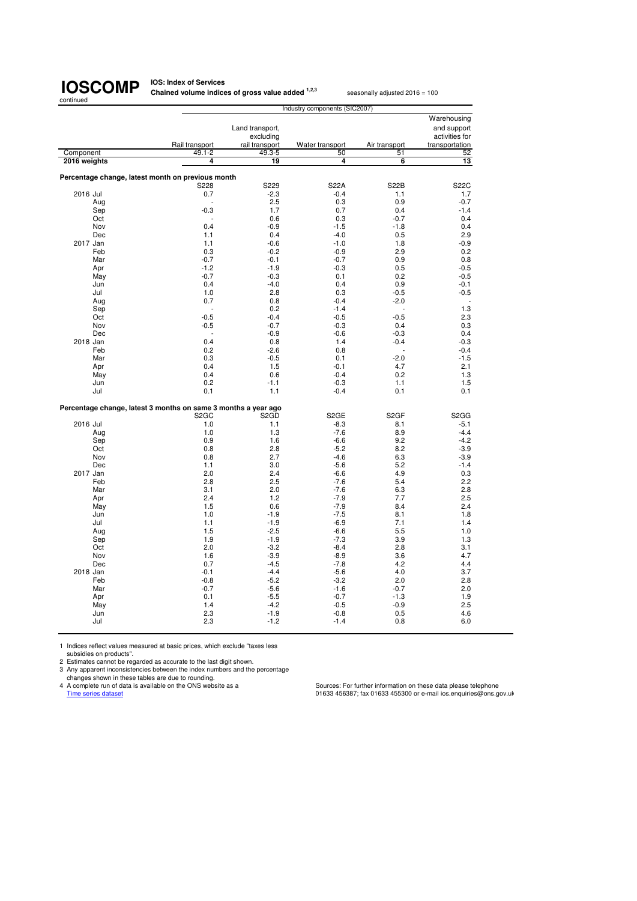# IOSCOMP

continued

**IOS: Index of Services**
**Chained volume indices of gross value added [1,2,3]**

seasonally adjusted 2016 = 100

| | | Industry components (SIC2007) | | | | |
|---|---|---|---|---|---|---|
| | | Rail transport | Land transport, excluding rail transport | Water transport | Air transport | Warehousing and support activities for transportation |
| Component | | 49.1-2 | 49.3-5 | 50 | 51 | 52 |
| **2016 weights** | | **4** | **19** | **4** | **6** | **13** |
| **Percentage change, latest month on previous month** | | | | | | |
| | | S228 | S229 | S22A | S22B | S22C |
| 2016 | Jul | 0.7 | -2.3 | -0.4 | 1.1 | 1.7 |
| | Aug | - | 2.5 | 0.3 | 0.9 | -0.7 |
| | Sep | -0.3 | 1.7 | 0.7 | 0.4 | -1.4 |
| | Oct | - | 0.6 | 0.3 | -0.7 | 0.4 |
| | Nov | 0.4 | -0.9 | -1.5 | -1.8 | 0.4 |
| | Dec | 1.1 | 0.4 | -4.0 | 0.5 | 2.9 |
| 2017 | Jan | 1.1 | -0.6 | -1.0 | 1.8 | -0.9 |
| | Feb | 0.3 | -0.2 | -0.9 | 2.9 | 0.2 |
| | Mar | -0.7 | -0.1 | -0.7 | 0.9 | 0.8 |
| | Apr | -1.2 | -1.9 | -0.3 | 0.5 | -0.5 |
| | May | -0.7 | -0.3 | 0.1 | 0.2 | -0.5 |
| | Jun | 0.4 | -4.0 | 0.4 | 0.9 | -0.1 |
| | Jul | 1.0 | 2.8 | 0.3 | -0.5 | -0.5 |
| | Aug | 0.7 | 0.8 | -0.4 | -2.0 | - |
| | Sep | - | 0.2 | -1.4 | - | 1.3 |
| | Oct | -0.5 | -0.4 | -0.5 | -0.5 | 2.3 |
| | Nov | -0.5 | -0.7 | -0.3 | 0.4 | 0.3 |
| | Dec | - | -0.9 | -0.6 | -0.3 | 0.4 |
| 2018 | Jan | 0.4 | 0.8 | 1.4 | -0.4 | -0.3 |
| | Feb | 0.2 | -2.6 | 0.8 | - | -0.4 |
| | Mar | 0.3 | -0.5 | 0.1 | -2.0 | -1.5 |
| | Apr | 0.4 | 1.5 | -0.1 | 4.7 | 2.1 |
| | May | 0.4 | 0.6 | -0.4 | 0.2 | 1.3 |
| | Jun | 0.2 | -1.1 | -0.3 | 1.1 | 1.5 |
| | Jul | 0.1 | 1.1 | -0.4 | 0.1 | 0.1 |
| **Percentage change, latest 3 months on same 3 months a year ago** | | | | | | |
| | | S2GC | S2GD | S2GE | S2GF | S2GG |
| 2016 | Jul | 1.0 | 1.1 | -8.3 | 8.1 | -5.1 |
| | Aug | 1.0 | 1.3 | -7.6 | 8.9 | -4.4 |
| | Sep | 0.9 | 1.6 | -6.6 | 9.2 | -4.2 |
| | Oct | 0.8 | 2.8 | -5.2 | 8.2 | -3.9 |
| | Nov | 0.8 | 2.7 | -4.6 | 6.3 | -3.9 |
| | Dec | 1.1 | 3.0 | -5.6 | 5.2 | -1.4 |
| 2017 | Jan | 2.0 | 2.4 | -6.6 | 4.9 | 0.3 |
| | Feb | 2.8 | 2.5 | -7.6 | 5.4 | 2.2 |
| | Mar | 3.1 | 2.0 | -7.6 | 6.3 | 2.8 |
| | Apr | 2.4 | 1.2 | -7.9 | 7.7 | 2.5 |
| | May | 1.5 | 0.6 | -7.9 | 8.4 | 2.4 |
| | Jun | 1.0 | -1.9 | -7.5 | 8.1 | 1.8 |
| | Jul | 1.1 | -1.9 | -6.9 | 7.1 | 1.4 |
| | Aug | 1.5 | -2.5 | -6.6 | 5.5 | 1.0 |
| | Sep | 1.9 | -1.9 | -7.3 | 3.9 | 1.3 |
| | Oct | 2.0 | -3.2 | -8.4 | 2.8 | 3.1 |
| | Nov | 1.6 | -3.9 | -8.9 | 3.6 | 4.7 |
| | Dec | 0.7 | -4.5 | -7.8 | 4.2 | 4.4 |
| 2018 | Jan | -0.1 | -4.4 | -5.6 | 4.0 | 3.7 |
| | Feb | -0.8 | -5.2 | -3.2 | 2.0 | 2.8 |
| | Mar | -0.7 | -5.6 | -1.6 | -0.7 | 2.0 |
| | Apr | 0.1 | -5.5 | -0.7 | -1.3 | 1.9 |
| | May | 1.4 | -4.2 | -0.5 | -0.9 | 2.5 |
| | Jun | 2.3 | -1.9 | -0.8 | 0.5 | 4.6 |
| | Jul | 2.3 | -1.2 | -1.4 | 0.8 | 6.0 |

1 Indices reflect values measured at basic prices, which exclude "taxes less subsidies on products".
2 Estimates cannot be regarded as accurate to the last digit shown.
3 Any apparent inconsistencies between the index numbers and the percentage changes shown in these tables are due to rounding.
4 A complete run of data is available on the ONS website as a Time series dataset

Sources: For further information on these data please telephone 01633 456387; fax 01633 455300 or e-mail ios.enquiries@ons.gov.uk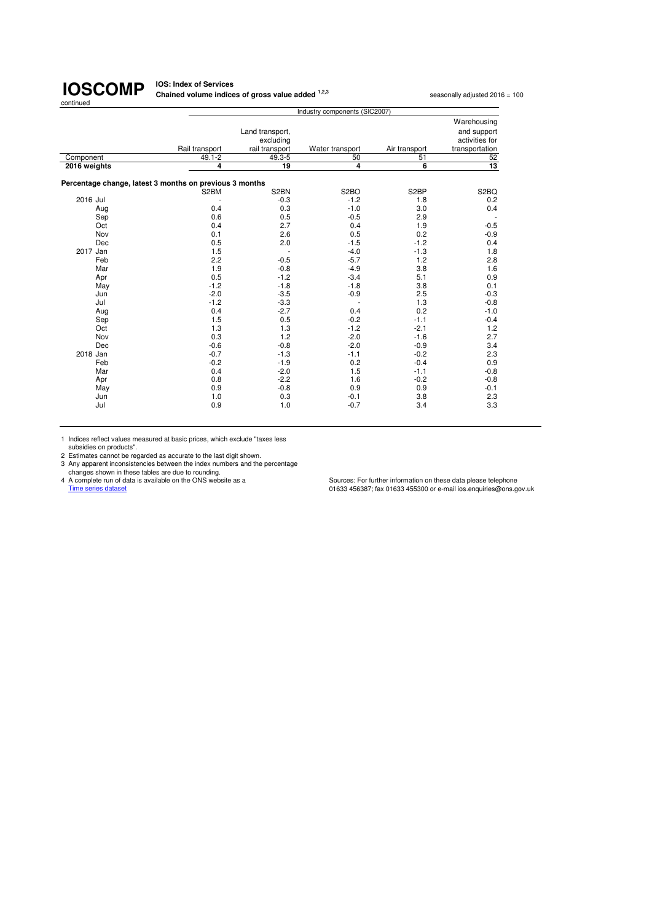# IOSCOMP

continued

**IOS: Index of Services**
**Chained volume indices of gross value added [1,2,3]**

seasonally adjusted 2016 = 100

| | Industry components (SIC2007) | | | | |
|---|---|---|---|---|---|
| | Rail transport | Land transport, excluding rail transport | Water transport | Air transport | Warehousing and support activities for transportation |
| Component | 49.1-2 | 49.3-5 | 50 | 51 | 52 |
| **2016 weights** | **4** | **19** | **4** | **6** | **13** |
| **Percentage change, latest 3 months on previous 3 months** | | | | | |
| | S2BM | S2BN | S2BO | S2BP | S2BQ |
| 2016 Jul | - | -0.3 | -1.2 | 1.8 | 0.2 |
| Aug | 0.4 | 0.3 | -1.0 | 3.0 | 0.4 |
| Sep | 0.6 | 0.5 | -0.5 | 2.9 | - |
| Oct | 0.4 | 2.7 | 0.4 | 1.9 | -0.5 |
| Nov | 0.1 | 2.6 | 0.5 | 0.2 | -0.9 |
| Dec | 0.5 | 2.0 | -1.5 | -1.2 | 0.4 |
| 2017 Jan | 1.5 | - | -4.0 | -1.3 | 1.8 |
| Feb | 2.2 | -0.5 | -5.7 | 1.2 | 2.8 |
| Mar | 1.9 | -0.8 | -4.9 | 3.8 | 1.6 |
| Apr | 0.5 | -1.2 | -3.4 | 5.1 | 0.9 |
| May | -1.2 | -1.8 | -1.8 | 3.8 | 0.1 |
| Jun | -2.0 | -3.5 | -0.9 | 2.5 | -0.3 |
| Jul | -1.2 | -3.3 | - | 1.3 | -0.8 |
| Aug | 0.4 | -2.7 | 0.4 | 0.2 | -1.0 |
| Sep | 1.5 | 0.5 | -0.2 | -1.1 | -0.4 |
| Oct | 1.3 | 1.3 | -1.2 | -2.1 | 1.2 |
| Nov | 0.3 | 1.2 | -2.0 | -1.6 | 2.7 |
| Dec | -0.6 | -0.8 | -2.0 | -0.9 | 3.4 |
| 2018 Jan | -0.7 | -1.3 | -1.1 | -0.2 | 2.3 |
| Feb | -0.2 | -1.9 | 0.2 | -0.4 | 0.9 |
| Mar | 0.4 | -2.0 | 1.5 | -1.1 | -0.8 |
| Apr | 0.8 | -2.2 | 1.6 | -0.2 | -0.8 |
| May | 0.9 | -0.8 | 0.9 | 0.9 | -0.1 |
| Jun | 1.0 | 0.3 | -0.1 | 3.8 | 2.3 |
| Jul | 0.9 | 1.0 | -0.7 | 3.4 | 3.3 |

1 Indices reflect values measured at basic prices, which exclude "taxes less subsidies on products".
2 Estimates cannot be regarded as accurate to the last digit shown.
3 Any apparent inconsistencies between the index numbers and the percentage changes shown in these tables are due to rounding.
4 A complete run of data is available on the ONS website as a Time series dataset

Sources: For further information on these data please telephone 01633 456387; fax 01633 455300 or e-mail ios.enquiries@ons.gov.uk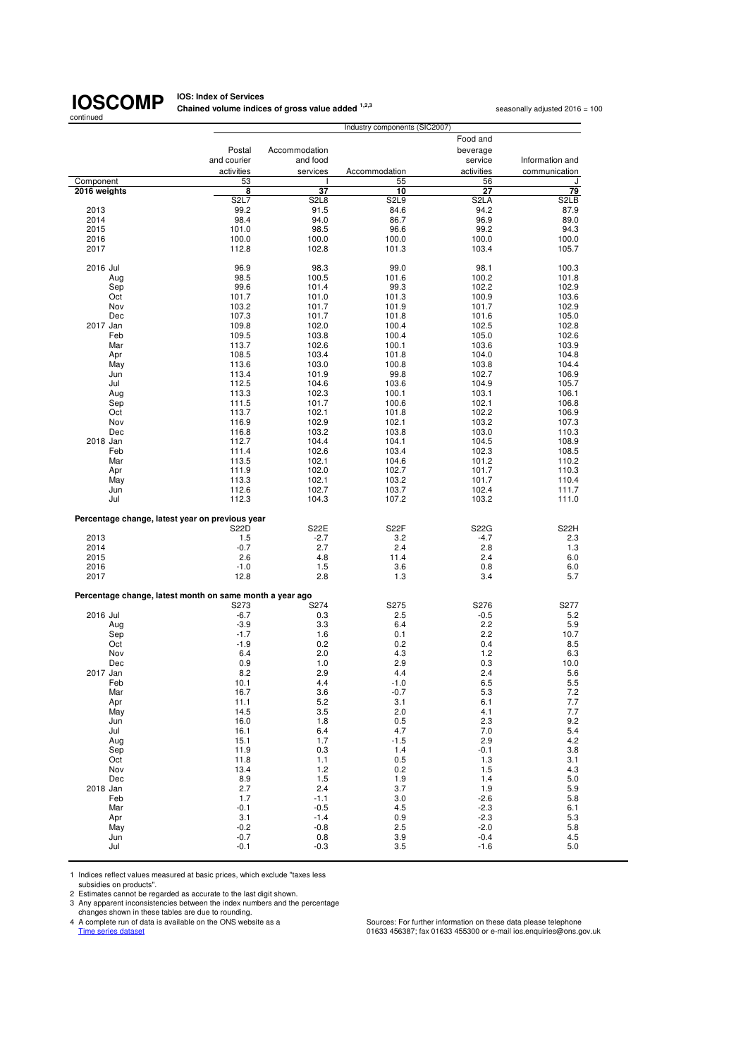# IOSCOMP

continued

**IOS: Index of Services**

**Chained volume indices of gross value added [1,2,3]**

seasonally adjusted 2016 = 100

| | Postal and courier activities | Accommodation and food services | Accommodation | Food and beverage service activities | Information and communication |
|---|---|---|---|---|---|
| | Industry components (SIC2007) | | | | |
| Component | 53 | I | 55 | 56 | J |
| **2016 weights** | **8** | **37** | **10** | **27** | **79** |
| | S2L7 | S2L8 | S2L9 | S2LA | S2LB |
| 2013 | 99.2 | 91.5 | 84.6 | 94.2 | 87.9 |
| 2014 | 98.4 | 94.0 | 86.7 | 96.9 | 89.0 |
| 2015 | 101.0 | 98.5 | 96.6 | 99.2 | 94.3 |
| 2016 | 100.0 | 100.0 | 100.0 | 100.0 | 100.0 |
| 2017 | 112.8 | 102.8 | 101.3 | 103.4 | 105.7 |
| 2016 Jul | 96.9 | 98.3 | 99.0 | 98.1 | 100.3 |
| Aug | 98.5 | 100.5 | 101.6 | 100.2 | 101.8 |
| Sep | 99.6 | 101.4 | 99.3 | 102.2 | 102.9 |
| Oct | 101.7 | 101.0 | 101.3 | 100.9 | 103.6 |
| Nov | 103.2 | 101.7 | 101.9 | 101.7 | 102.9 |
| Dec | 107.3 | 101.7 | 101.8 | 101.6 | 105.0 |
| 2017 Jan | 109.8 | 102.0 | 100.4 | 102.5 | 102.8 |
| Feb | 109.5 | 103.8 | 100.4 | 105.0 | 102.6 |
| Mar | 113.7 | 102.6 | 100.1 | 103.6 | 103.9 |
| Apr | 108.5 | 103.4 | 101.8 | 104.0 | 104.8 |
| May | 113.6 | 103.0 | 100.8 | 103.8 | 104.4 |
| Jun | 113.4 | 101.9 | 99.8 | 102.7 | 106.9 |
| Jul | 112.5 | 104.6 | 103.6 | 104.9 | 105.7 |
| Aug | 113.3 | 102.3 | 100.1 | 103.1 | 106.1 |
| Sep | 111.5 | 101.7 | 100.6 | 102.1 | 106.8 |
| Oct | 113.7 | 102.1 | 101.8 | 102.2 | 106.9 |
| Nov | 116.9 | 102.9 | 102.1 | 103.2 | 107.3 |
| Dec | 116.8 | 103.2 | 103.8 | 103.0 | 110.3 |
| 2018 Jan | 112.7 | 104.4 | 104.1 | 104.5 | 108.9 |
| Feb | 111.4 | 102.6 | 103.4 | 102.3 | 108.5 |
| Mar | 113.5 | 102.1 | 104.6 | 101.2 | 110.2 |
| Apr | 111.9 | 102.0 | 102.7 | 101.7 | 110.3 |
| May | 113.3 | 102.1 | 103.2 | 101.7 | 110.4 |
| Jun | 112.6 | 102.7 | 103.7 | 102.4 | 111.7 |
| Jul | 112.3 | 104.3 | 107.2 | 103.2 | 111.0 |
| **Percentage change, latest year on previous year** | | | | | |
| | S22D | S22E | S22F | S22G | S22H |
| 2013 | 1.5 | -2.7 | 3.2 | -4.7 | 2.3 |
| 2014 | -0.7 | 2.7 | 2.4 | 2.8 | 1.3 |
| 2015 | 2.6 | 4.8 | 11.4 | 2.4 | 6.0 |
| 2016 | -1.0 | 1.5 | 3.6 | 0.8 | 6.0 |
| 2017 | 12.8 | 2.8 | 1.3 | 3.4 | 5.7 |
| **Percentage change, latest month on same month a year ago** | | | | | |
| | S273 | S274 | S275 | S276 | S277 |
| 2016 Jul | -6.7 | 0.3 | 2.5 | -0.5 | 5.2 |
| Aug | -3.9 | 3.3 | 6.4 | 2.2 | 5.9 |
| Sep | -1.7 | 1.6 | 0.1 | 2.2 | 10.7 |
| Oct | -1.9 | 0.2 | 0.2 | 0.4 | 8.5 |
| Nov | 6.4 | 2.0 | 4.3 | 1.2 | 6.3 |
| Dec | 0.9 | 1.0 | 2.9 | 0.3 | 10.0 |
| 2017 Jan | 8.2 | 2.9 | 4.4 | 2.4 | 5.6 |
| Feb | 10.1 | 4.4 | -1.0 | 6.5 | 5.5 |
| Mar | 16.7 | 3.6 | -0.7 | 5.3 | 7.2 |
| Apr | 11.1 | 5.2 | 3.1 | 6.1 | 7.7 |
| May | 14.5 | 3.5 | 2.0 | 4.1 | 7.7 |
| Jun | 16.0 | 1.8 | 0.5 | 2.3 | 9.2 |
| Jul | 16.1 | 6.4 | 4.7 | 7.0 | 5.4 |
| Aug | 15.1 | 1.7 | -1.5 | 2.9 | 4.2 |
| Sep | 11.9 | 0.3 | 1.4 | -0.1 | 3.8 |
| Oct | 11.8 | 1.1 | 0.5 | 1.3 | 3.1 |
| Nov | 13.4 | 1.2 | 0.2 | 1.5 | 4.3 |
| Dec | 8.9 | 1.5 | 1.9 | 1.4 | 5.0 |
| 2018 Jan | 2.7 | 2.4 | 3.7 | 1.9 | 5.9 |
| Feb | 1.7 | -1.1 | 3.0 | -2.6 | 5.8 |
| Mar | -0.1 | -0.5 | 4.5 | -2.3 | 6.1 |
| Apr | 3.1 | -1.4 | 0.9 | -2.3 | 5.3 |
| May | -0.2 | -0.8 | 2.5 | -2.0 | 5.8 |
| Jun | -0.7 | 0.8 | 3.9 | -0.4 | 4.5 |
| Jul | -0.1 | -0.3 | 3.5 | -1.6 | 5.0 |

1 Indices reflect values measured at basic prices, which exclude "taxes less subsidies on products".
2 Estimates cannot be regarded as accurate to the last digit shown.
3 Any apparent inconsistencies between the index numbers and the percentage changes shown in these tables are due to rounding.
4 A complete run of data is available on the ONS website as a Time series dataset

Sources: For further information on these data please telephone 01633 456387; fax 01633 455300 or e-mail ios.enquiries@ons.gov.uk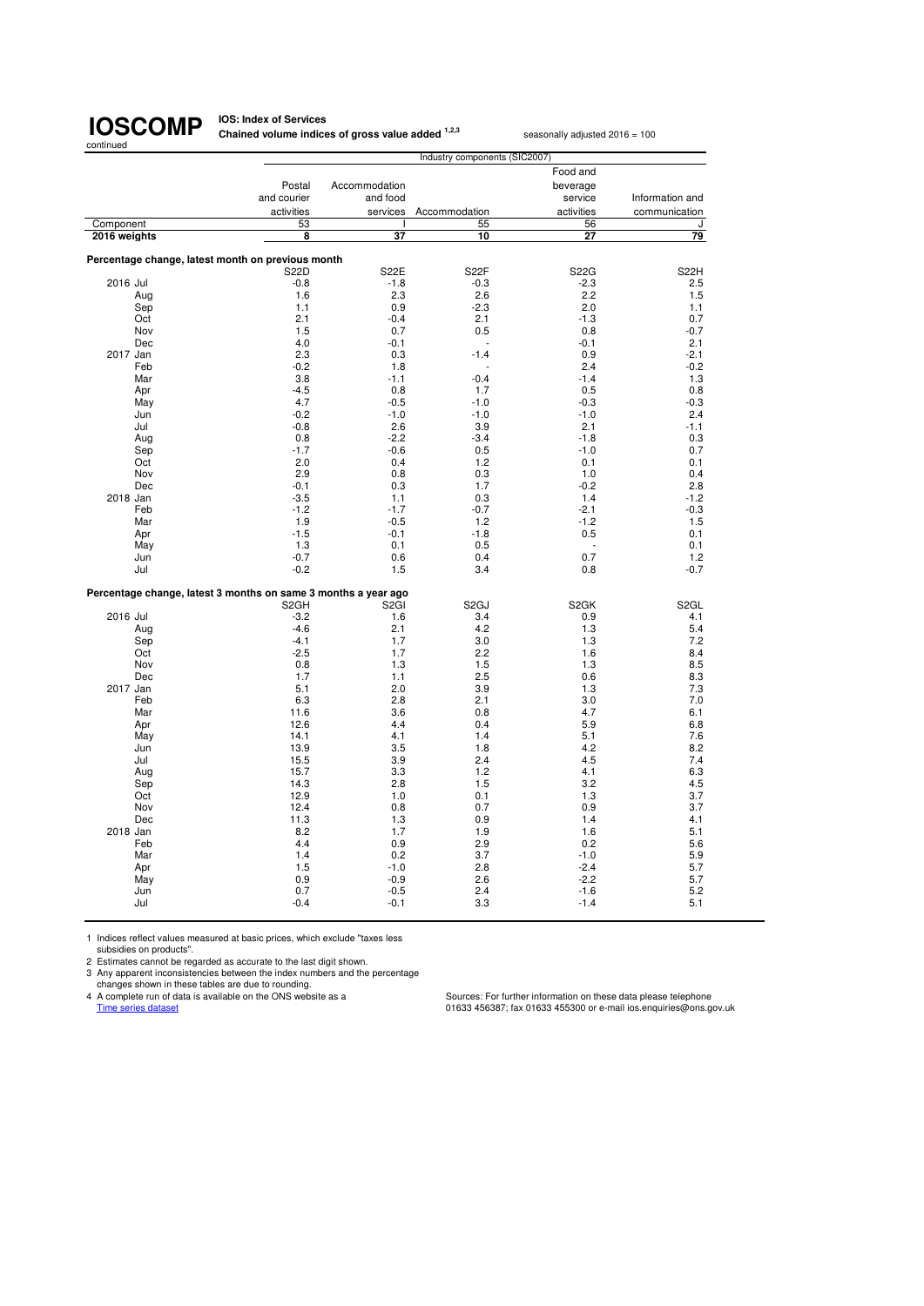**IOSCOMP** continued

**IOS: Index of Services**
**Chained volume indices of gross value added [1,2,3]**

seasonally adjusted 2016 = 100

| | Industry components (SIC2007) | | | | |
|---|---|---|---|---|---|
| | Postal and courier activities | Accommodation and food services | Accommodation | Food and beverage service activities | Information and communication |
| Component | 53 | I | 55 | 56 | J |
| **2016 weights** | **8** | **37** | **10** | **27** | **79** |
| **Percentage change, latest month on previous month** | | | | | |
| | S22D | S22E | S22F | S22G | S22H |
| 2016 Jul | -0.8 | -1.8 | -0.3 | -2.3 | 2.5 |
| Aug | 1.6 | 2.3 | 2.6 | 2.2 | 1.5 |
| Sep | 1.1 | 0.9 | -2.3 | 2.0 | 1.1 |
| Oct | 2.1 | -0.4 | 2.1 | -1.3 | 0.7 |
| Nov | 1.5 | 0.7 | 0.5 | 0.8 | -0.7 |
| Dec | 4.0 | -0.1 | - | -0.1 | 2.1 |
| 2017 Jan | 2.3 | 0.3 | -1.4 | 0.9 | -2.1 |
| Feb | -0.2 | 1.8 | - | 2.4 | -0.2 |
| Mar | 3.8 | -1.1 | -0.4 | -1.4 | 1.3 |
| Apr | -4.5 | 0.8 | 1.7 | 0.5 | 0.8 |
| May | 4.7 | -0.5 | -1.0 | -0.3 | -0.3 |
| Jun | -0.2 | -1.0 | -1.0 | -1.0 | 2.4 |
| Jul | -0.8 | 2.6 | 3.9 | 2.1 | -1.1 |
| Aug | 0.8 | -2.2 | -3.4 | -1.8 | 0.3 |
| Sep | -1.7 | -0.6 | 0.5 | -1.0 | 0.7 |
| Oct | 2.0 | 0.4 | 1.2 | 0.1 | 0.1 |
| Nov | 2.9 | 0.8 | 0.3 | 1.0 | 0.4 |
| Dec | -0.1 | 0.3 | 1.7 | -0.2 | 2.8 |
| 2018 Jan | -3.5 | 1.1 | 0.3 | 1.4 | -1.2 |
| Feb | -1.2 | -1.7 | -0.7 | -2.1 | -0.3 |
| Mar | 1.9 | -0.5 | 1.2 | -1.2 | 1.5 |
| Apr | -1.5 | -0.1 | -1.8 | 0.5 | 0.1 |
| May | 1.3 | 0.1 | 0.5 | - | 0.1 |
| Jun | -0.7 | 0.6 | 0.4 | 0.7 | 1.2 |
| Jul | -0.2 | 1.5 | 3.4 | 0.8 | -0.7 |
| **Percentage change, latest 3 months on same 3 months a year ago** | | | | | |
| | S2GH | S2GI | S2GJ | S2GK | S2GL |
| 2016 Jul | -3.2 | 1.6 | 3.4 | 0.9 | 4.1 |
| Aug | -4.6 | 2.1 | 4.2 | 1.3 | 5.4 |
| Sep | -4.1 | 1.7 | 3.0 | 1.3 | 7.2 |
| Oct | -2.5 | 1.7 | 2.2 | 1.6 | 8.4 |
| Nov | 0.8 | 1.3 | 1.5 | 1.3 | 8.5 |
| Dec | 1.7 | 1.1 | 2.5 | 0.6 | 8.3 |
| 2017 Jan | 5.1 | 2.0 | 3.9 | 1.3 | 7.3 |
| Feb | 6.3 | 2.8 | 2.1 | 3.0 | 7.0 |
| Mar | 11.6 | 3.6 | 0.8 | 4.7 | 6.1 |
| Apr | 12.6 | 4.4 | 0.4 | 5.9 | 6.8 |
| May | 14.1 | 4.1 | 1.4 | 5.1 | 7.6 |
| Jun | 13.9 | 3.5 | 1.8 | 4.2 | 8.2 |
| Jul | 15.5 | 3.9 | 2.4 | 4.5 | 7.4 |
| Aug | 15.7 | 3.3 | 1.2 | 4.1 | 6.3 |
| Sep | 14.3 | 2.8 | 1.5 | 3.2 | 4.5 |
| Oct | 12.9 | 1.0 | 0.1 | 1.3 | 3.7 |
| Nov | 12.4 | 0.8 | 0.7 | 0.9 | 3.7 |
| Dec | 11.3 | 1.3 | 0.9 | 1.4 | 4.1 |
| 2018 Jan | 8.2 | 1.7 | 1.9 | 1.6 | 5.1 |
| Feb | 4.4 | 0.9 | 2.9 | 0.2 | 5.6 |
| Mar | 1.4 | 0.2 | 3.7 | -1.0 | 5.9 |
| Apr | 1.5 | -1.0 | 2.8 | -2.4 | 5.7 |
| May | 0.9 | -0.9 | 2.6 | -2.2 | 5.7 |
| Jun | 0.7 | -0.5 | 2.4 | -1.6 | 5.2 |
| Jul | -0.4 | -0.1 | 3.3 | -1.4 | 5.1 |

1 Indices reflect values measured at basic prices, which exclude "taxes less subsidies on products".
2 Estimates cannot be regarded as accurate to the last digit shown.
3 Any apparent inconsistencies between the index numbers and the percentage changes shown in these tables are due to rounding.
4 A complete run of data is available on the ONS website as a Time series dataset

Sources: For further information on these data please telephone 01633 456387; fax 01633 455300 or e-mail ios.enquiries@ons.gov.uk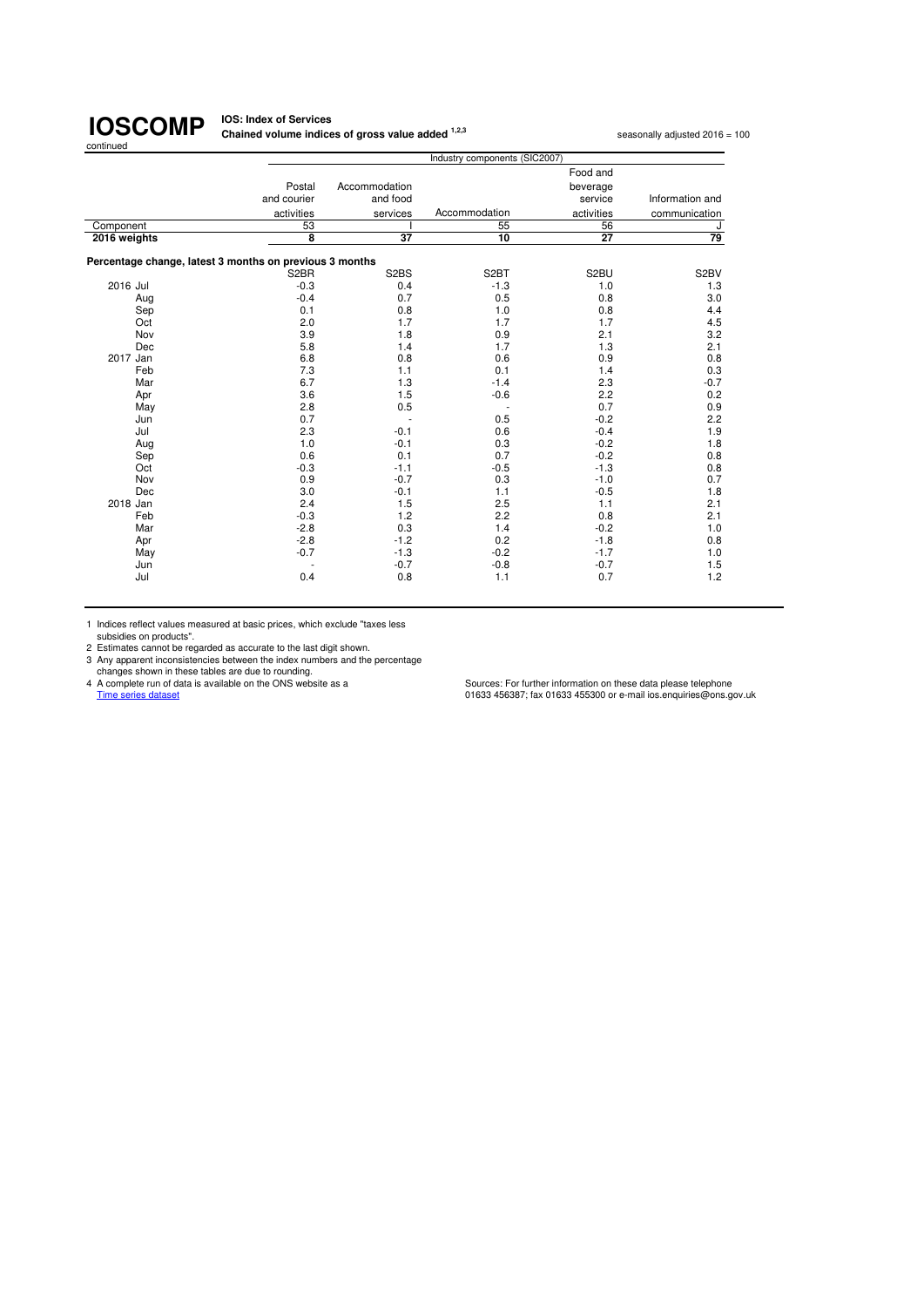# IOSCOMP

continued

**IOS: Index of Services**
**Chained volume indices of gross value added [1,2,3]**

seasonally adjusted 2016 = 100

| | Industry components (SIC2007) | | | | |
|---|---|---|---|---|---|
| | Postal and courier activities | Accommodation and food services | Accommodation | Food and beverage service activities | Information and communication |
| Component | 53 | I | 55 | 56 | J |
| **2016 weights** | **8** | **37** | **10** | **27** | **79** |
| **Percentage change, latest 3 months on previous 3 months** | | | | | |
| | S2BR | S2BS | S2BT | S2BU | S2BV |
| 2016 Jul | -0.3 | 0.4 | -1.3 | 1.0 | 1.3 |
| Aug | -0.4 | 0.7 | 0.5 | 0.8 | 3.0 |
| Sep | 0.1 | 0.8 | 1.0 | 0.8 | 4.4 |
| Oct | 2.0 | 1.7 | 1.7 | 1.7 | 4.5 |
| Nov | 3.9 | 1.8 | 0.9 | 2.1 | 3.2 |
| Dec | 5.8 | 1.4 | 1.7 | 1.3 | 2.1 |
| 2017 Jan | 6.8 | 0.8 | 0.6 | 0.9 | 0.8 |
| Feb | 7.3 | 1.1 | 0.1 | 1.4 | 0.3 |
| Mar | 6.7 | 1.3 | -1.4 | 2.3 | -0.7 |
| Apr | 3.6 | 1.5 | -0.6 | 2.2 | 0.2 |
| May | 2.8 | 0.5 | - | 0.7 | 0.9 |
| Jun | 0.7 | - | 0.5 | -0.2 | 2.2 |
| Jul | 2.3 | -0.1 | 0.6 | -0.4 | 1.9 |
| Aug | 1.0 | -0.1 | 0.3 | -0.2 | 1.8 |
| Sep | 0.6 | 0.1 | 0.7 | -0.2 | 0.8 |
| Oct | -0.3 | -1.1 | -0.5 | -1.3 | 0.8 |
| Nov | 0.9 | -0.7 | 0.3 | -1.0 | 0.7 |
| Dec | 3.0 | -0.1 | 1.1 | -0.5 | 1.8 |
| 2018 Jan | 2.4 | 1.5 | 2.5 | 1.1 | 2.1 |
| Feb | -0.3 | 1.2 | 2.2 | 0.8 | 2.1 |
| Mar | -2.8 | 0.3 | 1.4 | -0.2 | 1.0 |
| Apr | -2.8 | -1.2 | 0.2 | -1.8 | 0.8 |
| May | -0.7 | -1.3 | -0.2 | -1.7 | 1.0 |
| Jun | - | -0.7 | -0.8 | -0.7 | 1.5 |
| Jul | 0.4 | 0.8 | 1.1 | 0.7 | 1.2 |

1 Indices reflect values measured at basic prices, which exclude "taxes less subsidies on products".
2 Estimates cannot be regarded as accurate to the last digit shown.
3 Any apparent inconsistencies between the index numbers and the percentage changes shown in these tables are due to rounding.
4 A complete run of data is available on the ONS website as a Time series dataset

Sources: For further information on these data please telephone 01633 456387; fax 01633 455300 or e-mail ios.enquiries@ons.gov.uk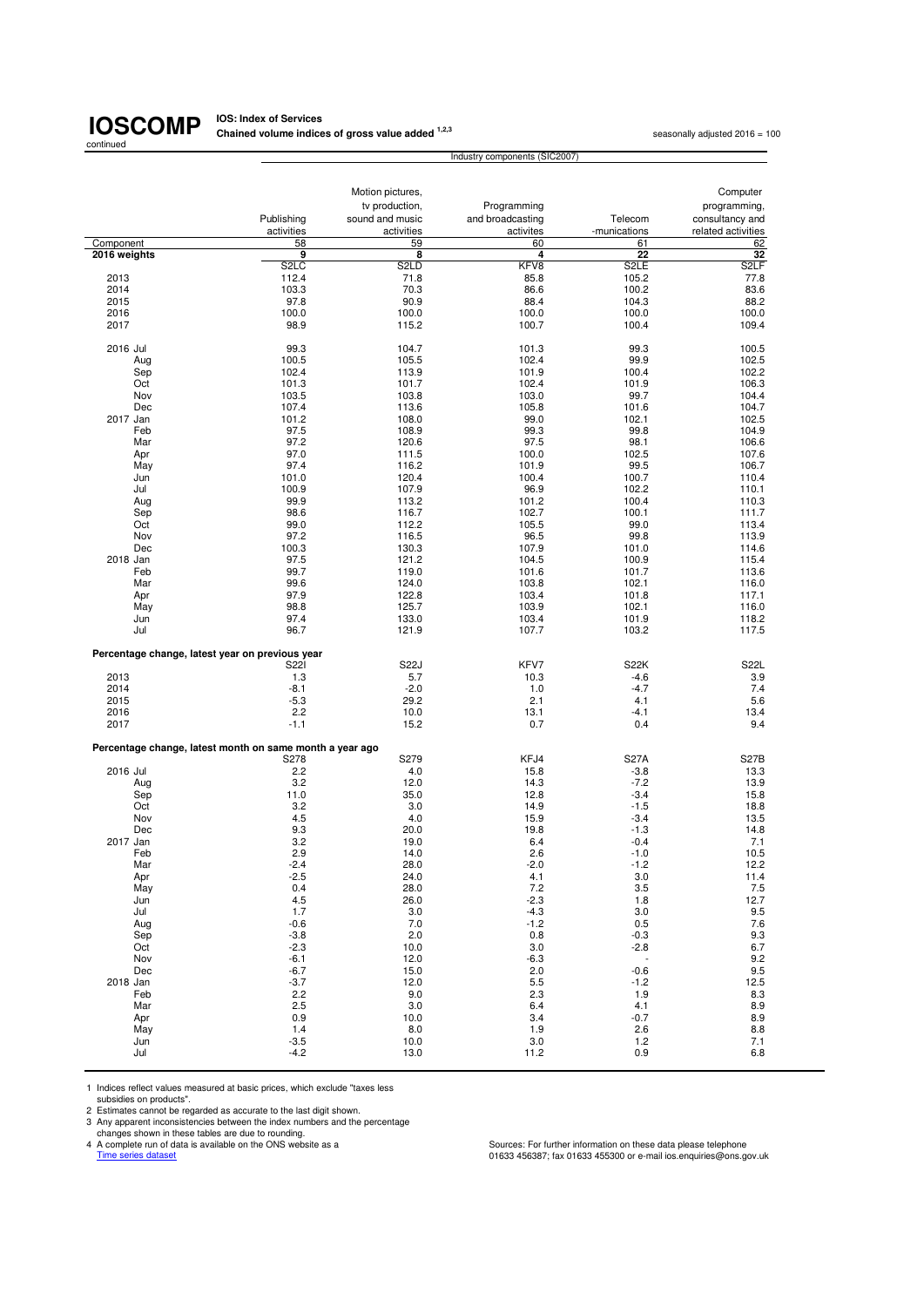# IOSCOMP

continued

**IOS: Index of Services**
**Chained volume indices of gross value added [1,2,3]**

seasonally adjusted 2016 = 100

| | Industry components (SIC2007) | | | | |
|---|---|---|---|---|---|
| | Publishing activities | Motion pictures, tv production, sound and music activities | Programming and broadcasting activites | Telecom -munications | Computer programming, consultancy and related activities |
| Component | 58 | 59 | 60 | 61 | 62 |
| **2016 weights** | **9** | **8** | **4** | **22** | **32** |
| | S2LC | S2LD | KFV8 | S2LE | S2LF |
| 2013 | 112.4 | 71.8 | 85.8 | 105.2 | 77.8 |
| 2014 | 103.3 | 70.3 | 86.6 | 100.2 | 83.6 |
| 2015 | 97.8 | 90.9 | 88.4 | 104.3 | 88.2 |
| 2016 | 100.0 | 100.0 | 100.0 | 100.0 | 100.0 |
| 2017 | 98.9 | 115.2 | 100.7 | 100.4 | 109.4 |
| | | | | | |
| 2016 Jul | 99.3 | 104.7 | 101.3 | 99.3 | 100.5 |
| Aug | 100.5 | 105.5 | 102.4 | 99.9 | 102.5 |
| Sep | 102.4 | 113.9 | 101.9 | 100.4 | 102.2 |
| Oct | 101.3 | 101.7 | 102.4 | 101.9 | 106.3 |
| Nov | 103.5 | 103.8 | 103.0 | 99.7 | 104.4 |
| Dec | 107.4 | 113.6 | 105.8 | 101.6 | 104.7 |
| 2017 Jan | 101.2 | 108.0 | 99.0 | 102.1 | 102.5 |
| Feb | 97.5 | 108.9 | 99.3 | 99.8 | 104.9 |
| Mar | 97.2 | 120.6 | 97.5 | 98.1 | 106.6 |
| Apr | 97.0 | 111.5 | 100.0 | 102.5 | 107.6 |
| May | 97.4 | 116.2 | 101.9 | 99.5 | 106.7 |
| Jun | 101.0 | 120.4 | 100.4 | 100.7 | 110.4 |
| Jul | 100.9 | 107.9 | 96.9 | 102.2 | 110.1 |
| Aug | 99.9 | 113.2 | 101.2 | 100.4 | 110.3 |
| Sep | 98.6 | 116.7 | 102.7 | 100.1 | 111.7 |
| Oct | 99.0 | 112.2 | 105.5 | 99.0 | 113.4 |
| Nov | 97.2 | 116.5 | 96.5 | 99.8 | 113.9 |
| Dec | 100.3 | 130.3 | 107.9 | 101.0 | 114.6 |
| 2018 Jan | 97.5 | 121.2 | 104.5 | 100.9 | 115.4 |
| Feb | 99.7 | 119.0 | 101.6 | 101.7 | 113.6 |
| Mar | 99.6 | 124.0 | 103.8 | 102.1 | 116.0 |
| Apr | 97.9 | 122.8 | 103.4 | 101.8 | 117.1 |
| May | 98.8 | 125.7 | 103.9 | 102.1 | 116.0 |
| Jun | 97.4 | 133.0 | 103.4 | 101.9 | 118.2 |
| Jul | 96.7 | 121.9 | 107.7 | 103.2 | 117.5 |
| **Percentage change, latest year on previous year** | | | | | |
| | S22I | S22J | KFV7 | S22K | S22L |
| 2013 | 1.3 | 5.7 | 10.3 | -4.6 | 3.9 |
| 2014 | -8.1 | -2.0 | 1.0 | -4.7 | 7.4 |
| 2015 | -5.3 | 29.2 | 2.1 | 4.1 | 5.6 |
| 2016 | 2.2 | 10.0 | 13.1 | -4.1 | 13.4 |
| 2017 | -1.1 | 15.2 | 0.7 | 0.4 | 9.4 |
| **Percentage change, latest month on same month a year ago** | | | | | |
| | S278 | S279 | KFJ4 | S27A | S27B |
| 2016 Jul | 2.2 | 4.0 | 15.8 | -3.8 | 13.3 |
| Aug | 3.2 | 12.0 | 14.3 | -7.2 | 13.9 |
| Sep | 11.0 | 35.0 | 12.8 | -3.4 | 15.8 |
| Oct | 3.2 | 3.0 | 14.9 | -1.5 | 18.8 |
| Nov | 4.5 | 4.0 | 15.9 | -3.4 | 13.5 |
| Dec | 9.3 | 20.0 | 19.8 | -1.3 | 14.8 |
| 2017 Jan | 3.2 | 19.0 | 6.4 | -0.4 | 7.1 |
| Feb | 2.9 | 14.0 | 2.6 | -1.0 | 10.5 |
| Mar | -2.4 | 28.0 | -2.0 | -1.2 | 12.2 |
| Apr | -2.5 | 24.0 | 4.1 | 3.0 | 11.4 |
| May | 0.4 | 28.0 | 7.2 | 3.5 | 7.5 |
| Jun | 4.5 | 26.0 | -2.3 | 1.8 | 12.7 |
| Jul | 1.7 | 3.0 | -4.3 | 3.0 | 9.5 |
| Aug | -0.6 | 7.0 | -1.2 | 0.5 | 7.6 |
| Sep | -3.8 | 2.0 | 0.8 | -0.3 | 9.3 |
| Oct | -2.3 | 10.0 | 3.0 | -2.8 | 6.7 |
| Nov | -6.1 | 12.0 | -6.3 | - | 9.2 |
| Dec | -6.7 | 15.0 | 2.0 | -0.6 | 9.5 |
| 2018 Jan | -3.7 | 12.0 | 5.5 | -1.2 | 12.5 |
| Feb | 2.2 | 9.0 | 2.3 | 1.9 | 8.3 |
| Mar | 2.5 | 3.0 | 6.4 | 4.1 | 8.9 |
| Apr | 0.9 | 10.0 | 3.4 | -0.7 | 8.9 |
| May | 1.4 | 8.0 | 1.9 | 2.6 | 8.8 |
| Jun | -3.5 | 10.0 | 3.0 | 1.2 | 7.1 |
| Jul | -4.2 | 13.0 | 11.2 | 0.9 | 6.8 |

1 Indices reflect values measured at basic prices, which exclude "taxes less subsidies on products".
2 Estimates cannot be regarded as accurate to the last digit shown.
3 Any apparent inconsistencies between the index numbers and the percentage changes shown in these tables are due to rounding.
4 A complete run of data is available on the ONS website as a Time series dataset

Sources: For further information on these data please telephone 01633 456387; fax 01633 455300 or e-mail ios.enquiries@ons.gov.uk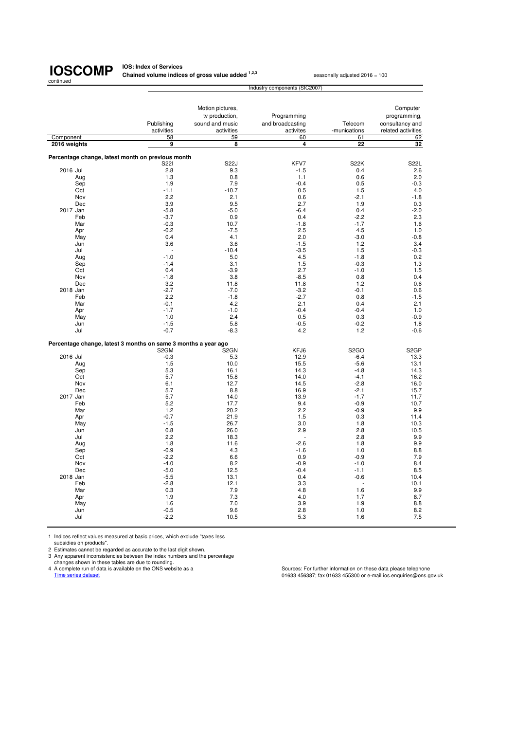# IOSCOMP

continued

**IOS: Index of Services**
**Chained volume indices of gross value added [1,2,3]**

seasonally adjusted 2016 = 100

| | Industry components (SIC2007) | | | | |
|---|---|---|---|---|---|
| | Publishing activities | Motion pictures, tv production, sound and music activities | Programming and broadcasting activites | Telecom -munications | Computer programming, consultancy and related activities |
| Component | 58 | 59 | 60 | 61 | 62 |
| **2016 weights** | **9** | **8** | **4** | **22** | **32** |
| **Percentage change, latest month on previous month** | | | | | |
| | S22I | S22J | KFV7 | S22K | S22L |
| 2016 Jul | 2.8 | 9.3 | -1.5 | 0.4 | 2.6 |
| Aug | 1.3 | 0.8 | 1.1 | 0.6 | 2.0 |
| Sep | 1.9 | 7.9 | -0.4 | 0.5 | -0.3 |
| Oct | -1.1 | -10.7 | 0.5 | 1.5 | 4.0 |
| Nov | 2.2 | 2.1 | 0.6 | -2.1 | -1.8 |
| Dec | 3.9 | 9.5 | 2.7 | 1.9 | 0.3 |
| 2017 Jan | -5.8 | -5.0 | -6.4 | 0.4 | -2.0 |
| Feb | -3.7 | 0.9 | 0.4 | -2.2 | 2.3 |
| Mar | -0.3 | 10.7 | -1.8 | -1.7 | 1.6 |
| Apr | -0.2 | -7.5 | 2.5 | 4.5 | 1.0 |
| May | 0.4 | 4.1 | 2.0 | -3.0 | -0.8 |
| Jun | 3.6 | 3.6 | -1.5 | 1.2 | 3.4 |
| Jul | - | -10.4 | -3.5 | 1.5 | -0.3 |
| Aug | -1.0 | 5.0 | 4.5 | -1.8 | 0.2 |
| Sep | -1.4 | 3.1 | 1.5 | -0.3 | 1.3 |
| Oct | 0.4 | -3.9 | 2.7 | -1.0 | 1.5 |
| Nov | -1.8 | 3.8 | -8.5 | 0.8 | 0.4 |
| Dec | 3.2 | 11.8 | 11.8 | 1.2 | 0.6 |
| 2018 Jan | -2.7 | -7.0 | -3.2 | -0.1 | 0.6 |
| Feb | 2.2 | -1.8 | -2.7 | 0.8 | -1.5 |
| Mar | -0.1 | 4.2 | 2.1 | 0.4 | 2.1 |
| Apr | -1.7 | -1.0 | -0.4 | -0.4 | 1.0 |
| May | 1.0 | 2.4 | 0.5 | 0.3 | -0.9 |
| Jun | -1.5 | 5.8 | -0.5 | -0.2 | 1.8 |
| Jul | -0.7 | -8.3 | 4.2 | 1.2 | -0.6 |
| **Percentage change, latest 3 months on same 3 months a year ago** | | | | | |
| | S2GM | S2GN | KFJ6 | S2GO | S2GP |
| 2016 Jul | -0.3 | 5.3 | 12.9 | -6.4 | 13.3 |
| Aug | 1.5 | 10.0 | 15.5 | -5.6 | 13.1 |
| Sep | 5.3 | 16.1 | 14.3 | -4.8 | 14.3 |
| Oct | 5.7 | 15.8 | 14.0 | -4.1 | 16.2 |
| Nov | 6.1 | 12.7 | 14.5 | -2.8 | 16.0 |
| Dec | 5.7 | 8.8 | 16.9 | -2.1 | 15.7 |
| 2017 Jan | 5.7 | 14.0 | 13.9 | -1.7 | 11.7 |
| Feb | 5.2 | 17.7 | 9.4 | -0.9 | 10.7 |
| Mar | 1.2 | 20.2 | 2.2 | -0.9 | 9.9 |
| Apr | -0.7 | 21.9 | 1.5 | 0.3 | 11.4 |
| May | -1.5 | 26.7 | 3.0 | 1.8 | 10.3 |
| Jun | 0.8 | 26.0 | 2.9 | 2.8 | 10.5 |
| Jul | 2.2 | 18.3 | - | 2.8 | 9.9 |
| Aug | 1.8 | 11.6 | -2.6 | 1.8 | 9.9 |
| Sep | -0.9 | 4.3 | -1.6 | 1.0 | 8.8 |
| Oct | -2.2 | 6.6 | 0.9 | -0.9 | 7.9 |
| Nov | -4.0 | 8.2 | -0.9 | -1.0 | 8.4 |
| Dec | -5.0 | 12.5 | -0.4 | -1.1 | 8.5 |
| 2018 Jan | -5.5 | 13.1 | 0.4 | -0.6 | 10.4 |
| Feb | -2.8 | 12.1 | 3.3 | - | 10.1 |
| Mar | 0.3 | 7.9 | 4.8 | 1.6 | 9.9 |
| Apr | 1.9 | 7.3 | 4.0 | 1.7 | 8.7 |
| May | 1.6 | 7.0 | 3.9 | 1.9 | 8.8 |
| Jun | -0.5 | 9.6 | 2.8 | 1.0 | 8.2 |
| Jul | -2.2 | 10.5 | 5.3 | 1.6 | 7.5 |

1 Indices reflect values measured at basic prices, which exclude "taxes less subsidies on products".
2 Estimates cannot be regarded as accurate to the last digit shown.
3 Any apparent inconsistencies between the index numbers and the percentage changes shown in these tables are due to rounding.
4 A complete run of data is available on the ONS website as a Time series dataset

Sources: For further information on these data please telephone 01633 456387; fax 01633 455300 or e-mail ios.enquiries@ons.gov.uk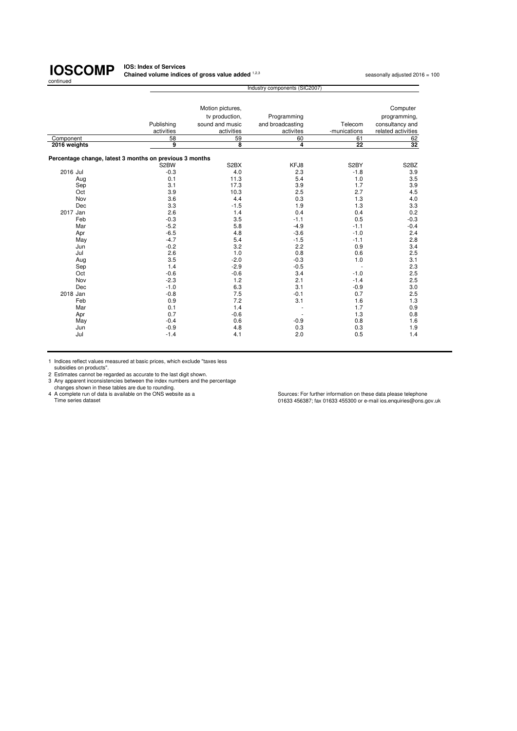# IOSCOMP

continued

**IOS: Index of Services**
**Chained volume indices of gross value added** [1,2,3]

seasonally adjusted 2016 = 100

| | Industry components (SIC2007) | | | | |
|---|---|---|---|---|---|
| | Publishing activities | Motion pictures, tv production, sound and music activities | Programming and broadcasting activites | Telecom -munications | Computer programming, consultancy and related activities |
| Component | 58 | 59 | 60 | 61 | 62 |
| **2016 weights** | **9** | **8** | **4** | **22** | **32** |
| **Percentage change, latest 3 months on previous 3 months** | | | | | |
| | S2BW | S2BX | KFJ8 | S2BY | S2BZ |
| 2016 Jul | -0.3 | 4.0 | 2.3 | -1.8 | 3.9 |
| Aug | 0.1 | 11.3 | 5.4 | 1.0 | 3.5 |
| Sep | 3.1 | 17.3 | 3.9 | 1.7 | 3.9 |
| Oct | 3.9 | 10.3 | 2.5 | 2.7 | 4.5 |
| Nov | 3.6 | 4.4 | 0.3 | 1.3 | 4.0 |
| Dec | 3.3 | -1.5 | 1.9 | 1.3 | 3.3 |
| 2017 Jan | 2.6 | 1.4 | 0.4 | 0.4 | 0.2 |
| Feb | -0.3 | 3.5 | -1.1 | 0.5 | -0.3 |
| Mar | -5.2 | 5.8 | -4.9 | -1.1 | -0.4 |
| Apr | -6.5 | 4.8 | -3.6 | -1.0 | 2.4 |
| May | -4.7 | 5.4 | -1.5 | -1.1 | 2.8 |
| Jun | -0.2 | 3.2 | 2.2 | 0.9 | 3.4 |
| Jul | 2.6 | 1.0 | 0.8 | 0.6 | 2.5 |
| Aug | 3.5 | -2.0 | -0.3 | 1.0 | 3.1 |
| Sep | 1.4 | -2.9 | -0.5 | - | 2.3 |
| Oct | -0.6 | -0.6 | 3.4 | -1.0 | 2.5 |
| Nov | -2.3 | 1.2 | 2.1 | -1.4 | 2.5 |
| Dec | -1.0 | 6.3 | 3.1 | -0.9 | 3.0 |
| 2018 Jan | -0.8 | 7.5 | -0.1 | 0.7 | 2.5 |
| Feb | 0.9 | 7.2 | 3.1 | 1.6 | 1.3 |
| Mar | 0.1 | 1.4 | - | 1.7 | 0.9 |
| Apr | 0.7 | -0.6 | - | 1.3 | 0.8 |
| May | -0.4 | 0.6 | -0.9 | 0.8 | 1.6 |
| Jun | -0.9 | 4.8 | 0.3 | 0.3 | 1.9 |
| Jul | -1.4 | 4.1 | 2.0 | 0.5 | 1.4 |

1 Indices reflect values measured at basic prices, which exclude "taxes less subsidies on products".
2 Estimates cannot be regarded as accurate to the last digit shown.
3 Any apparent inconsistencies between the index numbers and the percentage changes shown in these tables are due to rounding.
4 A complete run of data is available on the ONS website as a Time series dataset

Sources: For further information on these data please telephone 01633 456387; fax 01633 455300 or e-mail ios.enquiries@ons.gov.uk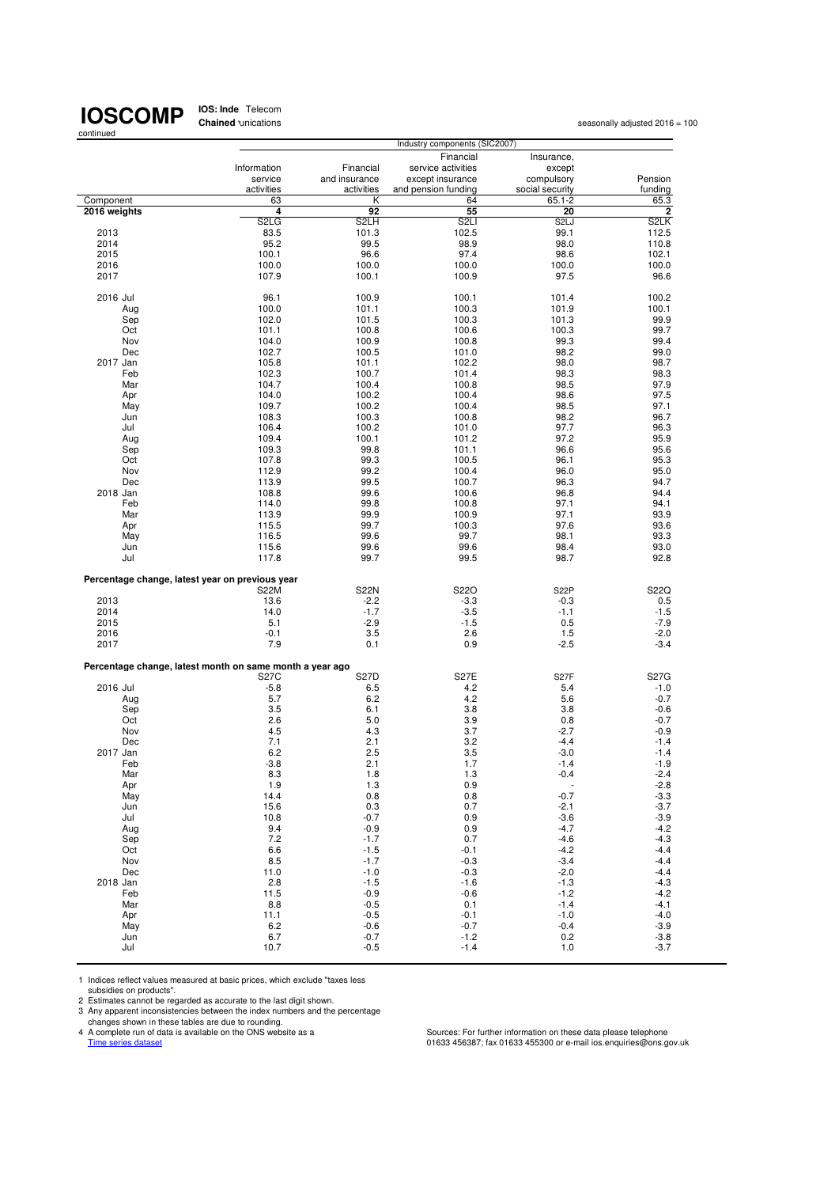# IOSCOMP

**IOS: Inde** Telecom
**Chained** 'unications

continued

seasonally adjusted 2016 = 100

| | Industry components (SIC2007) | | | | |
|---|---|---|---|---|---|
| | Information service activities | Financial and insurance activities | Financial service activities except insurance and pension funding | Insurance, except compulsory social security | Pension funding |
| Component | 63 | K | 64 | 65.1-2 | 65.3 |
| **2016 weights** | **4** | **92** | **55** | **20** | **2** |
| | S2LG | S2LH | S2LI | S2LJ | S2LK |
| 2013 | 83.5 | 101.3 | 102.5 | 99.1 | 112.5 |
| 2014 | 95.2 | 99.5 | 98.9 | 98.0 | 110.8 |
| 2015 | 100.1 | 96.6 | 97.4 | 98.6 | 102.1 |
| 2016 | 100.0 | 100.0 | 100.0 | 100.0 | 100.0 |
| 2017 | 107.9 | 100.1 | 100.9 | 97.5 | 96.6 |
| | | | | | |
| 2016 Jul | 96.1 | 100.9 | 100.1 | 101.4 | 100.2 |
| Aug | 100.0 | 101.1 | 100.3 | 101.9 | 100.1 |
| Sep | 102.0 | 101.5 | 100.3 | 101.3 | 99.9 |
| Oct | 101.1 | 100.8 | 100.6 | 100.3 | 99.7 |
| Nov | 104.0 | 100.9 | 100.8 | 99.3 | 99.4 |
| Dec | 102.7 | 100.5 | 101.0 | 98.2 | 99.0 |
| 2017 Jan | 105.8 | 101.1 | 102.2 | 98.0 | 98.7 |
| Feb | 102.3 | 100.7 | 101.4 | 98.3 | 98.3 |
| Mar | 104.7 | 100.4 | 100.8 | 98.5 | 97.9 |
| Apr | 104.0 | 100.2 | 100.4 | 98.6 | 97.5 |
| May | 109.7 | 100.2 | 100.4 | 98.5 | 97.1 |
| Jun | 108.3 | 100.3 | 100.8 | 98.2 | 96.7 |
| Jul | 106.4 | 100.2 | 101.0 | 97.7 | 96.3 |
| Aug | 109.4 | 100.1 | 101.2 | 97.2 | 95.9 |
| Sep | 109.3 | 99.8 | 101.1 | 96.6 | 95.6 |
| Oct | 107.8 | 99.3 | 100.5 | 96.1 | 95.3 |
| Nov | 112.9 | 99.2 | 100.4 | 96.0 | 95.0 |
| Dec | 113.9 | 99.5 | 100.7 | 96.3 | 94.7 |
| 2018 Jan | 108.8 | 99.6 | 100.6 | 96.8 | 94.4 |
| Feb | 114.0 | 99.8 | 100.8 | 97.1 | 94.1 |
| Mar | 113.9 | 99.9 | 100.9 | 97.1 | 93.9 |
| Apr | 115.5 | 99.7 | 100.3 | 97.6 | 93.6 |
| May | 116.5 | 99.6 | 99.7 | 98.1 | 93.3 |
| Jun | 115.6 | 99.6 | 99.6 | 98.4 | 93.0 |
| Jul | 117.8 | 99.7 | 99.5 | 98.7 | 92.8 |
| | | | | | |
| **Percentage change, latest year on previous year** | | | | | |
| | S22M | S22N | S22O | S22P | S22Q |
| 2013 | 13.6 | -2.2 | -3.3 | -0.3 | 0.5 |
| 2014 | 14.0 | -1.7 | -3.5 | -1.1 | -1.5 |
| 2015 | 5.1 | -2.9 | -1.5 | 0.5 | -7.9 |
| 2016 | -0.1 | 3.5 | 2.6 | 1.5 | -2.0 |
| 2017 | 7.9 | 0.1 | 0.9 | -2.5 | -3.4 |
| | | | | | |
| **Percentage change, latest month on same month a year ago** | | | | | |
| | S27C | S27D | S27E | S27F | S27G |
| 2016 Jul | -5.8 | 6.5 | 4.2 | 5.4 | -1.0 |
| Aug | 5.7 | 6.2 | 4.2 | 5.6 | -0.7 |
| Sep | 3.5 | 6.1 | 3.8 | 3.8 | -0.6 |
| Oct | 2.6 | 5.0 | 3.9 | 0.8 | -0.7 |
| Nov | 4.5 | 4.3 | 3.7 | -2.7 | -0.9 |
| Dec | 7.1 | 2.1 | 3.2 | -4.4 | -1.4 |
| 2017 Jan | 6.2 | 2.5 | 3.5 | -3.0 | -1.4 |
| Feb | -3.8 | 2.1 | 1.7 | -1.4 | -1.9 |
| Mar | 8.3 | 1.8 | 1.3 | -0.4 | -2.4 |
| Apr | 1.9 | 1.3 | 0.9 | - | -2.8 |
| May | 14.4 | 0.8 | 0.8 | -0.7 | -3.3 |
| Jun | 15.6 | 0.3 | 0.7 | -2.1 | -3.7 |
| Jul | 10.8 | -0.7 | 0.9 | -3.6 | -3.9 |
| Aug | 9.4 | -0.9 | 0.9 | -4.7 | -4.2 |
| Sep | 7.2 | -1.7 | 0.7 | -4.6 | -4.3 |
| Oct | 6.6 | -1.5 | -0.1 | -4.2 | -4.4 |
| Nov | 8.5 | -1.7 | -0.3 | -3.4 | -4.4 |
| Dec | 11.0 | -1.0 | -0.3 | -2.0 | -4.4 |
| 2018 Jan | 2.8 | -1.5 | -1.6 | -1.3 | -4.3 |
| Feb | 11.5 | -0.9 | -0.6 | -1.2 | -4.2 |
| Mar | 8.8 | -0.5 | 0.1 | -1.4 | -4.1 |
| Apr | 11.1 | -0.5 | -0.1 | -1.0 | -4.0 |
| May | 6.2 | -0.6 | -0.7 | -0.4 | -3.9 |
| Jun | 6.7 | -0.7 | -1.2 | 0.2 | -3.8 |
| Jul | 10.7 | -0.5 | -1.4 | 1.0 | -3.7 |

1 Indices reflect values measured at basic prices, which exclude "taxes less subsidies on products".
2 Estimates cannot be regarded as accurate to the last digit shown.
3 Any apparent inconsistencies between the index numbers and the percentage changes shown in these tables are due to rounding.
4 A complete run of data is available on the ONS website as a Time series dataset

Sources: For further information on these data please telephone 01633 456387; fax 01633 455300 or e-mail ios.enquiries@ons.gov.uk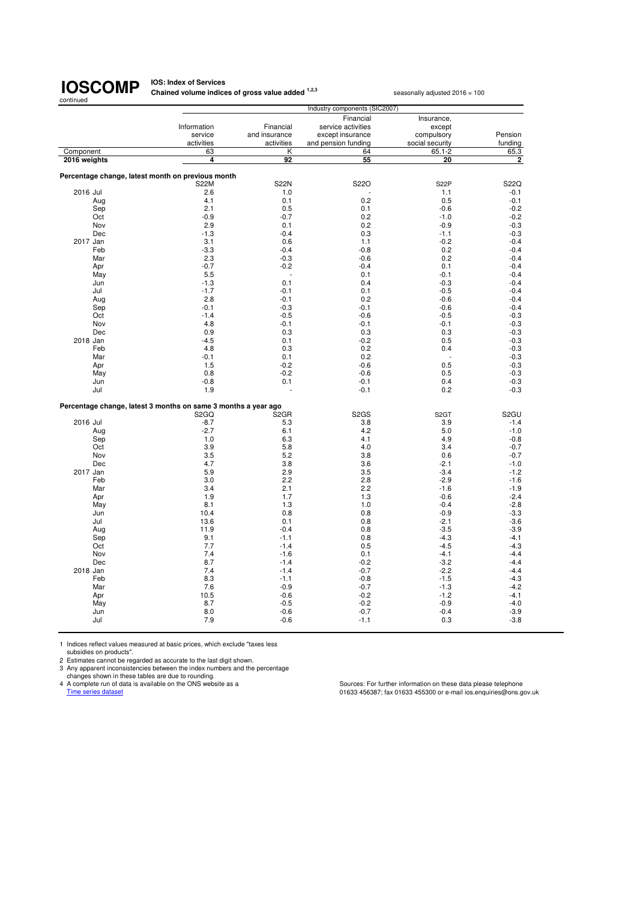# IOSCOMP

continued

**IOS: Index of Services**
**Chained volume indices of gross value added [1,2,3]**

seasonally adjusted 2016 = 100

| | Industry components (SIC2007) | | | | |
|---|---|---|---|---|---|
| | Information service activities | Financial and insurance activities | Financial service activities except insurance and pension funding | Insurance, except compulsory social security | Pension funding |
| Component | 63 | K | 64 | 65.1-2 | 65.3 |
| **2016 weights** | **4** | **92** | **55** | **20** | **2** |
| **Percentage change, latest month on previous month** | | | | | |
| | S22M | S22N | S22O | S22P | S22Q |
| 2016 Jul | 2.6 | 1.0 | - | 1.1 | -0.1 |
| Aug | 4.1 | 0.1 | 0.2 | 0.5 | -0.1 |
| Sep | 2.1 | 0.5 | 0.1 | -0.6 | -0.2 |
| Oct | -0.9 | -0.7 | 0.2 | -1.0 | -0.2 |
| Nov | 2.9 | 0.1 | 0.2 | -0.9 | -0.3 |
| Dec | -1.3 | -0.4 | 0.3 | -1.1 | -0.3 |
| 2017 Jan | 3.1 | 0.6 | 1.1 | -0.2 | -0.4 |
| Feb | -3.3 | -0.4 | -0.8 | 0.2 | -0.4 |
| Mar | 2.3 | -0.3 | -0.6 | 0.2 | -0.4 |
| Apr | -0.7 | -0.2 | -0.4 | 0.1 | -0.4 |
| May | 5.5 | - | 0.1 | -0.1 | -0.4 |
| Jun | -1.3 | 0.1 | 0.4 | -0.3 | -0.4 |
| Jul | -1.7 | -0.1 | 0.1 | -0.5 | -0.4 |
| Aug | 2.8 | -0.1 | 0.2 | -0.6 | -0.4 |
| Sep | -0.1 | -0.3 | -0.1 | -0.6 | -0.4 |
| Oct | -1.4 | -0.5 | -0.6 | -0.5 | -0.3 |
| Nov | 4.8 | -0.1 | -0.1 | -0.1 | -0.3 |
| Dec | 0.9 | 0.3 | 0.3 | 0.3 | -0.3 |
| 2018 Jan | -4.5 | 0.1 | -0.2 | 0.5 | -0.3 |
| Feb | 4.8 | 0.3 | 0.2 | 0.4 | -0.3 |
| Mar | -0.1 | 0.1 | 0.2 | - | -0.3 |
| Apr | 1.5 | -0.2 | -0.6 | 0.5 | -0.3 |
| May | 0.8 | -0.2 | -0.6 | 0.5 | -0.3 |
| Jun | -0.8 | 0.1 | -0.1 | 0.4 | -0.3 |
| Jul | 1.9 | - | -0.1 | 0.2 | -0.3 |
| **Percentage change, latest 3 months on same 3 months a year ago** | | | | | |
| | S2GQ | S2GR | S2GS | S2GT | S2GU |
| 2016 Jul | -8.7 | 5.3 | 3.8 | 3.9 | -1.4 |
| Aug | -2.7 | 6.1 | 4.2 | 5.0 | -1.0 |
| Sep | 1.0 | 6.3 | 4.1 | 4.9 | -0.8 |
| Oct | 3.9 | 5.8 | 4.0 | 3.4 | -0.7 |
| Nov | 3.5 | 5.2 | 3.8 | 0.6 | -0.7 |
| Dec | 4.7 | 3.8 | 3.6 | -2.1 | -1.0 |
| 2017 Jan | 5.9 | 2.9 | 3.5 | -3.4 | -1.2 |
| Feb | 3.0 | 2.2 | 2.8 | -2.9 | -1.6 |
| Mar | 3.4 | 2.1 | 2.2 | -1.6 | -1.9 |
| Apr | 1.9 | 1.7 | 1.3 | -0.6 | -2.4 |
| May | 8.1 | 1.3 | 1.0 | -0.4 | -2.8 |
| Jun | 10.4 | 0.8 | 0.8 | -0.9 | -3.3 |
| Jul | 13.6 | 0.1 | 0.8 | -2.1 | -3.6 |
| Aug | 11.9 | -0.4 | 0.8 | -3.5 | -3.9 |
| Sep | 9.1 | -1.1 | 0.8 | -4.3 | -4.1 |
| Oct | 7.7 | -1.4 | 0.5 | -4.5 | -4.3 |
| Nov | 7.4 | -1.6 | 0.1 | -4.1 | -4.4 |
| Dec | 8.7 | -1.4 | -0.2 | -3.2 | -4.4 |
| 2018 Jan | 7.4 | -1.4 | -0.7 | -2.2 | -4.4 |
| Feb | 8.3 | -1.1 | -0.8 | -1.5 | -4.3 |
| Mar | 7.6 | -0.9 | -0.7 | -1.3 | -4.2 |
| Apr | 10.5 | -0.6 | -0.2 | -1.2 | -4.1 |
| May | 8.7 | -0.5 | -0.2 | -0.9 | -4.0 |
| Jun | 8.0 | -0.6 | -0.7 | -0.4 | -3.9 |
| Jul | 7.9 | -0.6 | -1.1 | 0.3 | -3.8 |

1 Indices reflect values measured at basic prices, which exclude "taxes less subsidies on products".
2 Estimates cannot be regarded as accurate to the last digit shown.
3 Any apparent inconsistencies between the index numbers and the percentage changes shown in these tables are due to rounding.
4 A complete run of data is available on the ONS website as a Time series dataset

Sources: For further information on these data please telephone 01633 456387; fax 01633 455300 or e-mail ios.enquiries@ons.gov.uk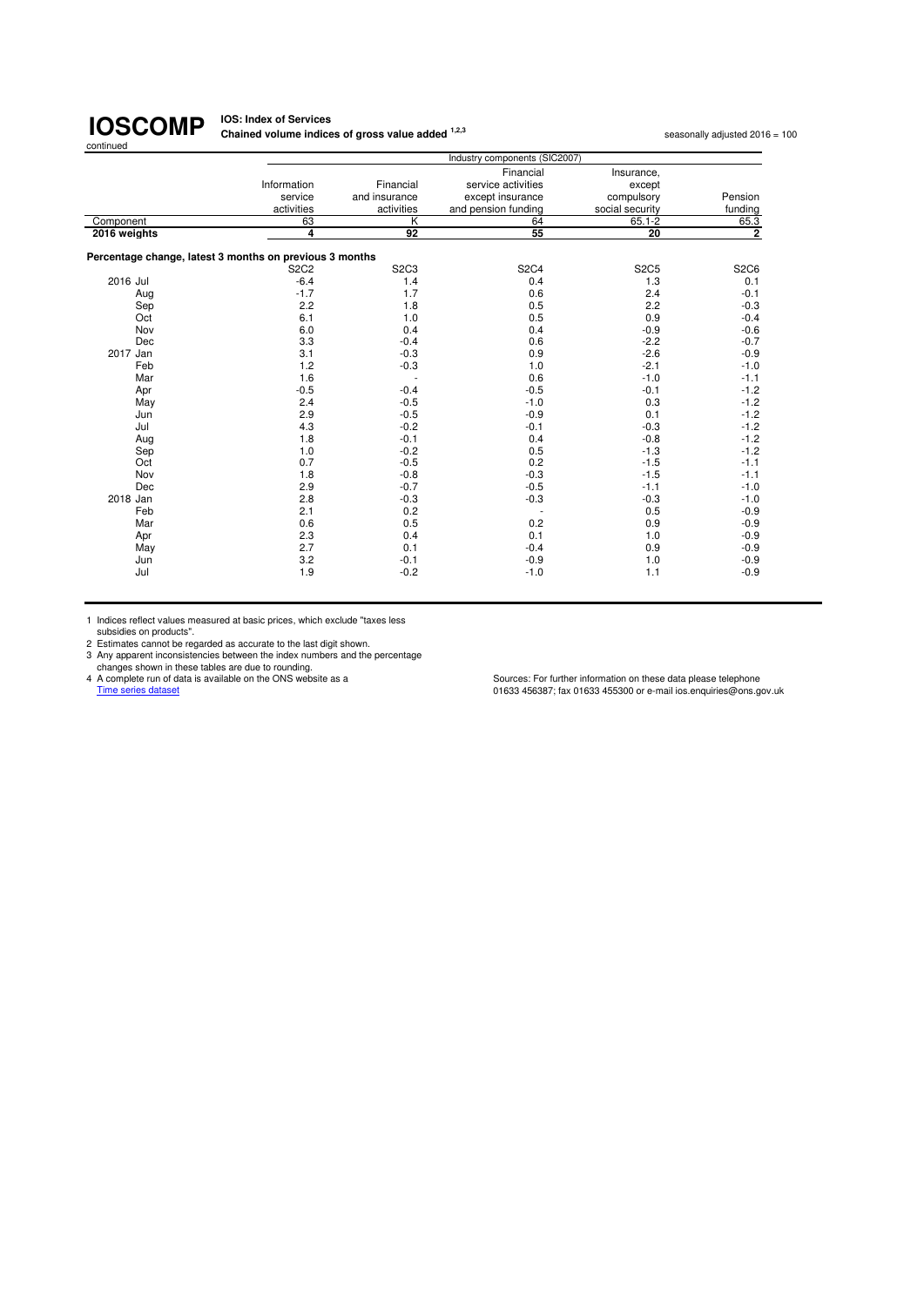# IOSCOMP

**IOS: Index of Services**
**Chained volume indices of gross value added [1,2,3]**

continued

seasonally adjusted 2016 = 100

| | Industry components (SIC2007) | | | | |
|---|---|---|---|---|---|
| | Information service activities | Financial and insurance activities | Financial service activities except insurance and pension funding | Insurance, except compulsory social security | Pension funding |
| Component | 63 | K | 64 | 65.1-2 | 65.3 |
| **2016 weights** | **4** | **92** | **55** | **20** | **2** |
| **Percentage change, latest 3 months on previous 3 months** | | | | | |
| | S2C2 | S2C3 | S2C4 | S2C5 | S2C6 |
| 2016 Jul | -6.4 | 1.4 | 0.4 | 1.3 | 0.1 |
| Aug | -1.7 | 1.7 | 0.6 | 2.4 | -0.1 |
| Sep | 2.2 | 1.8 | 0.5 | 2.2 | -0.3 |
| Oct | 6.1 | 1.0 | 0.5 | 0.9 | -0.4 |
| Nov | 6.0 | 0.4 | 0.4 | -0.9 | -0.6 |
| Dec | 3.3 | -0.4 | 0.6 | -2.2 | -0.7 |
| 2017 Jan | 3.1 | -0.3 | 0.9 | -2.6 | -0.9 |
| Feb | 1.2 | -0.3 | 1.0 | -2.1 | -1.0 |
| Mar | 1.6 | - | 0.6 | -1.0 | -1.1 |
| Apr | -0.5 | -0.4 | -0.5 | -0.1 | -1.2 |
| May | 2.4 | -0.5 | -1.0 | 0.3 | -1.2 |
| Jun | 2.9 | -0.5 | -0.9 | 0.1 | -1.2 |
| Jul | 4.3 | -0.2 | -0.1 | -0.3 | -1.2 |
| Aug | 1.8 | -0.1 | 0.4 | -0.8 | -1.2 |
| Sep | 1.0 | -0.2 | 0.5 | -1.3 | -1.2 |
| Oct | 0.7 | -0.5 | 0.2 | -1.5 | -1.1 |
| Nov | 1.8 | -0.8 | -0.3 | -1.5 | -1.1 |
| Dec | 2.9 | -0.7 | -0.5 | -1.1 | -1.0 |
| 2018 Jan | 2.8 | -0.3 | -0.3 | -0.3 | -1.0 |
| Feb | 2.1 | 0.2 | - | 0.5 | -0.9 |
| Mar | 0.6 | 0.5 | 0.2 | 0.9 | -0.9 |
| Apr | 2.3 | 0.4 | 0.1 | 1.0 | -0.9 |
| May | 2.7 | 0.1 | -0.4 | 0.9 | -0.9 |
| Jun | 3.2 | -0.1 | -0.9 | 1.0 | -0.9 |
| Jul | 1.9 | -0.2 | -1.0 | 1.1 | -0.9 |

1 Indices reflect values measured at basic prices, which exclude "taxes less subsidies on products".
2 Estimates cannot be regarded as accurate to the last digit shown.
3 Any apparent inconsistencies between the index numbers and the percentage changes shown in these tables are due to rounding.
4 A complete run of data is available on the ONS website as a Time series dataset

Sources: For further information on these data please telephone 01633 456387; fax 01633 455300 or e-mail ios.enquiries@ons.gov.uk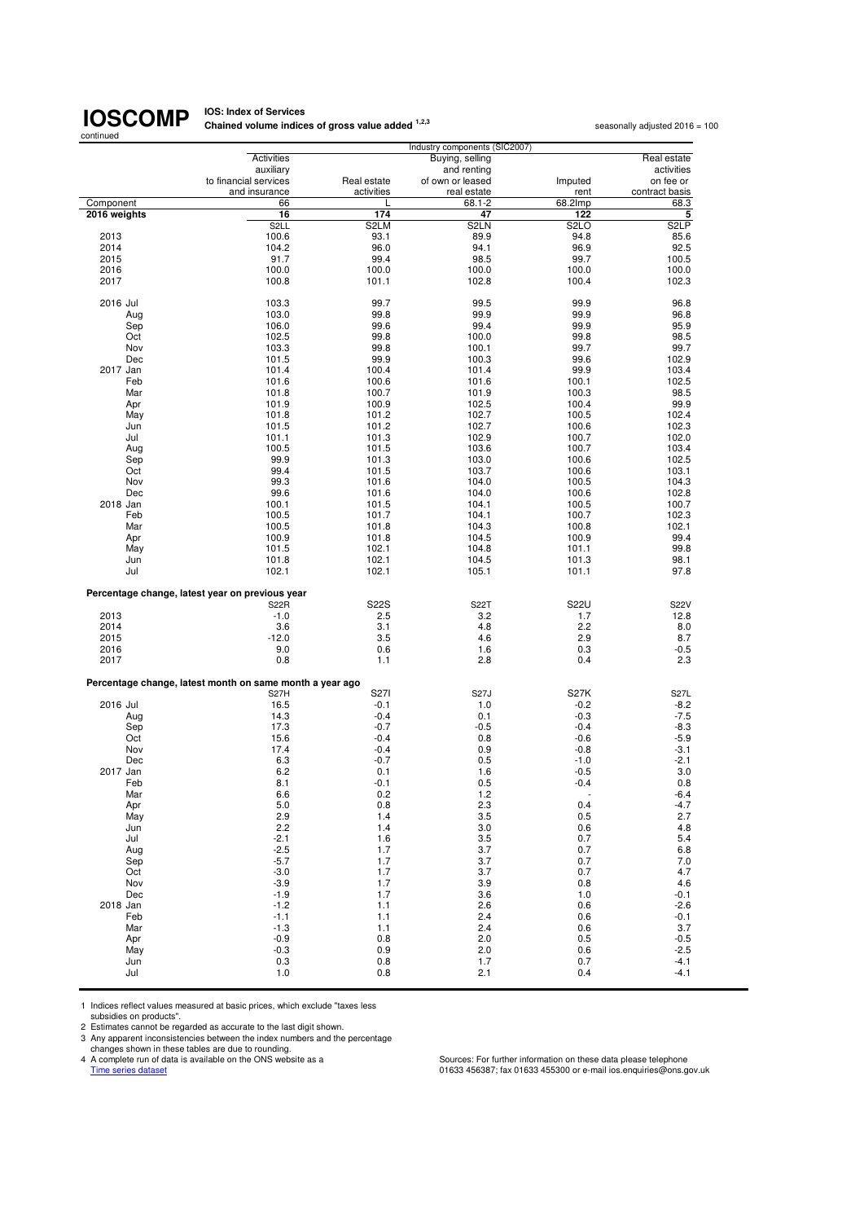**IOSCOMP** continued

**IOS: Index of Services**
**Chained volume indices of gross value added [1,2,3]**

seasonally adjusted 2016 = 100

| | Industry components (SIC2007) | | | | |
|---|---|---|---|---|---|
| | Activities auxiliary to financial services and insurance | Real estate activities | Buying, selling and renting of own or leased real estate | Imputed rent | Real estate activities on fee or contract basis |
| Component | 66 | L | 68.1-2 | 68.2Imp | 68.3 |
| **2016 weights** | **16** | **174** | **47** | **122** | **5** |
| | S2LL | S2LM | S2LN | S2LO | S2LP |
| 2013 | 100.6 | 93.1 | 89.9 | 94.8 | 85.6 |
| 2014 | 104.2 | 96.0 | 94.1 | 96.9 | 92.5 |
| 2015 | 91.7 | 99.4 | 98.5 | 99.7 | 100.5 |
| 2016 | 100.0 | 100.0 | 100.0 | 100.0 | 100.0 |
| 2017 | 100.8 | 101.1 | 102.8 | 100.4 | 102.3 |
| 2016 Jul | 103.3 | 99.7 | 99.5 | 99.9 | 96.8 |
| Aug | 103.0 | 99.8 | 99.9 | 99.9 | 96.8 |
| Sep | 106.0 | 99.6 | 99.4 | 99.9 | 95.9 |
| Oct | 102.5 | 99.8 | 100.0 | 99.8 | 98.5 |
| Nov | 103.3 | 99.8 | 100.1 | 99.7 | 99.7 |
| Dec | 101.5 | 99.9 | 100.3 | 99.6 | 102.9 |
| 2017 Jan | 101.4 | 100.4 | 101.4 | 99.9 | 103.4 |
| Feb | 101.6 | 100.6 | 101.6 | 100.1 | 102.5 |
| Mar | 101.8 | 100.7 | 101.9 | 100.3 | 98.5 |
| Apr | 101.9 | 100.9 | 102.5 | 100.4 | 99.9 |
| May | 101.8 | 101.2 | 102.7 | 100.5 | 102.4 |
| Jun | 101.5 | 101.2 | 102.7 | 100.6 | 102.3 |
| Jul | 101.1 | 101.3 | 102.9 | 100.7 | 102.0 |
| Aug | 100.5 | 101.5 | 103.6 | 100.7 | 103.4 |
| Sep | 99.9 | 101.3 | 103.0 | 100.6 | 102.5 |
| Oct | 99.4 | 101.5 | 103.7 | 100.6 | 103.1 |
| Nov | 99.3 | 101.6 | 104.0 | 100.5 | 104.3 |
| Dec | 99.6 | 101.6 | 104.0 | 100.6 | 102.8 |
| 2018 Jan | 100.1 | 101.5 | 104.1 | 100.5 | 100.7 |
| Feb | 100.5 | 101.7 | 104.1 | 100.7 | 102.3 |
| Mar | 100.5 | 101.8 | 104.3 | 100.8 | 102.1 |
| Apr | 100.9 | 101.8 | 104.5 | 100.9 | 99.4 |
| May | 101.5 | 102.1 | 104.8 | 101.1 | 99.8 |
| Jun | 101.8 | 102.1 | 104.5 | 101.3 | 98.1 |
| Jul | 102.1 | 102.1 | 105.1 | 101.1 | 97.8 |
| **Percentage change, latest year on previous year** | | | | | |
| | S22R | S22S | S22T | S22U | S22V |
| 2013 | -1.0 | 2.5 | 3.2 | 1.7 | 12.8 |
| 2014 | 3.6 | 3.1 | 4.8 | 2.2 | 8.0 |
| 2015 | -12.0 | 3.5 | 4.6 | 2.9 | 8.7 |
| 2016 | 9.0 | 0.6 | 1.6 | 0.3 | -0.5 |
| 2017 | 0.8 | 1.1 | 2.8 | 0.4 | 2.3 |
| **Percentage change, latest month on same month a year ago** | | | | | |
| | S27H | S27I | S27J | S27K | S27L |
| 2016 Jul | 16.5 | -0.1 | 1.0 | -0.2 | -8.2 |
| Aug | 14.3 | -0.4 | 0.1 | -0.3 | -7.5 |
| Sep | 17.3 | -0.7 | -0.5 | -0.4 | -8.3 |
| Oct | 15.6 | -0.4 | 0.8 | -0.6 | -5.9 |
| Nov | 17.4 | -0.4 | 0.9 | -0.8 | -3.1 |
| Dec | 6.3 | -0.7 | 0.5 | -1.0 | -2.1 |
| 2017 Jan | 6.2 | 0.1 | 1.6 | -0.5 | 3.0 |
| Feb | 8.1 | -0.1 | 0.5 | -0.4 | 0.8 |
| Mar | 6.6 | 0.2 | 1.2 | - | -6.4 |
| Apr | 5.0 | 0.8 | 2.3 | 0.4 | -4.7 |
| May | 2.9 | 1.4 | 3.5 | 0.5 | 2.7 |
| Jun | 2.2 | 1.4 | 3.0 | 0.6 | 4.8 |
| Jul | -2.1 | 1.6 | 3.5 | 0.7 | 5.4 |
| Aug | -2.5 | 1.7 | 3.7 | 0.7 | 6.8 |
| Sep | -5.7 | 1.7 | 3.7 | 0.7 | 7.0 |
| Oct | -3.0 | 1.7 | 3.7 | 0.7 | 4.7 |
| Nov | -3.9 | 1.7 | 3.9 | 0.8 | 4.6 |
| Dec | -1.9 | 1.7 | 3.6 | 1.0 | -0.1 |
| 2018 Jan | -1.2 | 1.1 | 2.6 | 0.6 | -2.6 |
| Feb | -1.1 | 1.1 | 2.4 | 0.6 | -0.1 |
| Mar | -1.3 | 1.1 | 2.4 | 0.6 | 3.7 |
| Apr | -0.9 | 0.8 | 2.0 | 0.5 | -0.5 |
| May | -0.3 | 0.9 | 2.0 | 0.6 | -2.5 |
| Jun | 0.3 | 0.8 | 1.7 | 0.7 | -4.1 |
| Jul | 1.0 | 0.8 | 2.1 | 0.4 | -4.1 |

1 Indices reflect values measured at basic prices, which exclude "taxes less subsidies on products".
2 Estimates cannot be regarded as accurate to the last digit shown.
3 Any apparent inconsistencies between the index numbers and the percentage changes shown in these tables are due to rounding.
4 A complete run of data is available on the ONS website as a Time series dataset

Sources: For further information on these data please telephone 01633 456387; fax 01633 455300 or e-mail ios.enquiries@ons.gov.uk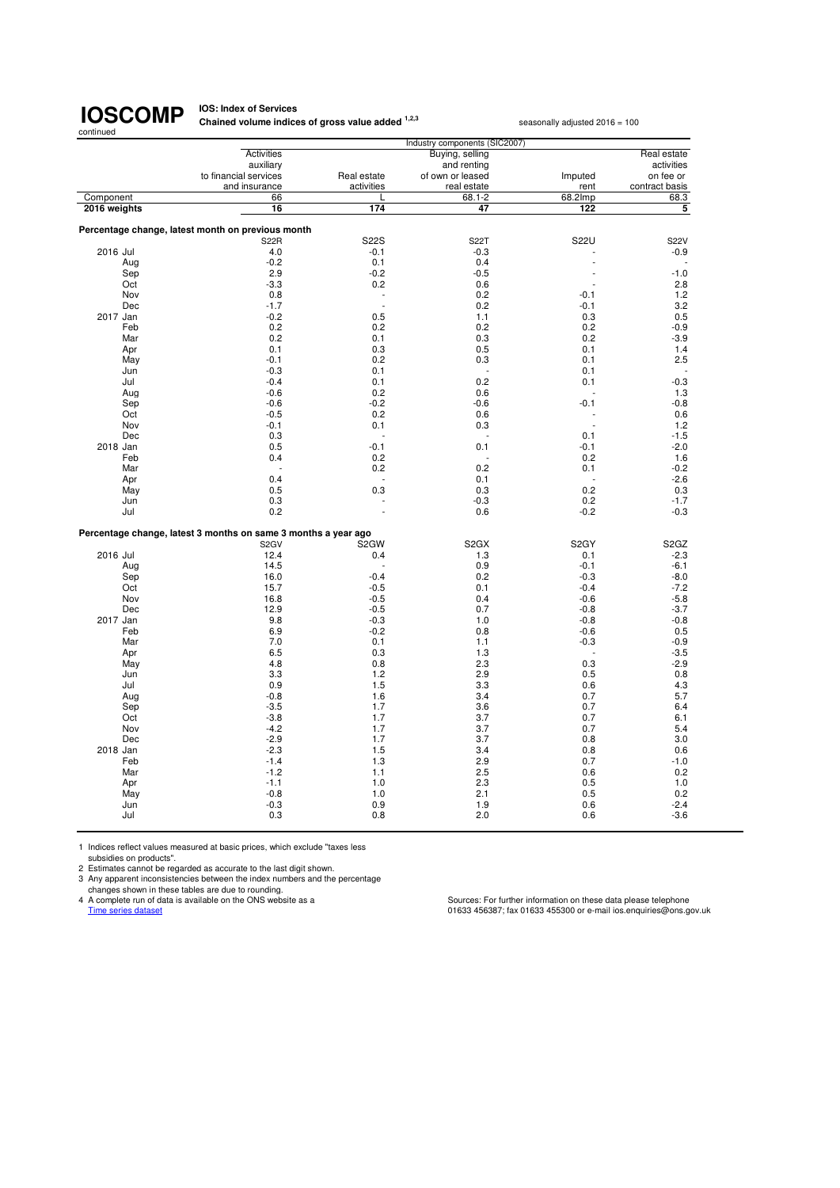# IOSCOMP

continued

**IOS: Index of Services**
**Chained volume indices of gross value added [1,2,3]**

seasonally adjusted 2016 = 100

| | Activities auxiliary to financial services and insurance | Real estate activities | Buying, selling and renting of own or leased real estate | Imputed rent | Real estate activities on fee or contract basis |
|---|---|---|---|---|---|
| | Industry components (SIC2007) | | | | |
| Component | 66 | L | 68.1-2 | 68.2Imp | 68.3 |
| **2016 weights** | **16** | **174** | **47** | **122** | **5** |
| **Percentage change, latest month on previous month** | | | | | |
| | S22R | S22S | S22T | S22U | S22V |
| 2016 Jul | 4.0 | -0.1 | -0.3 | - | -0.9 |
| Aug | -0.2 | 0.1 | 0.4 | - | - |
| Sep | 2.9 | -0.2 | -0.5 | - | -1.0 |
| Oct | -3.3 | 0.2 | 0.6 | - | 2.8 |
| Nov | 0.8 | - | 0.2 | -0.1 | 1.2 |
| Dec | -1.7 | - | 0.2 | -0.1 | 3.2 |
| 2017 Jan | -0.2 | 0.5 | 1.1 | 0.3 | 0.5 |
| Feb | 0.2 | 0.2 | 0.2 | 0.2 | -0.9 |
| Mar | 0.2 | 0.1 | 0.3 | 0.2 | -3.9 |
| Apr | 0.1 | 0.3 | 0.5 | 0.1 | 1.4 |
| May | -0.1 | 0.2 | 0.3 | 0.1 | 2.5 |
| Jun | -0.3 | 0.1 | - | 0.1 | - |
| Jul | -0.4 | 0.1 | 0.2 | 0.1 | -0.3 |
| Aug | -0.6 | 0.2 | 0.6 | - | 1.3 |
| Sep | -0.6 | -0.2 | -0.6 | -0.1 | -0.8 |
| Oct | -0.5 | 0.2 | 0.6 | - | 0.6 |
| Nov | -0.1 | 0.1 | 0.3 | - | 1.2 |
| Dec | 0.3 | - | - | 0.1 | -1.5 |
| 2018 Jan | 0.5 | -0.1 | 0.1 | -0.1 | -2.0 |
| Feb | 0.4 | 0.2 | - | 0.2 | 1.6 |
| Mar | - | 0.2 | 0.2 | 0.1 | -0.2 |
| Apr | 0.4 | - | 0.1 | - | -2.6 |
| May | 0.5 | 0.3 | 0.3 | 0.2 | 0.3 |
| Jun | 0.3 | - | -0.3 | 0.2 | -1.7 |
| Jul | 0.2 | - | 0.6 | -0.2 | -0.3 |
| **Percentage change, latest 3 months on same 3 months a year ago** | | | | | |
| | S2GV | S2GW | S2GX | S2GY | S2GZ |
| 2016 Jul | 12.4 | 0.4 | 1.3 | 0.1 | -2.3 |
| Aug | 14.5 | - | 0.9 | -0.1 | -6.1 |
| Sep | 16.0 | -0.4 | 0.2 | -0.3 | -8.0 |
| Oct | 15.7 | -0.5 | 0.1 | -0.4 | -7.2 |
| Nov | 16.8 | -0.5 | 0.4 | -0.6 | -5.8 |
| Dec | 12.9 | -0.5 | 0.7 | -0.8 | -3.7 |
| 2017 Jan | 9.8 | -0.3 | 1.0 | -0.8 | -0.8 |
| Feb | 6.9 | -0.2 | 0.8 | -0.6 | 0.5 |
| Mar | 7.0 | 0.1 | 1.1 | -0.3 | -0.9 |
| Apr | 6.5 | 0.3 | 1.3 | - | -3.5 |
| May | 4.8 | 0.8 | 2.3 | 0.3 | -2.9 |
| Jun | 3.3 | 1.2 | 2.9 | 0.5 | 0.8 |
| Jul | 0.9 | 1.5 | 3.3 | 0.6 | 4.3 |
| Aug | -0.8 | 1.6 | 3.4 | 0.7 | 5.7 |
| Sep | -3.5 | 1.7 | 3.6 | 0.7 | 6.4 |
| Oct | -3.8 | 1.7 | 3.7 | 0.7 | 6.1 |
| Nov | -4.2 | 1.7 | 3.7 | 0.7 | 5.4 |
| Dec | -2.9 | 1.7 | 3.7 | 0.8 | 3.0 |
| 2018 Jan | -2.3 | 1.5 | 3.4 | 0.8 | 0.6 |
| Feb | -1.4 | 1.3 | 2.9 | 0.7 | -1.0 |
| Mar | -1.2 | 1.1 | 2.5 | 0.6 | 0.2 |
| Apr | -1.1 | 1.0 | 2.3 | 0.5 | 1.0 |
| May | -0.8 | 1.0 | 2.1 | 0.5 | 0.2 |
| Jun | -0.3 | 0.9 | 1.9 | 0.6 | -2.4 |
| Jul | 0.3 | 0.8 | 2.0 | 0.6 | -3.6 |

1 Indices reflect values measured at basic prices, which exclude "taxes less subsidies on products".
2 Estimates cannot be regarded as accurate to the last digit shown.
3 Any apparent inconsistencies between the index numbers and the percentage changes shown in these tables are due to rounding.
4 A complete run of data is available on the ONS website as a Time series dataset

Sources: For further information on these data please telephone 01633 456387; fax 01633 455300 or e-mail ios.enquiries@ons.gov.uk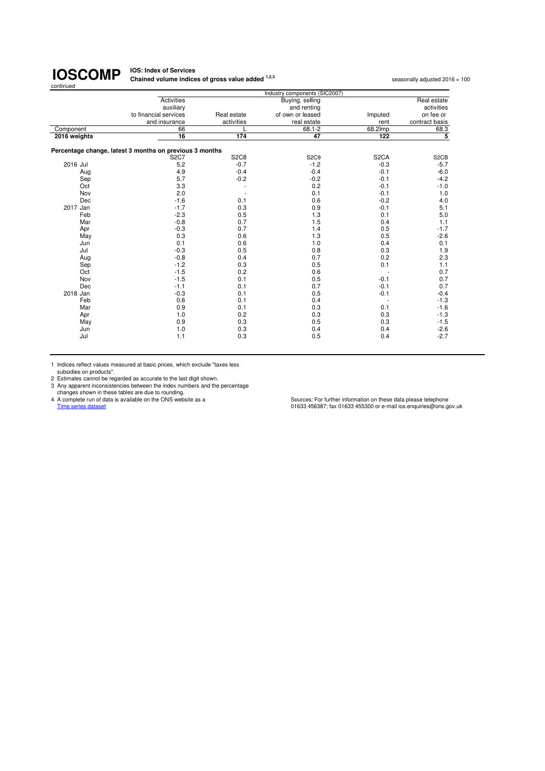# IOSCOMP

continued

**IOS: Index of Services**
**Chained volume indices of gross value added [1,2,3]**

seasonally adjusted 2016 = 100

| | Industry components (SIC2007) | | | | |
|---|---|---|---|---|---|
| | Activities auxiliary to financial services and insurance | Real estate activities | Buying, selling and renting of own or leased real estate | Imputed rent | Real estate activities on fee or contract basis |
| Component | 66 | L | 68.1-2 | 68.2Imp | 68.3 |
| **2016 weights** | **16** | **174** | **47** | **122** | **5** |
| **Percentage change, latest 3 months on previous 3 months** | | | | | |
| | S2C7 | S2C8 | S2C9 | S2CA | S2CB |
| 2016 Jul | 5.2 | -0.7 | -1.2 | -0.3 | -5.7 |
| Aug | 4.9 | -0.4 | -0.4 | -0.1 | -6.0 |
| Sep | 5.7 | -0.2 | -0.2 | -0.1 | -4.2 |
| Oct | 3.3 | - | 0.2 | -0.1 | -1.0 |
| Nov | 2.0 | - | 0.1 | -0.1 | 1.0 |
| Dec | -1.6 | 0.1 | 0.6 | -0.2 | 4.0 |
| 2017 Jan | -1.7 | 0.3 | 0.9 | -0.1 | 5.1 |
| Feb | -2.3 | 0.5 | 1.3 | 0.1 | 5.0 |
| Mar | -0.8 | 0.7 | 1.5 | 0.4 | 1.1 |
| Apr | -0.3 | 0.7 | 1.4 | 0.5 | -1.7 |
| May | 0.3 | 0.6 | 1.3 | 0.5 | -2.6 |
| Jun | 0.1 | 0.6 | 1.0 | 0.4 | 0.1 |
| Jul | -0.3 | 0.5 | 0.8 | 0.3 | 1.9 |
| Aug | -0.8 | 0.4 | 0.7 | 0.2 | 2.3 |
| Sep | -1.2 | 0.3 | 0.5 | 0.1 | 1.1 |
| Oct | -1.5 | 0.2 | 0.6 | - | 0.7 |
| Nov | -1.5 | 0.1 | 0.5 | -0.1 | 0.7 |
| Dec | -1.1 | 0.1 | 0.7 | -0.1 | 0.7 |
| 2018 Jan | -0.3 | 0.1 | 0.5 | -0.1 | -0.4 |
| Feb | 0.6 | 0.1 | 0.4 | - | -1.3 |
| Mar | 0.9 | 0.1 | 0.3 | 0.1 | -1.6 |
| Apr | 1.0 | 0.2 | 0.3 | 0.3 | -1.3 |
| May | 0.9 | 0.3 | 0.5 | 0.3 | -1.5 |
| Jun | 1.0 | 0.3 | 0.4 | 0.4 | -2.6 |
| Jul | 1.1 | 0.3 | 0.5 | 0.4 | -2.7 |

1 Indices reflect values measured at basic prices, which exclude "taxes less subsidies on products".
2 Estimates cannot be regarded as accurate to the last digit shown.
3 Any apparent inconsistencies between the index numbers and the percentage changes shown in these tables are due to rounding.
4 A complete run of data is available on the ONS website as a Time series dataset

Sources: For further information on these data please telephone 01633 456387; fax 01633 455300 or e-mail ios.enquiries@ons.gov.uk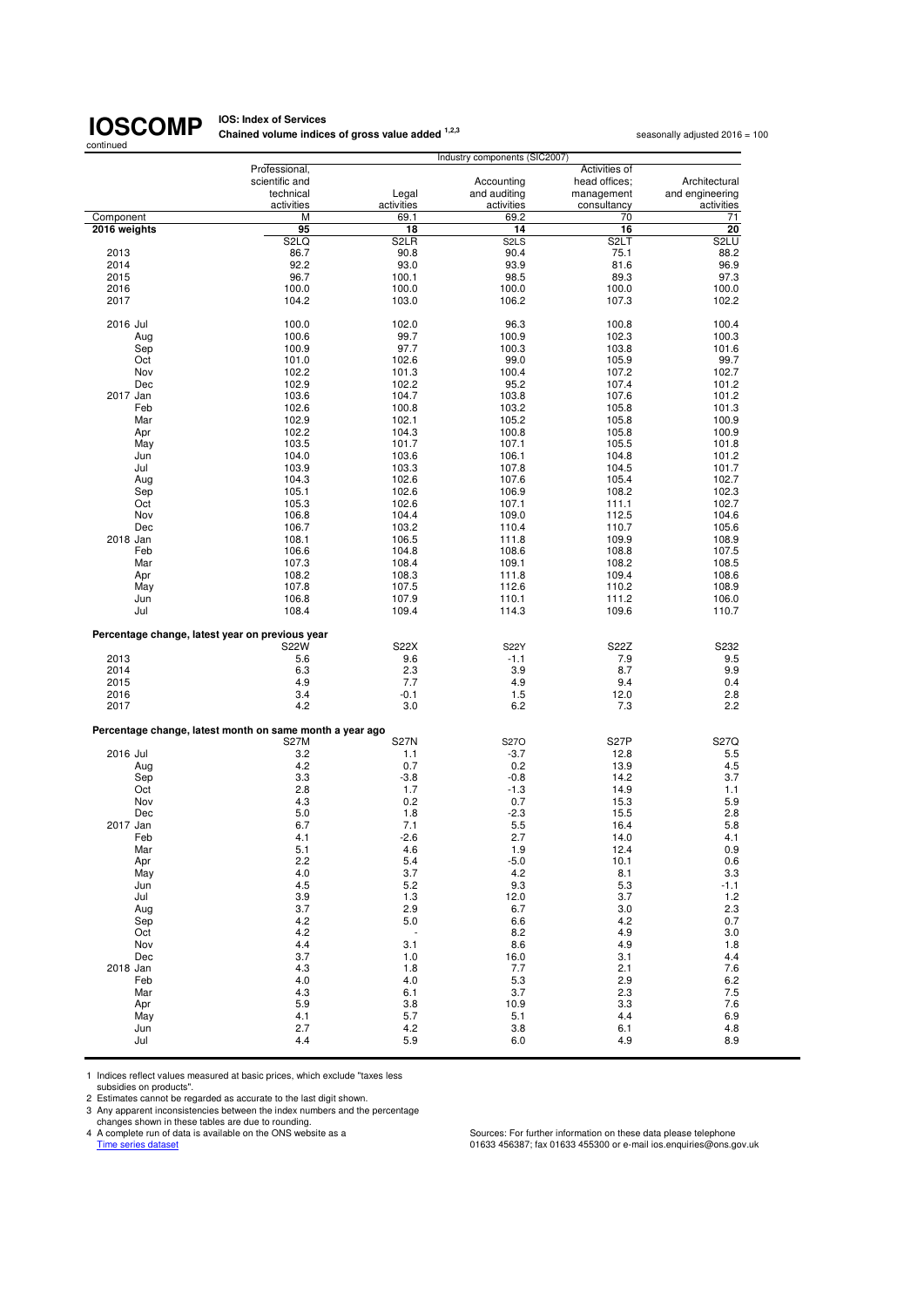**IOSCOMP** continued

**IOS: Index of Services**
**Chained volume indices of gross value added [1,2,3]**

seasonally adjusted 2016 = 100

| | Industry components (SIC2007) | | | | |
|---|---|---|---|---|---|
| | Professional, scientific and technical activities | Legal activities | Accounting and auditing activities | Activities of head offices; management consultancy | Architectural and engineering activities |
| Component | M | 69.1 | 69.2 | 70 | 71 |
| **2016 weights** | **95** | **18** | **14** | **16** | **20** |
| | S2LQ | S2LR | S2LS | S2LT | S2LU |
| 2013 | 86.7 | 90.8 | 90.4 | 75.1 | 88.2 |
| 2014 | 92.2 | 93.0 | 93.9 | 81.6 | 96.9 |
| 2015 | 96.7 | 100.1 | 98.5 | 89.3 | 97.3 |
| 2016 | 100.0 | 100.0 | 100.0 | 100.0 | 100.0 |
| 2017 | 104.2 | 103.0 | 106.2 | 107.3 | 102.2 |
| | | | | | |
| 2016 Jul | 100.0 | 102.0 | 96.3 | 100.8 | 100.4 |
| Aug | 100.6 | 99.7 | 100.9 | 102.3 | 100.3 |
| Sep | 100.9 | 97.7 | 100.3 | 103.8 | 101.6 |
| Oct | 101.0 | 102.6 | 99.0 | 105.9 | 99.7 |
| Nov | 102.2 | 101.3 | 100.4 | 107.2 | 102.7 |
| Dec | 102.9 | 102.2 | 95.2 | 107.4 | 101.2 |
| 2017 Jan | 103.6 | 104.7 | 103.8 | 107.6 | 101.2 |
| Feb | 102.6 | 100.8 | 103.2 | 105.8 | 101.3 |
| Mar | 102.9 | 102.1 | 105.2 | 105.8 | 100.9 |
| Apr | 102.2 | 104.3 | 100.8 | 105.8 | 100.9 |
| May | 103.5 | 101.7 | 107.1 | 105.5 | 101.8 |
| Jun | 104.0 | 103.6 | 106.1 | 104.8 | 101.2 |
| Jul | 103.9 | 103.3 | 107.8 | 104.5 | 101.7 |
| Aug | 104.3 | 102.6 | 107.6 | 105.4 | 102.7 |
| Sep | 105.1 | 102.6 | 106.9 | 108.2 | 102.3 |
| Oct | 105.3 | 102.6 | 107.1 | 111.1 | 102.7 |
| Nov | 106.8 | 104.4 | 109.0 | 112.5 | 104.6 |
| Dec | 106.7 | 103.2 | 110.4 | 110.7 | 105.6 |
| 2018 Jan | 108.1 | 106.5 | 111.8 | 109.9 | 108.9 |
| Feb | 106.6 | 104.8 | 108.6 | 108.8 | 107.5 |
| Mar | 107.3 | 108.4 | 109.1 | 108.2 | 108.5 |
| Apr | 108.2 | 108.3 | 111.8 | 109.4 | 108.6 |
| May | 107.8 | 107.5 | 112.6 | 110.2 | 108.9 |
| Jun | 106.8 | 107.9 | 110.1 | 111.2 | 106.0 |
| Jul | 108.4 | 109.4 | 114.3 | 109.6 | 110.7 |
| | | | | | |
| **Percentage change, latest year on previous year** | | | | | |
| | S22W | S22X | S22Y | S22Z | S232 |
| 2013 | 5.6 | 9.6 | -1.1 | 7.9 | 9.5 |
| 2014 | 6.3 | 2.3 | 3.9 | 8.7 | 9.9 |
| 2015 | 4.9 | 7.7 | 4.9 | 9.4 | 0.4 |
| 2016 | 3.4 | -0.1 | 1.5 | 12.0 | 2.8 |
| 2017 | 4.2 | 3.0 | 6.2 | 7.3 | 2.2 |
| | | | | | |
| **Percentage change, latest month on same month a year ago** | | | | | |
| | S27M | S27N | S27O | S27P | S27Q |
| 2016 Jul | 3.2 | 1.1 | -3.7 | 12.8 | 5.5 |
| Aug | 4.2 | 0.7 | 0.2 | 13.9 | 4.5 |
| Sep | 3.3 | -3.8 | -0.8 | 14.2 | 3.7 |
| Oct | 2.8 | 1.7 | -1.3 | 14.9 | 1.1 |
| Nov | 4.3 | 0.2 | 0.7 | 15.3 | 5.9 |
| Dec | 5.0 | 1.8 | -2.3 | 15.5 | 2.8 |
| 2017 Jan | 6.7 | 7.1 | 5.5 | 16.4 | 5.8 |
| Feb | 4.1 | -2.6 | 2.7 | 14.0 | 4.1 |
| Mar | 5.1 | 4.6 | 1.9 | 12.4 | 0.9 |
| Apr | 2.2 | 5.4 | -5.0 | 10.1 | 0.6 |
| May | 4.0 | 3.7 | 4.2 | 8.1 | 3.3 |
| Jun | 4.5 | 5.2 | 9.3 | 5.3 | -1.1 |
| Jul | 3.9 | 1.3 | 12.0 | 3.7 | 1.2 |
| Aug | 3.7 | 2.9 | 6.7 | 3.0 | 2.3 |
| Sep | 4.2 | 5.0 | 6.6 | 4.2 | 0.7 |
| Oct | 4.2 | - | 8.2 | 4.9 | 3.0 |
| Nov | 4.4 | 3.1 | 8.6 | 4.9 | 1.8 |
| Dec | 3.7 | 1.0 | 16.0 | 3.1 | 4.4 |
| 2018 Jan | 4.3 | 1.8 | 7.7 | 2.1 | 7.6 |
| Feb | 4.0 | 4.0 | 5.3 | 2.9 | 6.2 |
| Mar | 4.3 | 6.1 | 3.7 | 2.3 | 7.5 |
| Apr | 5.9 | 3.8 | 10.9 | 3.3 | 7.6 |
| May | 4.1 | 5.7 | 5.1 | 4.4 | 6.9 |
| Jun | 2.7 | 4.2 | 3.8 | 6.1 | 4.8 |
| Jul | 4.4 | 5.9 | 6.0 | 4.9 | 8.9 |

1 Indices reflect values measured at basic prices, which exclude "taxes less subsidies on products".
2 Estimates cannot be regarded as accurate to the last digit shown.
3 Any apparent inconsistencies between the index numbers and the percentage changes shown in these tables are due to rounding.
4 A complete run of data is available on the ONS website as a Time series dataset

Sources: For further information on these data please telephone 01633 456387; fax 01633 455300 or e-mail ios.enquiries@ons.gov.uk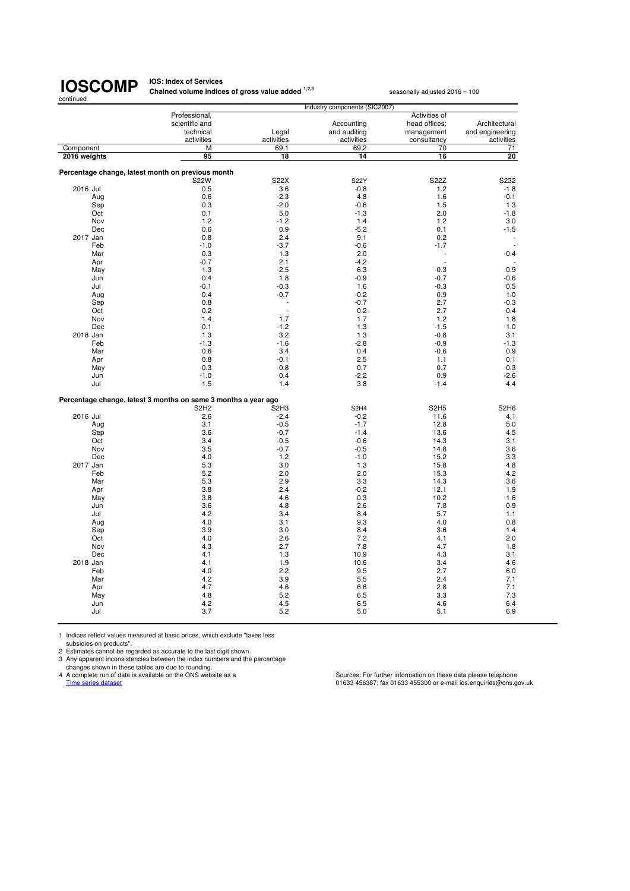# IOSCOMP

continued

**IOS: Index of Services**

**Chained volume indices of gross value added [1,2,3]**

seasonally adjusted 2016 = 100

| | Professional, scientific and technical activities | Legal activities | Accounting and auditing activities | Activities of head offices; management consultancy | Architectural and engineering activities |
|---|---|---|---|---|---|
| | | Industry components (SIC2007) | | | |
| Component | M | 69.1 | 69.2 | 70 | 71 |
| **2016 weights** | **95** | **18** | **14** | **16** | **20** |
| **Percentage change, latest month on previous month** | | | | | |
| | S22W | S22X | S22Y | S22Z | S232 |
| 2016 Jul | 0.5 | 3.6 | -0.8 | 1.2 | -1.8 |
| Aug | 0.6 | -2.3 | 4.8 | 1.6 | -0.1 |
| Sep | 0.3 | -2.0 | -0.6 | 1.5 | 1.3 |
| Oct | 0.1 | 5.0 | -1.3 | 2.0 | -1.8 |
| Nov | 1.2 | -1.2 | 1.4 | 1.2 | 3.0 |
| Dec | 0.6 | 0.9 | -5.2 | 0.1 | -1.5 |
| 2017 Jan | 0.8 | 2.4 | 9.1 | 0.2 | - |
| Feb | -1.0 | -3.7 | -0.6 | -1.7 | - |
| Mar | 0.3 | 1.3 | 2.0 | - | -0.4 |
| Apr | -0.7 | 2.1 | -4.2 | - | - |
| May | 1.3 | -2.5 | 6.3 | -0.3 | 0.9 |
| Jun | 0.4 | 1.8 | -0.9 | -0.7 | -0.6 |
| Jul | -0.1 | -0.3 | 1.6 | -0.3 | 0.5 |
| Aug | 0.4 | -0.7 | -0.2 | 0.9 | 1.0 |
| Sep | 0.8 | - | -0.7 | 2.7 | -0.3 |
| Oct | 0.2 | - | 0.2 | 2.7 | 0.4 |
| Nov | 1.4 | 1.7 | 1.7 | 1.2 | 1.8 |
| Dec | -0.1 | -1.2 | 1.3 | -1.5 | 1.0 |
| 2018 Jan | 1.3 | 3.2 | 1.3 | -0.8 | 3.1 |
| Feb | -1.3 | -1.6 | -2.8 | -0.9 | -1.3 |
| Mar | 0.6 | 3.4 | 0.4 | -0.6 | 0.9 |
| Apr | 0.8 | -0.1 | 2.5 | 1.1 | 0.1 |
| May | -0.3 | -0.8 | 0.7 | 0.7 | 0.3 |
| Jun | -1.0 | 0.4 | -2.2 | 0.9 | -2.6 |
| Jul | 1.5 | 1.4 | 3.8 | -1.4 | 4.4 |
| **Percentage change, latest 3 months on same 3 months a year ago** | | | | | |
| | S2H2 | S2H3 | S2H4 | S2H5 | S2H6 |
| 2016 Jul | 2.6 | -2.4 | -0.2 | 11.6 | 4.1 |
| Aug | 3.1 | -0.5 | -1.7 | 12.8 | 5.0 |
| Sep | 3.6 | -0.7 | -1.4 | 13.6 | 4.5 |
| Oct | 3.4 | -0.5 | -0.6 | 14.3 | 3.1 |
| Nov | 3.5 | -0.7 | -0.5 | 14.8 | 3.6 |
| Dec | 4.0 | 1.2 | -1.0 | 15.2 | 3.3 |
| 2017 Jan | 5.3 | 3.0 | 1.3 | 15.8 | 4.8 |
| Feb | 5.2 | 2.0 | 2.0 | 15.3 | 4.2 |
| Mar | 5.3 | 2.9 | 3.3 | 14.3 | 3.6 |
| Apr | 3.8 | 2.4 | -0.2 | 12.1 | 1.9 |
| May | 3.8 | 4.6 | 0.3 | 10.2 | 1.6 |
| Jun | 3.6 | 4.8 | 2.6 | 7.8 | 0.9 |
| Jul | 4.2 | 3.4 | 8.4 | 5.7 | 1.1 |
| Aug | 4.0 | 3.1 | 9.3 | 4.0 | 0.8 |
| Sep | 3.9 | 3.0 | 8.4 | 3.6 | 1.4 |
| Oct | 4.0 | 2.6 | 7.2 | 4.1 | 2.0 |
| Nov | 4.3 | 2.7 | 7.8 | 4.7 | 1.8 |
| Dec | 4.1 | 1.3 | 10.9 | 4.3 | 3.1 |
| 2018 Jan | 4.1 | 1.9 | 10.6 | 3.4 | 4.6 |
| Feb | 4.0 | 2.2 | 9.5 | 2.7 | 6.0 |
| Mar | 4.2 | 3.9 | 5.5 | 2.4 | 7.1 |
| Apr | 4.7 | 4.6 | 6.6 | 2.8 | 7.1 |
| May | 4.8 | 5.2 | 6.5 | 3.3 | 7.3 |
| Jun | 4.2 | 4.5 | 6.5 | 4.6 | 6.4 |
| Jul | 3.7 | 5.2 | 5.0 | 5.1 | 6.9 |

1 Indices reflect values measured at basic prices, which exclude "taxes less subsidies on products".
2 Estimates cannot be regarded as accurate to the last digit shown.
3 Any apparent inconsistencies between the index numbers and the percentage changes shown in these tables are due to rounding.
4 A complete run of data is available on the ONS website as a Time series dataset

Sources: For further information on these data please telephone 01633 456387; fax 01633 455300 or e-mail ios.enquiries@ons.gov.uk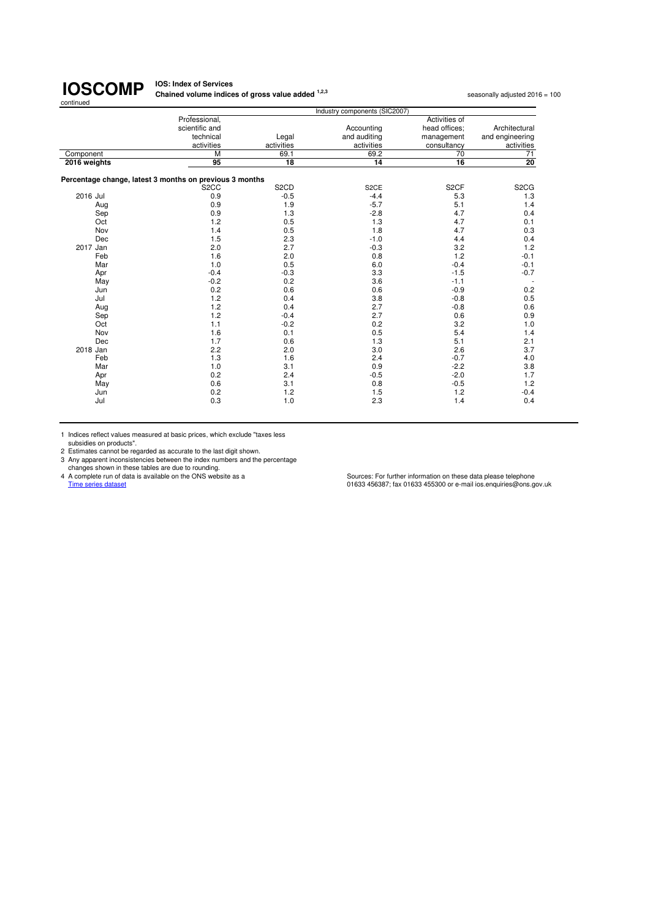# IOSCOMP

continued

**IOS: Index of Services**

**Chained volume indices of gross value added [1,2,3]**

seasonally adjusted 2016 = 100

| | Industry components (SIC2007) | | | | |
|---|---|---|---|---|---|
| | Professional, scientific and technical activities | Legal activities | Accounting and auditing activities | Activities of head offices; management consultancy | Architectural and engineering activities |
| Component | M | 69.1 | 69.2 | 70 | 71 |
| **2016 weights** | **95** | **18** | **14** | **16** | **20** |
| **Percentage change, latest 3 months on previous 3 months** | | | | | |
| | S2CC | S2CD | S2CE | S2CF | S2CG |
| 2016 Jul | 0.9 | -0.5 | -4.4 | 5.3 | 1.3 |
| Aug | 0.9 | 1.9 | -5.7 | 5.1 | 1.4 |
| Sep | 0.9 | 1.3 | -2.8 | 4.7 | 0.4 |
| Oct | 1.2 | 0.5 | 1.3 | 4.7 | 0.1 |
| Nov | 1.4 | 0.5 | 1.8 | 4.7 | 0.3 |
| Dec | 1.5 | 2.3 | -1.0 | 4.4 | 0.4 |
| 2017 Jan | 2.0 | 2.7 | -0.3 | 3.2 | 1.2 |
| Feb | 1.6 | 2.0 | 0.8 | 1.2 | -0.1 |
| Mar | 1.0 | 0.5 | 6.0 | -0.4 | -0.1 |
| Apr | -0.4 | -0.3 | 3.3 | -1.5 | -0.7 |
| May | -0.2 | 0.2 | 3.6 | -1.1 | - |
| Jun | 0.2 | 0.6 | 0.6 | -0.9 | 0.2 |
| Jul | 1.2 | 0.4 | 3.8 | -0.8 | 0.5 |
| Aug | 1.2 | 0.4 | 2.7 | -0.8 | 0.6 |
| Sep | 1.2 | -0.4 | 2.7 | 0.6 | 0.9 |
| Oct | 1.1 | -0.2 | 0.2 | 3.2 | 1.0 |
| Nov | 1.6 | 0.1 | 0.5 | 5.4 | 1.4 |
| Dec | 1.7 | 0.6 | 1.3 | 5.1 | 2.1 |
| 2018 Jan | 2.2 | 2.0 | 3.0 | 2.6 | 3.7 |
| Feb | 1.3 | 1.6 | 2.4 | -0.7 | 4.0 |
| Mar | 1.0 | 3.1 | 0.9 | -2.2 | 3.8 |
| Apr | 0.2 | 2.4 | -0.5 | -2.0 | 1.7 |
| May | 0.6 | 3.1 | 0.8 | -0.5 | 1.2 |
| Jun | 0.2 | 1.2 | 1.5 | 1.2 | -0.4 |
| Jul | 0.3 | 1.0 | 2.3 | 1.4 | 0.4 |

1 Indices reflect values measured at basic prices, which exclude "taxes less subsidies on products".
2 Estimates cannot be regarded as accurate to the last digit shown.
3 Any apparent inconsistencies between the index numbers and the percentage changes shown in these tables are due to rounding.
4 A complete run of data is available on the ONS website as a Time series dataset

Sources: For further information on these data please telephone 01633 456387; fax 01633 455300 or e-mail ios.enquiries@ons.gov.uk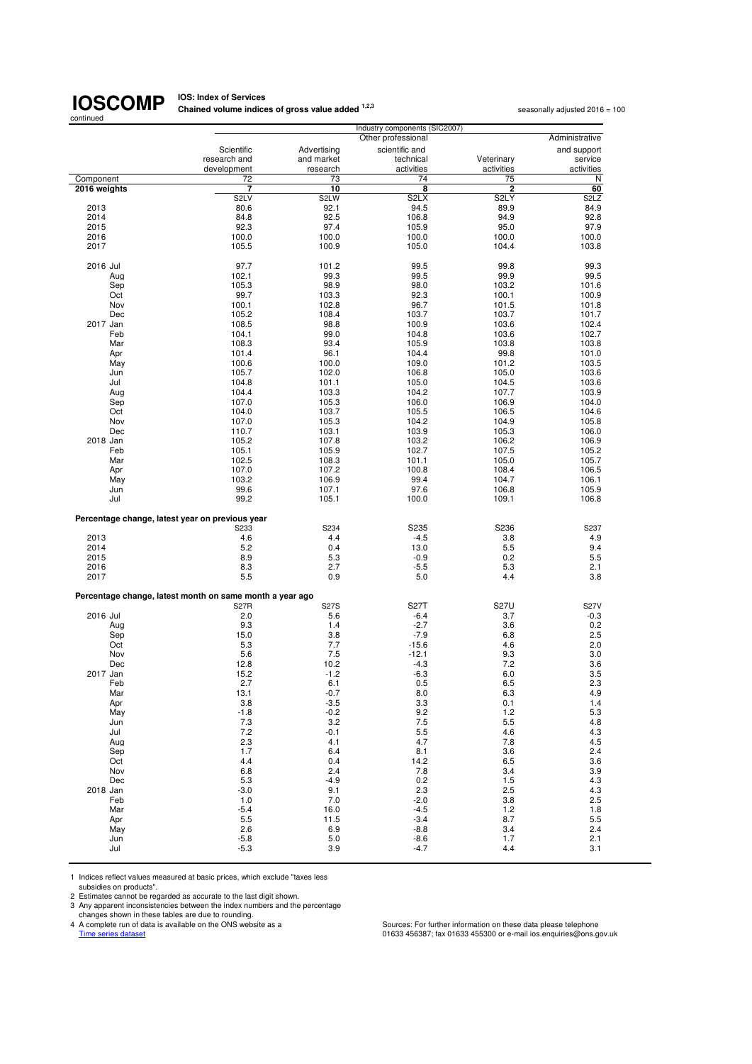# IOSCOMP

continued

**IOS: Index of Services**
**Chained volume indices of gross value added [1,2,3]**

seasonally adjusted 2016 = 100

| | Industry components (SIC2007) | | | | |
|---|---|---|---|---|---|
| | | | Other professional | | Administrative |
| | Scientific research and development | Advertising and market research | scientific and technical activities | Veterinary activities | and support service activities |
| Component | 72 | 73 | 74 | 75 | N |
| **2016 weights** | **7** | **10** | **8** | **2** | **60** |
| | S2LV | S2LW | S2LX | S2LY | S2LZ |
| 2013 | 80.6 | 92.1 | 94.5 | 89.9 | 84.9 |
| 2014 | 84.8 | 92.5 | 106.8 | 94.9 | 92.8 |
| 2015 | 92.3 | 97.4 | 105.9 | 95.0 | 97.9 |
| 2016 | 100.0 | 100.0 | 100.0 | 100.0 | 100.0 |
| 2017 | 105.5 | 100.9 | 105.0 | 104.4 | 103.8 |
| | | | | | |
| 2016 Jul | 97.7 | 101.2 | 99.5 | 99.8 | 99.3 |
| Aug | 102.1 | 99.3 | 99.5 | 99.9 | 99.5 |
| Sep | 105.3 | 98.9 | 98.0 | 103.2 | 101.6 |
| Oct | 99.7 | 103.3 | 92.3 | 100.1 | 100.9 |
| Nov | 100.1 | 102.8 | 96.7 | 101.5 | 101.8 |
| Dec | 105.2 | 108.4 | 103.7 | 103.7 | 101.7 |
| 2017 Jan | 108.5 | 98.8 | 100.9 | 103.6 | 102.4 |
| Feb | 104.1 | 99.0 | 104.8 | 103.6 | 102.7 |
| Mar | 108.3 | 93.4 | 105.9 | 103.8 | 103.8 |
| Apr | 101.4 | 96.1 | 104.4 | 99.8 | 101.0 |
| May | 100.6 | 100.0 | 109.0 | 101.2 | 103.5 |
| Jun | 105.7 | 102.0 | 106.8 | 105.0 | 103.6 |
| Jul | 104.8 | 101.1 | 105.0 | 104.5 | 103.6 |
| Aug | 104.4 | 103.3 | 104.2 | 107.7 | 103.9 |
| Sep | 107.0 | 105.3 | 106.0 | 106.9 | 104.0 |
| Oct | 104.0 | 103.7 | 105.5 | 106.5 | 104.6 |
| Nov | 107.0 | 105.3 | 104.2 | 104.9 | 105.8 |
| Dec | 110.7 | 103.1 | 103.9 | 105.3 | 106.0 |
| 2018 Jan | 105.2 | 107.8 | 103.2 | 106.2 | 106.9 |
| Feb | 105.1 | 105.9 | 102.7 | 107.5 | 105.2 |
| Mar | 102.5 | 108.3 | 101.1 | 105.0 | 105.7 |
| Apr | 107.0 | 107.2 | 100.8 | 108.4 | 106.5 |
| May | 103.2 | 106.9 | 99.4 | 104.7 | 106.1 |
| Jun | 99.6 | 107.1 | 97.6 | 106.8 | 105.9 |
| Jul | 99.2 | 105.1 | 100.0 | 109.1 | 106.8 |
| | | | | | |
| **Percentage change, latest year on previous year** | | | | | |
| | S233 | S234 | S235 | S236 | S237 |
| 2013 | 4.6 | 4.4 | -4.5 | 3.8 | 4.9 |
| 2014 | 5.2 | 0.4 | 13.0 | 5.5 | 9.4 |
| 2015 | 8.9 | 5.3 | -0.9 | 0.2 | 5.5 |
| 2016 | 8.3 | 2.7 | -5.5 | 5.3 | 2.1 |
| 2017 | 5.5 | 0.9 | 5.0 | 4.4 | 3.8 |
| | | | | | |
| **Percentage change, latest month on same month a year ago** | | | | | |
| | S27R | S27S | S27T | S27U | S27V |
| 2016 Jul | 2.0 | 5.6 | -6.4 | 3.7 | -0.3 |
| Aug | 9.3 | 1.4 | -2.7 | 3.6 | 0.2 |
| Sep | 15.0 | 3.8 | -7.9 | 6.8 | 2.5 |
| Oct | 5.3 | 7.7 | -15.6 | 4.6 | 2.0 |
| Nov | 5.6 | 7.5 | -12.1 | 9.3 | 3.0 |
| Dec | 12.8 | 10.2 | -4.3 | 7.2 | 3.6 |
| 2017 Jan | 15.2 | -1.2 | -6.3 | 6.0 | 3.5 |
| Feb | 2.7 | 6.1 | 0.5 | 6.5 | 2.3 |
| Mar | 13.1 | -0.7 | 8.0 | 6.3 | 4.9 |
| Apr | 3.8 | -3.5 | 3.3 | 0.1 | 1.4 |
| May | -1.8 | -0.2 | 9.2 | 1.2 | 5.3 |
| Jun | 7.3 | 3.2 | 7.5 | 5.5 | 4.8 |
| Jul | 7.2 | -0.1 | 5.5 | 4.6 | 4.3 |
| Aug | 2.3 | 4.1 | 4.7 | 7.8 | 4.5 |
| Sep | 1.7 | 6.4 | 8.1 | 3.6 | 2.4 |
| Oct | 4.4 | 0.4 | 14.2 | 6.5 | 3.6 |
| Nov | 6.8 | 2.4 | 7.8 | 3.4 | 3.9 |
| Dec | 5.3 | -4.9 | 0.2 | 1.5 | 4.3 |
| 2018 Jan | -3.0 | 9.1 | 2.3 | 2.5 | 4.3 |
| Feb | 1.0 | 7.0 | -2.0 | 3.8 | 2.5 |
| Mar | -5.4 | 16.0 | -4.5 | 1.2 | 1.8 |
| Apr | 5.5 | 11.5 | -3.4 | 8.7 | 5.5 |
| May | 2.6 | 6.9 | -8.8 | 3.4 | 2.4 |
| Jun | -5.8 | 5.0 | -8.6 | 1.7 | 2.1 |
| Jul | -5.3 | 3.9 | -4.7 | 4.4 | 3.1 |

1 Indices reflect values measured at basic prices, which exclude "taxes less subsidies on products".
2 Estimates cannot be regarded as accurate to the last digit shown.
3 Any apparent inconsistencies between the index numbers and the percentage changes shown in these tables are due to rounding.
4 A complete run of data is available on the ONS website as a Time series dataset

Sources: For further information on these data please telephone 01633 456387; fax 01633 455300 or e-mail ios.enquiries@ons.gov.uk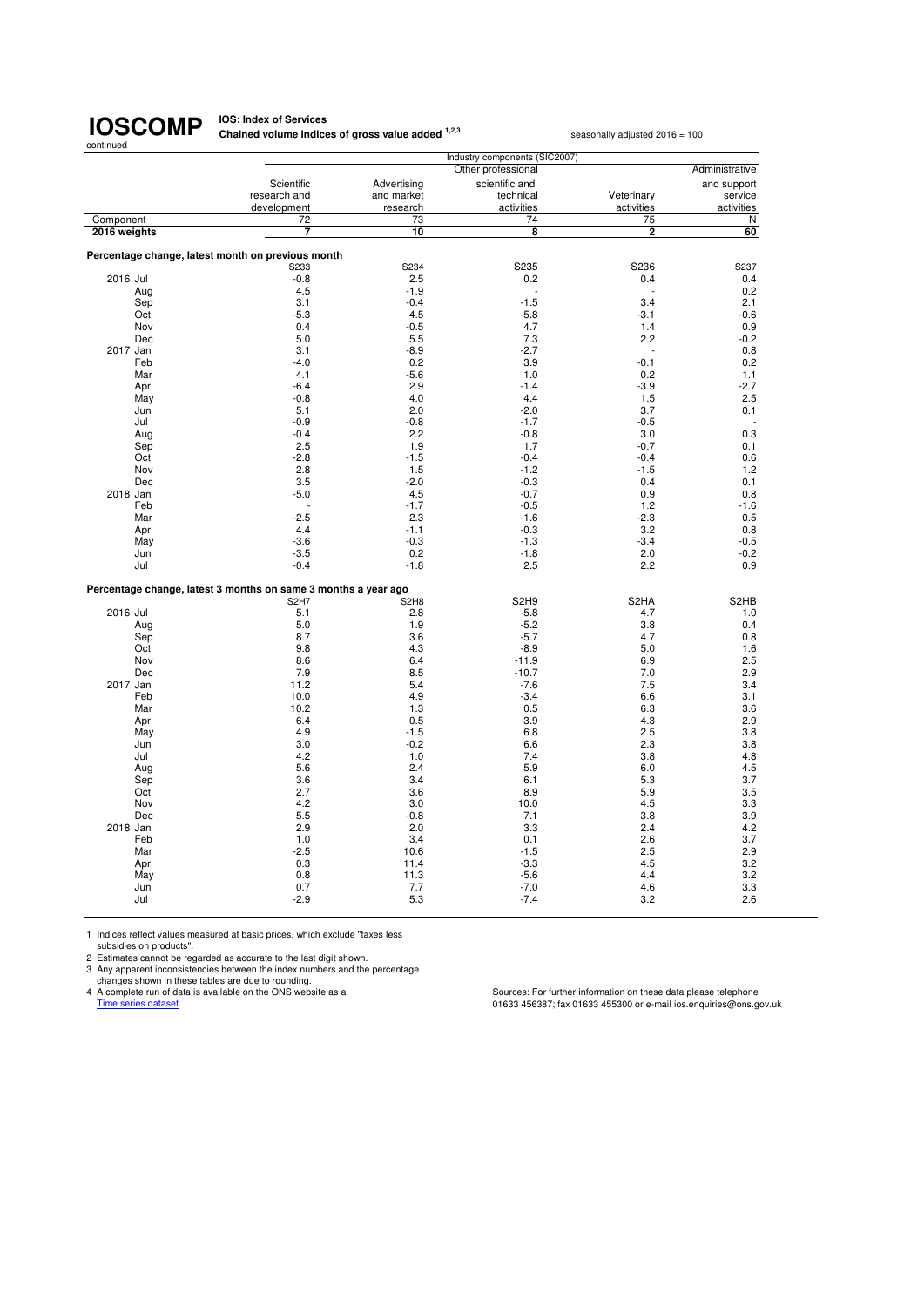# IOSCOMP

continued

**IOS: Index of Services**

**Chained volume indices of gross value added [1,2,3]**

seasonally adjusted 2016 = 100

| | Industry components (SIC2007) | | | | |
|---|---|---|---|---|---|
| | | | Other professional | | Administrative |
| | Scientific research and development | Advertising and market research | scientific and technical activities | Veterinary activities | and support service activities |
| Component | 72 | 73 | 74 | 75 | N |
| **2016 weights** | **7** | **10** | **8** | **2** | **60** |
| **Percentage change, latest month on previous month** | | | | | |
| | S233 | S234 | S235 | S236 | S237 |
| 2016 Jul | -0.8 | 2.5 | 0.2 | 0.4 | 0.4 |
| Aug | 4.5 | -1.9 | - | - | 0.2 |
| Sep | 3.1 | -0.4 | -1.5 | 3.4 | 2.1 |
| Oct | -5.3 | 4.5 | -5.8 | -3.1 | -0.6 |
| Nov | 0.4 | -0.5 | 4.7 | 1.4 | 0.9 |
| Dec | 5.0 | 5.5 | 7.3 | 2.2 | -0.2 |
| 2017 Jan | 3.1 | -8.9 | -2.7 | - | 0.8 |
| Feb | -4.0 | 0.2 | 3.9 | -0.1 | 0.2 |
| Mar | 4.1 | -5.6 | 1.0 | 0.2 | 1.1 |
| Apr | -6.4 | 2.9 | -1.4 | -3.9 | -2.7 |
| May | -0.8 | 4.0 | 4.4 | 1.5 | 2.5 |
| Jun | 5.1 | 2.0 | -2.0 | 3.7 | 0.1 |
| Jul | -0.9 | -0.8 | -1.7 | -0.5 | - |
| Aug | -0.4 | 2.2 | -0.8 | 3.0 | 0.3 |
| Sep | 2.5 | 1.9 | 1.7 | -0.7 | 0.1 |
| Oct | -2.8 | -1.5 | -0.4 | -0.4 | 0.6 |
| Nov | 2.8 | 1.5 | -1.2 | -1.5 | 1.2 |
| Dec | 3.5 | -2.0 | -0.3 | 0.4 | 0.1 |
| 2018 Jan | -5.0 | 4.5 | -0.7 | 0.9 | 0.8 |
| Feb | - | -1.7 | -0.5 | 1.2 | -1.6 |
| Mar | -2.5 | 2.3 | -1.6 | -2.3 | 0.5 |
| Apr | 4.4 | -1.1 | -0.3 | 3.2 | 0.8 |
| May | -3.6 | -0.3 | -1.3 | -3.4 | -0.5 |
| Jun | -3.5 | 0.2 | -1.8 | 2.0 | -0.2 |
| Jul | -0.4 | -1.8 | 2.5 | 2.2 | 0.9 |
| **Percentage change, latest 3 months on same 3 months a year ago** | | | | | |
| | S2H7 | S2H8 | S2H9 | S2HA | S2HB |
| 2016 Jul | 5.1 | 2.8 | -5.8 | 4.7 | 1.0 |
| Aug | 5.0 | 1.9 | -5.2 | 3.8 | 0.4 |
| Sep | 8.7 | 3.6 | -5.7 | 4.7 | 0.8 |
| Oct | 9.8 | 4.3 | -8.9 | 5.0 | 1.6 |
| Nov | 8.6 | 6.4 | -11.9 | 6.9 | 2.5 |
| Dec | 7.9 | 8.5 | -10.7 | 7.0 | 2.9 |
| 2017 Jan | 11.2 | 5.4 | -7.6 | 7.5 | 3.4 |
| Feb | 10.0 | 4.9 | -3.4 | 6.6 | 3.1 |
| Mar | 10.2 | 1.3 | 0.5 | 6.3 | 3.6 |
| Apr | 6.4 | 0.5 | 3.9 | 4.3 | 2.9 |
| May | 4.9 | -1.5 | 6.8 | 2.5 | 3.8 |
| Jun | 3.0 | -0.2 | 6.6 | 2.3 | 3.8 |
| Jul | 4.2 | 1.0 | 7.4 | 3.8 | 4.8 |
| Aug | 5.6 | 2.4 | 5.9 | 6.0 | 4.5 |
| Sep | 3.6 | 3.4 | 6.1 | 5.3 | 3.7 |
| Oct | 2.7 | 3.6 | 8.9 | 5.9 | 3.5 |
| Nov | 4.2 | 3.0 | 10.0 | 4.5 | 3.3 |
| Dec | 5.5 | -0.8 | 7.1 | 3.8 | 3.9 |
| 2018 Jan | 2.9 | 2.0 | 3.3 | 2.4 | 4.2 |
| Feb | 1.0 | 3.4 | 0.1 | 2.6 | 3.7 |
| Mar | -2.5 | 10.6 | -1.5 | 2.5 | 2.9 |
| Apr | 0.3 | 11.4 | -3.3 | 4.5 | 3.2 |
| May | 0.8 | 11.3 | -5.6 | 4.4 | 3.2 |
| Jun | 0.7 | 7.7 | -7.0 | 4.6 | 3.3 |
| Jul | -2.9 | 5.3 | -7.4 | 3.2 | 2.6 |

1 Indices reflect values measured at basic prices, which exclude "taxes less subsidies on products".
2 Estimates cannot be regarded as accurate to the last digit shown.
3 Any apparent inconsistencies between the index numbers and the percentage changes shown in these tables are due to rounding.
4 A complete run of data is available on the ONS website as a Time series dataset

Sources: For further information on these data please telephone 01633 456387; fax 01633 455300 or e-mail ios.enquiries@ons.gov.uk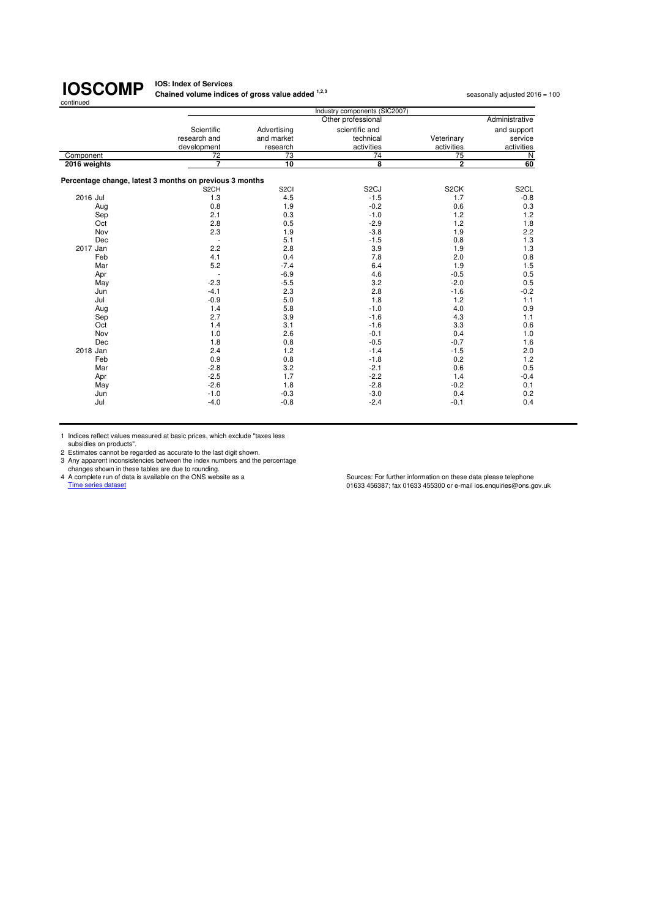# IOSCOMP

continued

**IOS: Index of Services**
**Chained volume indices of gross value added [1,2,3]**

seasonally adjusted 2016 = 100

| | Industry components (SIC2007) | | | | |
|---|---|---|---|---|---|
| | | | Other professional | | Administrative |
| | Scientific research and development | Advertising and market research | scientific and technical activities | Veterinary activities | and support service activities |
| Component | 72 | 73 | 74 | 75 | N |
| **2016 weights** | **7** | **10** | **8** | **2** | **60** |
| **Percentage change, latest 3 months on previous 3 months** | | | | | |
| | S2CH | S2CI | S2CJ | S2CK | S2CL |
| 2016 Jul | 1.3 | 4.5 | -1.5 | 1.7 | -0.8 |
| Aug | 0.8 | 1.9 | -0.2 | 0.6 | 0.3 |
| Sep | 2.1 | 0.3 | -1.0 | 1.2 | 1.2 |
| Oct | 2.8 | 0.5 | -2.9 | 1.2 | 1.8 |
| Nov | 2.3 | 1.9 | -3.8 | 1.9 | 2.2 |
| Dec | - | 5.1 | -1.5 | 0.8 | 1.3 |
| 2017 Jan | 2.2 | 2.8 | 3.9 | 1.9 | 1.3 |
| Feb | 4.1 | 0.4 | 7.8 | 2.0 | 0.8 |
| Mar | 5.2 | -7.4 | 6.4 | 1.9 | 1.5 |
| Apr | - | -6.9 | 4.6 | -0.5 | 0.5 |
| May | -2.3 | -5.5 | 3.2 | -2.0 | 0.5 |
| Jun | -4.1 | 2.3 | 2.8 | -1.6 | -0.2 |
| Jul | -0.9 | 5.0 | 1.8 | 1.2 | 1.1 |
| Aug | 1.4 | 5.8 | -1.0 | 4.0 | 0.9 |
| Sep | 2.7 | 3.9 | -1.6 | 4.3 | 1.1 |
| Oct | 1.4 | 3.1 | -1.6 | 3.3 | 0.6 |
| Nov | 1.0 | 2.6 | -0.1 | 0.4 | 1.0 |
| Dec | 1.8 | 0.8 | -0.5 | -0.7 | 1.6 |
| 2018 Jan | 2.4 | 1.2 | -1.4 | -1.5 | 2.0 |
| Feb | 0.9 | 0.8 | -1.8 | 0.2 | 1.2 |
| Mar | -2.8 | 3.2 | -2.1 | 0.6 | 0.5 |
| Apr | -2.5 | 1.7 | -2.2 | 1.4 | -0.4 |
| May | -2.6 | 1.8 | -2.8 | -0.2 | 0.1 |
| Jun | -1.0 | -0.3 | -3.0 | 0.4 | 0.2 |
| Jul | -4.0 | -0.8 | -2.4 | -0.1 | 0.4 |

1 Indices reflect values measured at basic prices, which exclude "taxes less subsidies on products".
2 Estimates cannot be regarded as accurate to the last digit shown.
3 Any apparent inconsistencies between the index numbers and the percentage changes shown in these tables are due to rounding.
4 A complete run of data is available on the ONS website as a Time series dataset

Sources: For further information on these data please telephone 01633 456387; fax 01633 455300 or e-mail ios.enquiries@ons.gov.uk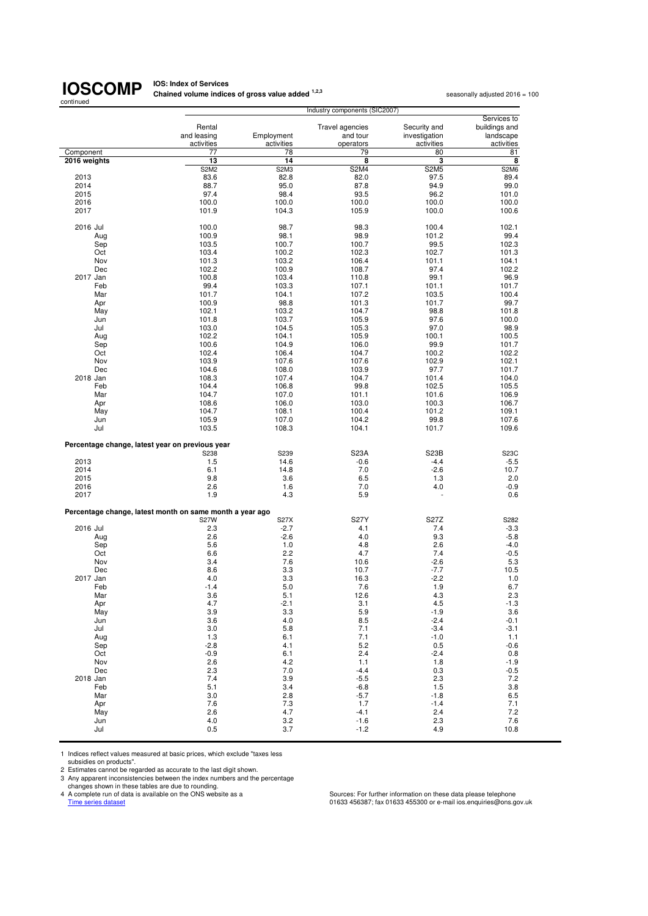# IOSCOMP

continued

**IOS: Index of Services**
**Chained volume indices of gross value added [1,2,3]**

seasonally adjusted 2016 = 100

| | Industry components (SIC2007) | | | | |
|---|---|---|---|---|---|
| | Rental and leasing activities | Employment activities | Travel agencies and tour operators | Security and investigation activities | Services to buildings and landscape activities |
| Component | 77 | 78 | 79 | 80 | 81 |
| **2016 weights** | **13** | **14** | **8** | **3** | **8** |
| | S2M2 | S2M3 | S2M4 | S2M5 | S2M6 |
| 2013 | 83.6 | 82.8 | 82.0 | 97.5 | 89.4 |
| 2014 | 88.7 | 95.0 | 87.8 | 94.9 | 99.0 |
| 2015 | 97.4 | 98.4 | 93.5 | 96.2 | 101.0 |
| 2016 | 100.0 | 100.0 | 100.0 | 100.0 | 100.0 |
| 2017 | 101.9 | 104.3 | 105.9 | 100.0 | 100.6 |
| 2016 Jul | 100.0 | 98.7 | 98.3 | 100.4 | 102.1 |
| Aug | 100.9 | 98.1 | 98.9 | 101.2 | 99.4 |
| Sep | 103.5 | 100.7 | 100.7 | 99.5 | 102.3 |
| Oct | 103.4 | 100.2 | 102.3 | 102.7 | 101.3 |
| Nov | 101.3 | 103.2 | 106.4 | 101.1 | 104.1 |
| Dec | 102.2 | 100.9 | 108.7 | 97.4 | 102.2 |
| 2017 Jan | 100.8 | 103.4 | 110.8 | 99.1 | 96.9 |
| Feb | 99.4 | 103.3 | 107.1 | 101.1 | 101.7 |
| Mar | 101.7 | 104.1 | 107.2 | 103.5 | 100.4 |
| Apr | 100.9 | 98.8 | 101.3 | 101.7 | 99.7 |
| May | 102.1 | 103.2 | 104.7 | 98.8 | 101.8 |
| Jun | 101.8 | 103.7 | 105.9 | 97.6 | 100.0 |
| Jul | 103.0 | 104.5 | 105.3 | 97.0 | 98.9 |
| Aug | 102.2 | 104.1 | 105.9 | 100.1 | 100.5 |
| Sep | 100.6 | 104.9 | 106.0 | 99.9 | 101.7 |
| Oct | 102.4 | 106.4 | 104.7 | 100.2 | 102.2 |
| Nov | 103.9 | 107.6 | 107.6 | 102.9 | 102.1 |
| Dec | 104.6 | 108.0 | 103.9 | 97.7 | 101.7 |
| 2018 Jan | 108.3 | 107.4 | 104.7 | 101.4 | 104.0 |
| Feb | 104.4 | 106.8 | 99.8 | 102.5 | 105.5 |
| Mar | 104.7 | 107.0 | 101.1 | 101.6 | 106.9 |
| Apr | 108.6 | 106.0 | 103.0 | 100.3 | 106.7 |
| May | 104.7 | 108.1 | 100.4 | 101.2 | 109.1 |
| Jun | 105.9 | 107.0 | 104.2 | 99.8 | 107.6 |
| Jul | 103.5 | 108.3 | 104.1 | 101.7 | 109.6 |
| **Percentage change, latest year on previous year** | | | | | |
| | S238 | S239 | S23A | S23B | S23C |
| 2013 | 1.5 | 14.6 | -0.6 | -4.4 | -5.5 |
| 2014 | 6.1 | 14.8 | 7.0 | -2.6 | 10.7 |
| 2015 | 9.8 | 3.6 | 6.5 | 1.3 | 2.0 |
| 2016 | 2.6 | 1.6 | 7.0 | 4.0 | -0.9 |
| 2017 | 1.9 | 4.3 | 5.9 | - | 0.6 |
| **Percentage change, latest month on same month a year ago** | | | | | |
| | S27W | S27X | S27Y | S27Z | S282 |
| 2016 Jul | 2.3 | -2.7 | 4.1 | 7.4 | -3.3 |
| Aug | 2.6 | -2.6 | 4.0 | 9.3 | -5.8 |
| Sep | 5.6 | 1.0 | 4.8 | 2.6 | -4.0 |
| Oct | 6.6 | 2.2 | 4.7 | 7.4 | -0.5 |
| Nov | 3.4 | 7.6 | 10.6 | -2.6 | 5.3 |
| Dec | 8.6 | 3.3 | 10.7 | -7.7 | 10.5 |
| 2017 Jan | 4.0 | 3.3 | 16.3 | -2.2 | 1.0 |
| Feb | -1.4 | 5.0 | 7.6 | 1.9 | 6.7 |
| Mar | 3.6 | 5.1 | 12.6 | 4.3 | 2.3 |
| Apr | 4.7 | -2.1 | 3.1 | 4.5 | -1.3 |
| May | 3.9 | 3.3 | 5.9 | -1.9 | 3.6 |
| Jun | 3.6 | 4.0 | 8.5 | -2.4 | -0.1 |
| Jul | 3.0 | 5.8 | 7.1 | -3.4 | -3.1 |
| Aug | 1.3 | 6.1 | 7.1 | -1.0 | 1.1 |
| Sep | -2.8 | 4.1 | 5.2 | 0.5 | -0.6 |
| Oct | -0.9 | 6.1 | 2.4 | -2.4 | 0.8 |
| Nov | 2.6 | 4.2 | 1.1 | 1.8 | -1.9 |
| Dec | 2.3 | 7.0 | -4.4 | 0.3 | -0.5 |
| 2018 Jan | 7.4 | 3.9 | -5.5 | 2.3 | 7.2 |
| Feb | 5.1 | 3.4 | -6.8 | 1.5 | 3.8 |
| Mar | 3.0 | 2.8 | -5.7 | -1.8 | 6.5 |
| Apr | 7.6 | 7.3 | 1.7 | -1.4 | 7.1 |
| May | 2.6 | 4.7 | -4.1 | 2.4 | 7.2 |
| Jun | 4.0 | 3.2 | -1.6 | 2.3 | 7.6 |
| Jul | 0.5 | 3.7 | -1.2 | 4.9 | 10.8 |

1 Indices reflect values measured at basic prices, which exclude "taxes less subsidies on products".
2 Estimates cannot be regarded as accurate to the last digit shown.
3 Any apparent inconsistencies between the index numbers and the percentage changes shown in these tables are due to rounding.
4 A complete run of data is available on the ONS website as a Time series dataset

Sources: For further information on these data please telephone 01633 456387; fax 01633 455300 or e-mail ios.enquiries@ons.gov.uk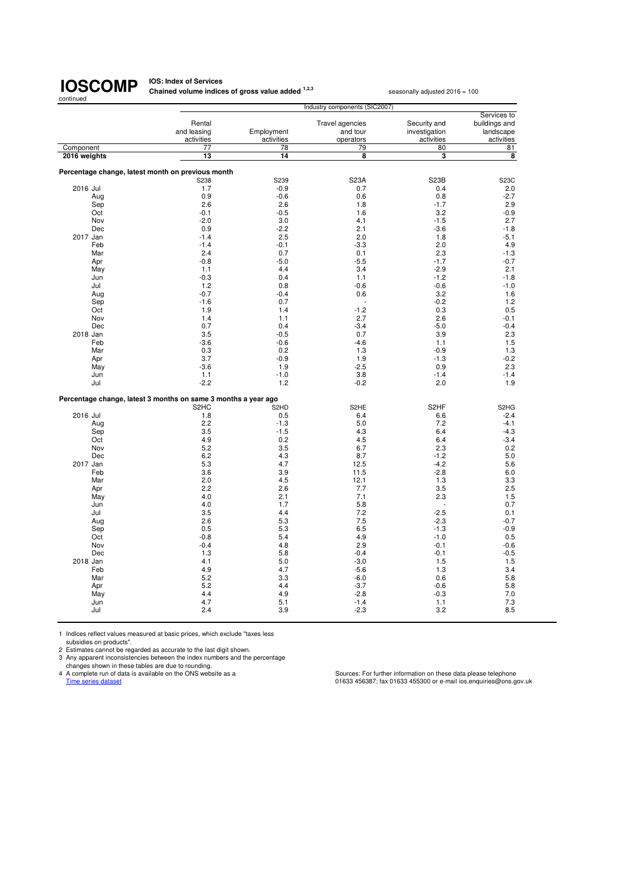# IOSCOMP

continued

**IOS: Index of Services**

**Chained volume indices of gross value added [1,2,3]**

seasonally adjusted 2016 = 100

| | Industry components (SIC2007) | | | | |
|---|---|---|---|---|---|
| | Rental and leasing activities | Employment activities | Travel agencies and tour operators | Security and investigation activities | Services to buildings and landscape activities |
| Component | 77 | 78 | 79 | 80 | 81 |
| **2016 weights** | **13** | **14** | **8** | **3** | **8** |
| **Percentage change, latest month on previous month** | | | | | |
| | S238 | S239 | S23A | S23B | S23C |
| 2016 Jul | 1.7 | -0.9 | 0.7 | 0.4 | 2.0 |
| Aug | 0.9 | -0.6 | 0.6 | 0.8 | -2.7 |
| Sep | 2.6 | 2.6 | 1.8 | -1.7 | 2.9 |
| Oct | -0.1 | -0.5 | 1.6 | 3.2 | -0.9 |
| Nov | -2.0 | 3.0 | 4.1 | -1.5 | 2.7 |
| Dec | 0.9 | -2.2 | 2.1 | -3.6 | -1.8 |
| 2017 Jan | -1.4 | 2.5 | 2.0 | 1.8 | -5.1 |
| Feb | -1.4 | -0.1 | -3.3 | 2.0 | 4.9 |
| Mar | 2.4 | 0.7 | 0.1 | 2.3 | -1.3 |
| Apr | -0.8 | -5.0 | -5.5 | -1.7 | -0.7 |
| May | 1.1 | 4.4 | 3.4 | -2.9 | 2.1 |
| Jun | -0.3 | 0.4 | 1.1 | -1.2 | -1.8 |
| Jul | 1.2 | 0.8 | -0.6 | -0.6 | -1.0 |
| Aug | -0.7 | -0.4 | 0.6 | 3.2 | 1.6 |
| Sep | -1.6 | 0.7 | - | -0.2 | 1.2 |
| Oct | 1.9 | 1.4 | -1.2 | 0.3 | 0.5 |
| Nov | 1.4 | 1.1 | 2.7 | 2.6 | -0.1 |
| Dec | 0.7 | 0.4 | -3.4 | -5.0 | -0.4 |
| 2018 Jan | 3.5 | -0.5 | 0.7 | 3.9 | 2.3 |
| Feb | -3.6 | -0.6 | -4.6 | 1.1 | 1.5 |
| Mar | 0.3 | 0.2 | 1.3 | -0.9 | 1.3 |
| Apr | 3.7 | -0.9 | 1.9 | -1.3 | -0.2 |
| May | -3.6 | 1.9 | -2.5 | 0.9 | 2.3 |
| Jun | 1.1 | -1.0 | 3.8 | -1.4 | -1.4 |
| Jul | -2.2 | 1.2 | -0.2 | 2.0 | 1.9 |
| **Percentage change, latest 3 months on same 3 months a year ago** | | | | | |
| | S2HC | S2HD | S2HE | S2HF | S2HG |
| 2016 Jul | 1.8 | 0.5 | 6.4 | 6.6 | -2.4 |
| Aug | 2.2 | -1.3 | 5.0 | 7.2 | -4.1 |
| Sep | 3.5 | -1.5 | 4.3 | 6.4 | -4.3 |
| Oct | 4.9 | 0.2 | 4.5 | 6.4 | -3.4 |
| Nov | 5.2 | 3.5 | 6.7 | 2.3 | 0.2 |
| Dec | 6.2 | 4.3 | 8.7 | -1.2 | 5.0 |
| 2017 Jan | 5.3 | 4.7 | 12.5 | -4.2 | 5.6 |
| Feb | 3.6 | 3.9 | 11.5 | -2.8 | 6.0 |
| Mar | 2.0 | 4.5 | 12.1 | 1.3 | 3.3 |
| Apr | 2.2 | 2.6 | 7.7 | 3.5 | 2.5 |
| May | 4.0 | 2.1 | 7.1 | 2.3 | 1.5 |
| Jun | 4.0 | 1.7 | 5.8 | - | 0.7 |
| Jul | 3.5 | 4.4 | 7.2 | -2.5 | 0.1 |
| Aug | 2.6 | 5.3 | 7.5 | -2.3 | -0.7 |
| Sep | 0.5 | 5.3 | 6.5 | -1.3 | -0.9 |
| Oct | -0.8 | 5.4 | 4.9 | -1.0 | 0.5 |
| Nov | -0.4 | 4.8 | 2.9 | -0.1 | -0.6 |
| Dec | 1.3 | 5.8 | -0.4 | -0.1 | -0.5 |
| 2018 Jan | 4.1 | 5.0 | -3.0 | 1.5 | 1.5 |
| Feb | 4.9 | 4.7 | -5.6 | 1.3 | 3.4 |
| Mar | 5.2 | 3.3 | -6.0 | 0.6 | 5.8 |
| Apr | 5.2 | 4.4 | -3.7 | -0.6 | 5.8 |
| May | 4.4 | 4.9 | -2.8 | -0.3 | 7.0 |
| Jun | 4.7 | 5.1 | -1.4 | 1.1 | 7.3 |
| Jul | 2.4 | 3.9 | -2.3 | 3.2 | 8.5 |

1 Indices reflect values measured at basic prices, which exclude "taxes less subsidies on products".
2 Estimates cannot be regarded as accurate to the last digit shown.
3 Any apparent inconsistencies between the index numbers and the percentage changes shown in these tables are due to rounding.
4 A complete run of data is available on the ONS website as a Time series dataset

Sources: For further information on these data please telephone 01633 456387; fax 01633 455300 or e-mail ios.enquiries@ons.gov.uk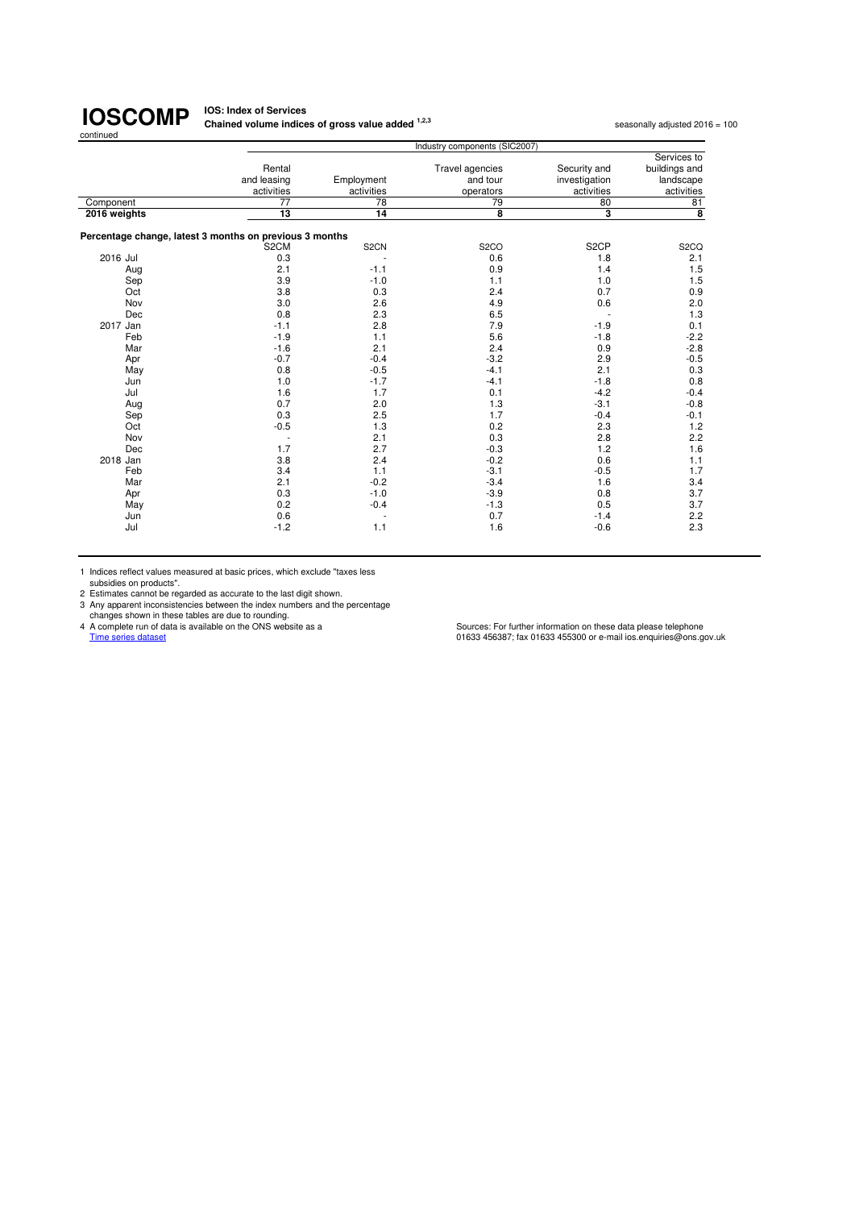# IOSCOMP

continued

**IOS: Index of Services**
**Chained volume indices of gross value added** [1,2,3]

seasonally adjusted 2016 = 100

| | Industry components (SIC2007) | | | | |
|---|---|---|---|---|---|
| | Rental and leasing activities | Employment activities | Travel agencies and tour operators | Security and investigation activities | Services to buildings and landscape activities |
| Component | 77 | 78 | 79 | 80 | 81 |
| **2016 weights** | **13** | **14** | **8** | **3** | **8** |
| **Percentage change, latest 3 months on previous 3 months** | | | | | |
| | S2CM | S2CN | S2CO | S2CP | S2CQ |
| 2016 Jul | 0.3 | - | 0.6 | 1.8 | 2.1 |
| Aug | 2.1 | -1.1 | 0.9 | 1.4 | 1.5 |
| Sep | 3.9 | -1.0 | 1.1 | 1.0 | 1.5 |
| Oct | 3.8 | 0.3 | 2.4 | 0.7 | 0.9 |
| Nov | 3.0 | 2.6 | 4.9 | 0.6 | 2.0 |
| Dec | 0.8 | 2.3 | 6.5 | - | 1.3 |
| 2017 Jan | -1.1 | 2.8 | 7.9 | -1.9 | 0.1 |
| Feb | -1.9 | 1.1 | 5.6 | -1.8 | -2.2 |
| Mar | -1.6 | 2.1 | 2.4 | 0.9 | -2.8 |
| Apr | -0.7 | -0.4 | -3.2 | 2.9 | -0.5 |
| May | 0.8 | -0.5 | -4.1 | 2.1 | 0.3 |
| Jun | 1.0 | -1.7 | -4.1 | -1.8 | 0.8 |
| Jul | 1.6 | 1.7 | 0.1 | -4.2 | -0.4 |
| Aug | 0.7 | 2.0 | 1.3 | -3.1 | -0.8 |
| Sep | 0.3 | 2.5 | 1.7 | -0.4 | -0.1 |
| Oct | -0.5 | 1.3 | 0.2 | 2.3 | 1.2 |
| Nov | - | 2.1 | 0.3 | 2.8 | 2.2 |
| Dec | 1.7 | 2.7 | -0.3 | 1.2 | 1.6 |
| 2018 Jan | 3.8 | 2.4 | -0.2 | 0.6 | 1.1 |
| Feb | 3.4 | 1.1 | -3.1 | -0.5 | 1.7 |
| Mar | 2.1 | -0.2 | -3.4 | 1.6 | 3.4 |
| Apr | 0.3 | -1.0 | -3.9 | 0.8 | 3.7 |
| May | 0.2 | -0.4 | -1.3 | 0.5 | 3.7 |
| Jun | 0.6 | - | 0.7 | -1.4 | 2.2 |
| Jul | -1.2 | 1.1 | 1.6 | -0.6 | 2.3 |

1 Indices reflect values measured at basic prices, which exclude "taxes less subsidies on products".
2 Estimates cannot be regarded as accurate to the last digit shown.
3 Any apparent inconsistencies between the index numbers and the percentage changes shown in these tables are due to rounding.
4 A complete run of data is available on the ONS website as a Time series dataset

Sources: For further information on these data please telephone 01633 456387; fax 01633 455300 or e-mail ios.enquiries@ons.gov.uk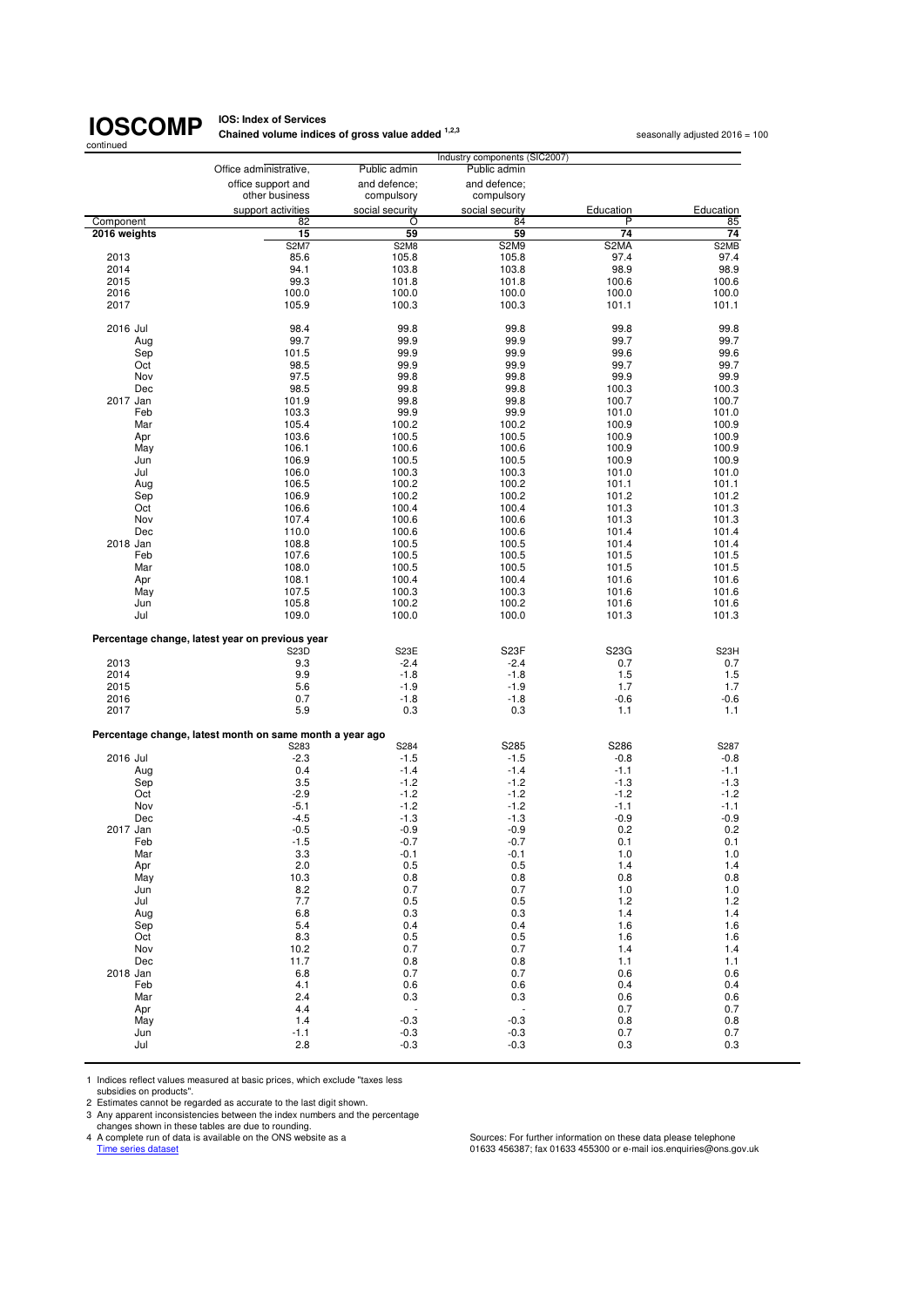**IOSCOMP** continued

**IOS: Index of Services**
**Chained volume indices of gross value added [1,2,3]**

seasonally adjusted 2016 = 100

| | Industry components (SIC2007) | | | | |
|---|---|---|---|---|---|
| | Office administrative, office support and other business support activities | Public admin and defence; compulsory social security | Public admin and defence; compulsory social security | Education | Education |
| Component | 82 | O | 84 | P | 85 |
| **2016 weights** | **15** | **59** | **59** | **74** | **74** |
| | S2M7 | S2M8 | S2M9 | S2MA | S2MB |
| 2013 | 85.6 | 105.8 | 105.8 | 97.4 | 97.4 |
| 2014 | 94.1 | 103.8 | 103.8 | 98.9 | 98.9 |
| 2015 | 99.3 | 101.8 | 101.8 | 100.6 | 100.6 |
| 2016 | 100.0 | 100.0 | 100.0 | 100.0 | 100.0 |
| 2017 | 105.9 | 100.3 | 100.3 | 101.1 | 101.1 |
| 2016 Jul | 98.4 | 99.8 | 99.8 | 99.8 | 99.8 |
| Aug | 99.7 | 99.9 | 99.9 | 99.7 | 99.7 |
| Sep | 101.5 | 99.9 | 99.9 | 99.6 | 99.6 |
| Oct | 98.5 | 99.9 | 99.9 | 99.7 | 99.7 |
| Nov | 97.5 | 99.8 | 99.8 | 99.9 | 99.9 |
| Dec | 98.5 | 99.8 | 99.8 | 100.3 | 100.3 |
| 2017 Jan | 101.9 | 99.8 | 99.8 | 100.7 | 100.7 |
| Feb | 103.3 | 99.9 | 99.9 | 101.0 | 101.0 |
| Mar | 105.4 | 100.2 | 100.2 | 100.9 | 100.9 |
| Apr | 103.6 | 100.5 | 100.5 | 100.9 | 100.9 |
| May | 106.1 | 100.6 | 100.6 | 100.9 | 100.9 |
| Jun | 106.9 | 100.5 | 100.5 | 100.9 | 100.9 |
| Jul | 106.0 | 100.3 | 100.3 | 101.0 | 101.0 |
| Aug | 106.5 | 100.2 | 100.2 | 101.1 | 101.1 |
| Sep | 106.9 | 100.2 | 100.2 | 101.2 | 101.2 |
| Oct | 106.6 | 100.4 | 100.4 | 101.3 | 101.3 |
| Nov | 107.4 | 100.6 | 100.6 | 101.3 | 101.3 |
| Dec | 110.0 | 100.6 | 100.6 | 101.4 | 101.4 |
| 2018 Jan | 108.8 | 100.5 | 100.5 | 101.4 | 101.4 |
| Feb | 107.6 | 100.5 | 100.5 | 101.5 | 101.5 |
| Mar | 108.0 | 100.5 | 100.5 | 101.5 | 101.5 |
| Apr | 108.1 | 100.4 | 100.4 | 101.6 | 101.6 |
| May | 107.5 | 100.3 | 100.3 | 101.6 | 101.6 |
| Jun | 105.8 | 100.2 | 100.2 | 101.6 | 101.6 |
| Jul | 109.0 | 100.0 | 100.0 | 101.3 | 101.3 |
| **Percentage change, latest year on previous year** | | | | | |
| | S23D | S23E | S23F | S23G | S23H |
| 2013 | 9.3 | -2.4 | -2.4 | 0.7 | 0.7 |
| 2014 | 9.9 | -1.8 | -1.8 | 1.5 | 1.5 |
| 2015 | 5.6 | -1.9 | -1.9 | 1.7 | 1.7 |
| 2016 | 0.7 | -1.8 | -1.8 | -0.6 | -0.6 |
| 2017 | 5.9 | 0.3 | 0.3 | 1.1 | 1.1 |
| **Percentage change, latest month on same month a year ago** | | | | | |
| | S283 | S284 | S285 | S286 | S287 |
| 2016 Jul | -2.3 | -1.5 | -1.5 | -0.8 | -0.8 |
| Aug | 0.4 | -1.4 | -1.4 | -1.1 | -1.1 |
| Sep | 3.5 | -1.2 | -1.2 | -1.3 | -1.3 |
| Oct | -2.9 | -1.2 | -1.2 | -1.2 | -1.2 |
| Nov | -5.1 | -1.2 | -1.2 | -1.1 | -1.1 |
| Dec | -4.5 | -1.3 | -1.3 | -0.9 | -0.9 |
| 2017 Jan | -0.5 | -0.9 | -0.9 | 0.2 | 0.2 |
| Feb | -1.5 | -0.7 | -0.7 | 0.1 | 0.1 |
| Mar | 3.3 | -0.1 | -0.1 | 1.0 | 1.0 |
| Apr | 2.0 | 0.5 | 0.5 | 1.4 | 1.4 |
| May | 10.3 | 0.8 | 0.8 | 0.8 | 0.8 |
| Jun | 8.2 | 0.7 | 0.7 | 1.0 | 1.0 |
| Jul | 7.7 | 0.5 | 0.5 | 1.2 | 1.2 |
| Aug | 6.8 | 0.3 | 0.3 | 1.4 | 1.4 |
| Sep | 5.4 | 0.4 | 0.4 | 1.6 | 1.6 |
| Oct | 8.3 | 0.5 | 0.5 | 1.6 | 1.6 |
| Nov | 10.2 | 0.7 | 0.7 | 1.4 | 1.4 |
| Dec | 11.7 | 0.8 | 0.8 | 1.1 | 1.1 |
| 2018 Jan | 6.8 | 0.7 | 0.7 | 0.6 | 0.6 |
| Feb | 4.1 | 0.6 | 0.6 | 0.4 | 0.4 |
| Mar | 2.4 | 0.3 | 0.3 | 0.6 | 0.6 |
| Apr | 4.4 | - | - | 0.7 | 0.7 |
| May | 1.4 | -0.3 | -0.3 | 0.8 | 0.8 |
| Jun | -1.1 | -0.3 | -0.3 | 0.7 | 0.7 |
| Jul | 2.8 | -0.3 | -0.3 | 0.3 | 0.3 |

1 Indices reflect values measured at basic prices, which exclude "taxes less subsidies on products".
2 Estimates cannot be regarded as accurate to the last digit shown.
3 Any apparent inconsistencies between the index numbers and the percentage changes shown in these tables are due to rounding.
4 A complete run of data is available on the ONS website as a Time series dataset

Sources: For further information on these data please telephone 01633 456387; fax 01633 455300 or e-mail ios.enquiries@ons.gov.uk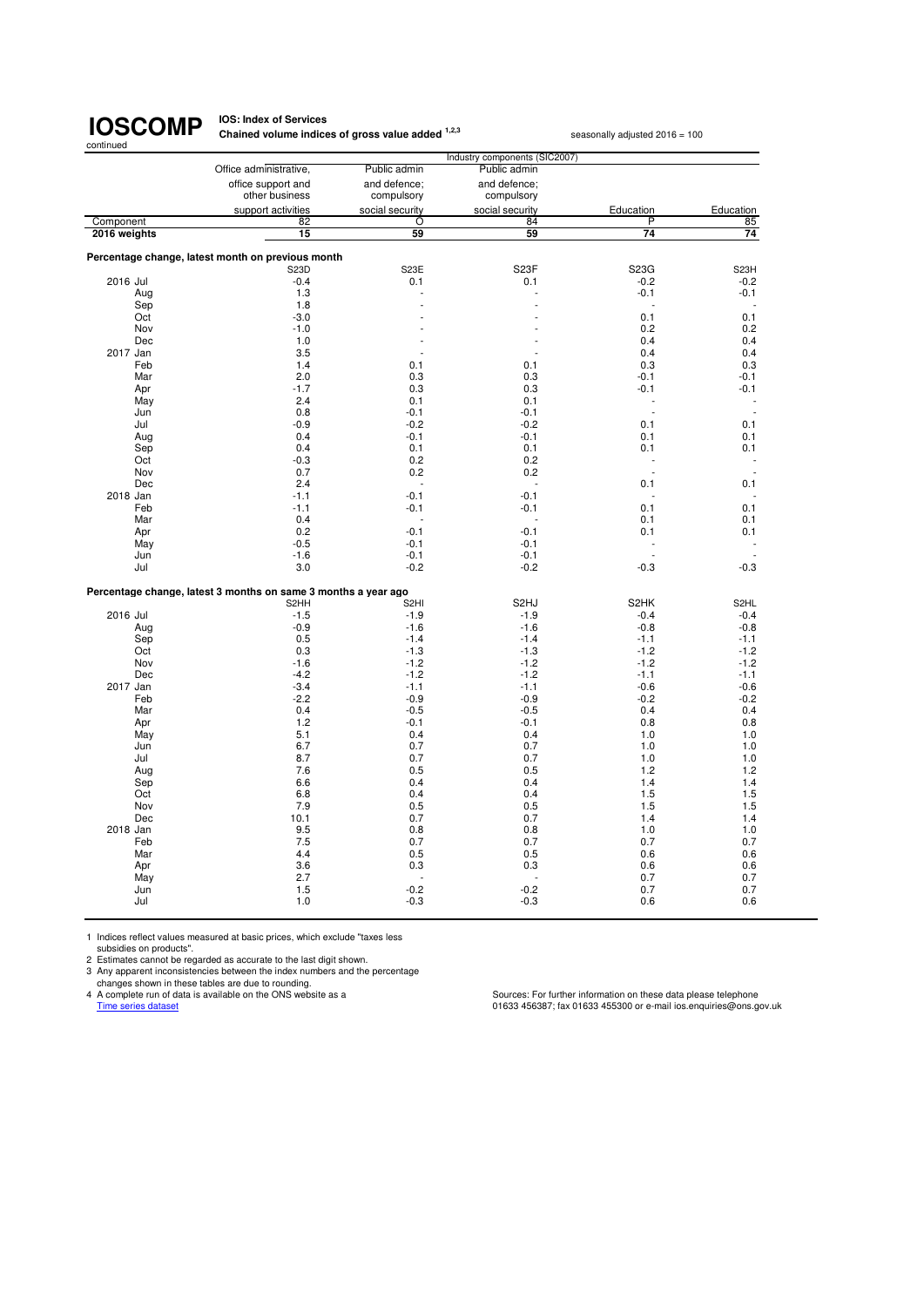# IOSCOMP

continued

**IOS: Index of Services**
**Chained volume indices of gross value added [1,2,3]**

seasonally adjusted 2016 = 100

| | | Industry components (SIC2007) | | | | |
|---|---|---|---|---|---|---|
| | | Office administrative, office support and other business support activities | Public admin and defence; compulsory social security | Public admin and defence; compulsory social security | Education | Education |
| Component | | 82 | O | 84 | P | 85 |
| 2016 weights | | 15 | 59 | 59 | 74 | 74 |
| **Percentage change, latest month on previous month** | | | | | | |
| | | S23D | S23E | S23F | S23G | S23H |
| 2016 | Jul | -0.4 | 0.1 | 0.1 | -0.2 | -0.2 |
| | Aug | 1.3 | - | - | -0.1 | -0.1 |
| | Sep | 1.8 | - | - | - | - |
| | Oct | -3.0 | - | - | 0.1 | 0.1 |
| | Nov | -1.0 | - | - | 0.2 | 0.2 |
| | Dec | 1.0 | - | - | 0.4 | 0.4 |
| 2017 | Jan | 3.5 | - | - | 0.4 | 0.4 |
| | Feb | 1.4 | 0.1 | 0.1 | 0.3 | 0.3 |
| | Mar | 2.0 | 0.3 | 0.3 | -0.1 | -0.1 |
| | Apr | -1.7 | 0.3 | 0.3 | -0.1 | -0.1 |
| | May | 2.4 | 0.1 | 0.1 | - | - |
| | Jun | 0.8 | -0.1 | -0.1 | - | - |
| | Jul | -0.9 | -0.2 | -0.2 | 0.1 | 0.1 |
| | Aug | 0.4 | -0.1 | -0.1 | 0.1 | 0.1 |
| | Sep | 0.4 | 0.1 | 0.1 | 0.1 | 0.1 |
| | Oct | -0.3 | 0.2 | 0.2 | - | - |
| | Nov | 0.7 | 0.2 | 0.2 | - | - |
| | Dec | 2.4 | - | - | 0.1 | 0.1 |
| 2018 | Jan | -1.1 | -0.1 | -0.1 | - | - |
| | Feb | -1.1 | -0.1 | -0.1 | 0.1 | 0.1 |
| | Mar | 0.4 | - | - | 0.1 | 0.1 |
| | Apr | 0.2 | -0.1 | -0.1 | 0.1 | 0.1 |
| | May | -0.5 | -0.1 | -0.1 | - | - |
| | Jun | -1.6 | -0.1 | -0.1 | - | - |
| | Jul | 3.0 | -0.2 | -0.2 | -0.3 | -0.3 |
| **Percentage change, latest 3 months on same 3 months a year ago** | | | | | | |
| | | S2HH | S2HI | S2HJ | S2HK | S2HL |
| 2016 | Jul | -1.5 | -1.9 | -1.9 | -0.4 | -0.4 |
| | Aug | -0.9 | -1.6 | -1.6 | -0.8 | -0.8 |
| | Sep | 0.5 | -1.4 | -1.4 | -1.1 | -1.1 |
| | Oct | 0.3 | -1.3 | -1.3 | -1.2 | -1.2 |
| | Nov | -1.6 | -1.2 | -1.2 | -1.2 | -1.2 |
| | Dec | -4.2 | -1.2 | -1.2 | -1.1 | -1.1 |
| 2017 | Jan | -3.4 | -1.1 | -1.1 | -0.6 | -0.6 |
| | Feb | -2.2 | -0.9 | -0.9 | -0.2 | -0.2 |
| | Mar | 0.4 | -0.5 | -0.5 | 0.4 | 0.4 |
| | Apr | 1.2 | -0.1 | -0.1 | 0.8 | 0.8 |
| | May | 5.1 | 0.4 | 0.4 | 1.0 | 1.0 |
| | Jun | 6.7 | 0.7 | 0.7 | 1.0 | 1.0 |
| | Jul | 8.7 | 0.7 | 0.7 | 1.0 | 1.0 |
| | Aug | 7.6 | 0.5 | 0.5 | 1.2 | 1.2 |
| | Sep | 6.6 | 0.4 | 0.4 | 1.4 | 1.4 |
| | Oct | 6.8 | 0.4 | 0.4 | 1.5 | 1.5 |
| | Nov | 7.9 | 0.5 | 0.5 | 1.5 | 1.5 |
| | Dec | 10.1 | 0.7 | 0.7 | 1.4 | 1.4 |
| 2018 | Jan | 9.5 | 0.8 | 0.8 | 1.0 | 1.0 |
| | Feb | 7.5 | 0.7 | 0.7 | 0.7 | 0.7 |
| | Mar | 4.4 | 0.5 | 0.5 | 0.6 | 0.6 |
| | Apr | 3.6 | 0.3 | 0.3 | 0.6 | 0.6 |
| | May | 2.7 | - | - | 0.7 | 0.7 |
| | Jun | 1.5 | -0.2 | -0.2 | 0.7 | 0.7 |
| | Jul | 1.0 | -0.3 | -0.3 | 0.6 | 0.6 |

1 Indices reflect values measured at basic prices, which exclude "taxes less subsidies on products".
2 Estimates cannot be regarded as accurate to the last digit shown.
3 Any apparent inconsistencies between the index numbers and the percentage changes shown in these tables are due to rounding.
4 A complete run of data is available on the ONS website as a Time series dataset

Sources: For further information on these data please telephone 01633 456387; fax 01633 455300 or e-mail ios.enquiries@ons.gov.uk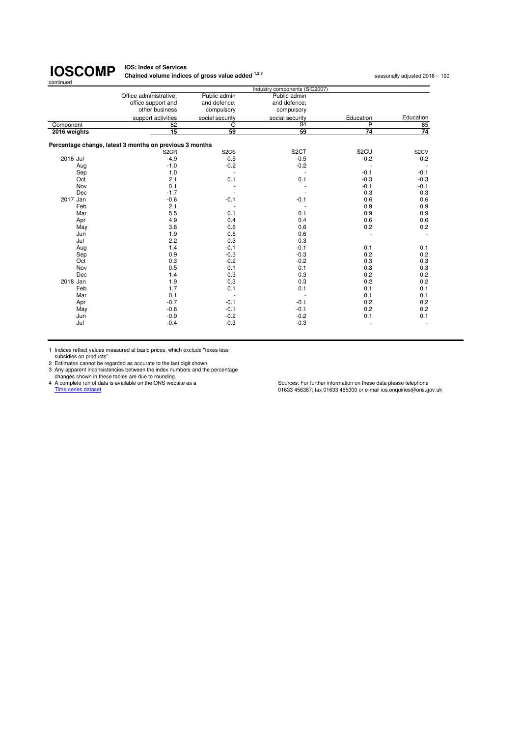# IOSCOMP

continued

**IOS: Index of Services**
**Chained volume indices of gross value added [1,2,3]**

seasonally adjusted 2016 = 100

| | Industry components (SIC2007) | | | | |
|---|---|---|---|---|---|
| | Office administrative, office support and other business support activities | Public admin and defence; compulsory social security | Public admin and defence; compulsory social security | Education | Education |
| Component | 82 | O | 84 | P | 85 |
| **2016 weights** | **15** | **59** | **59** | **74** | **74** |
| **Percentage change, latest 3 months on previous 3 months** | | | | | |
| | S2CR | S2CS | S2CT | S2CU | S2CV |
| 2016 Jul | -4.9 | -0.5 | -0.5 | -0.2 | -0.2 |
| Aug | -1.0 | -0.2 | -0.2 | - | - |
| Sep | 1.0 | - | - | -0.1 | -0.1 |
| Oct | 2.1 | 0.1 | 0.1 | -0.3 | -0.3 |
| Nov | 0.1 | - | - | -0.1 | -0.1 |
| Dec | -1.7 | - | - | 0.3 | 0.3 |
| 2017 Jan | -0.6 | -0.1 | -0.1 | 0.6 | 0.6 |
| Feb | 2.1 | - | - | 0.9 | 0.9 |
| Mar | 5.5 | 0.1 | 0.1 | 0.9 | 0.9 |
| Apr | 4.9 | 0.4 | 0.4 | 0.6 | 0.6 |
| May | 3.8 | 0.6 | 0.6 | 0.2 | 0.2 |
| Jun | 1.9 | 0.6 | 0.6 | - | - |
| Jul | 2.2 | 0.3 | 0.3 | - | - |
| Aug | 1.4 | -0.1 | -0.1 | 0.1 | 0.1 |
| Sep | 0.9 | -0.3 | -0.3 | 0.2 | 0.2 |
| Oct | 0.3 | -0.2 | -0.2 | 0.3 | 0.3 |
| Nov | 0.5 | 0.1 | 0.1 | 0.3 | 0.3 |
| Dec | 1.4 | 0.3 | 0.3 | 0.2 | 0.2 |
| 2018 Jan | 1.9 | 0.3 | 0.3 | 0.2 | 0.2 |
| Feb | 1.7 | 0.1 | 0.1 | 0.1 | 0.1 |
| Mar | 0.1 | - | - | 0.1 | 0.1 |
| Apr | -0.7 | -0.1 | -0.1 | 0.2 | 0.2 |
| May | -0.8 | -0.1 | -0.1 | 0.2 | 0.2 |
| Jun | -0.9 | -0.2 | -0.2 | 0.1 | 0.1 |
| Jul | -0.4 | -0.3 | -0.3 | - | - |

1 Indices reflect values measured at basic prices, which exclude "taxes less subsidies on products".
2 Estimates cannot be regarded as accurate to the last digit shown.
3 Any apparent inconsistencies between the index numbers and the percentage changes shown in these tables are due to rounding.
4 A complete run of data is available on the ONS website as a Time series dataset

Sources: For further information on these data please telephone 01633 456387; fax 01633 455300 or e-mail ios.enquiries@ons.gov.uk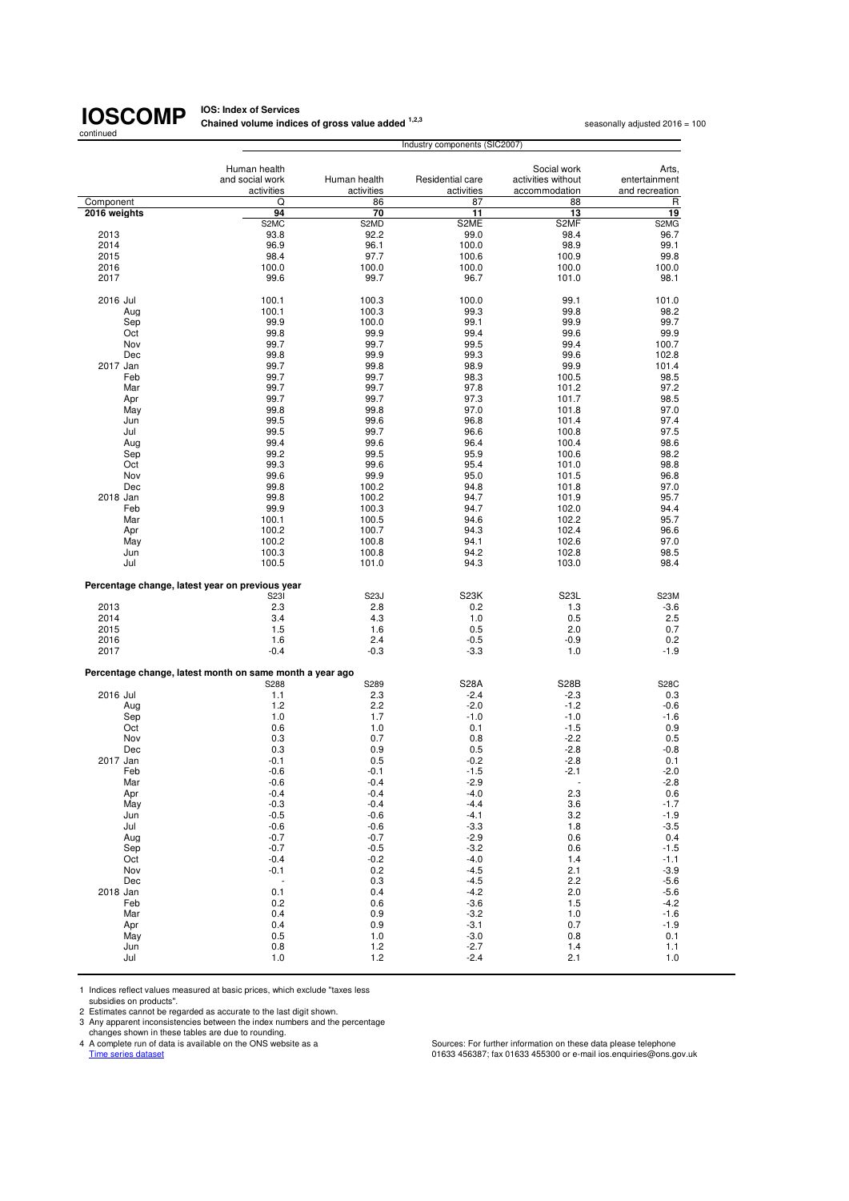**IOSCOMP** continued

**IOS: Index of Services**
**Chained volume indices of gross value added [1,2,3]**

seasonally adjusted 2016 = 100

| | Industry components (SIC2007) | | | | |
|---|---|---|---|---|---|
| | Human health and social work activities | Human health activities | Residential care activities | Social work activities without accommodation | Arts, entertainment and recreation |
| Component | Q | 86 | 87 | 88 | R |
| **2016 weights** | **94** | **70** | **11** | **13** | **19** |
| | S2MC | S2MD | S2ME | S2MF | S2MG |
| 2013 | 93.8 | 92.2 | 99.0 | 98.4 | 96.7 |
| 2014 | 96.9 | 96.1 | 100.0 | 98.9 | 99.1 |
| 2015 | 98.4 | 97.7 | 100.6 | 100.9 | 99.8 |
| 2016 | 100.0 | 100.0 | 100.0 | 100.0 | 100.0 |
| 2017 | 99.6 | 99.7 | 96.7 | 101.0 | 98.1 |
| | | | | | |
| 2016 Jul | 100.1 | 100.3 | 100.0 | 99.1 | 101.0 |
| Aug | 100.1 | 100.3 | 99.3 | 99.8 | 98.2 |
| Sep | 99.9 | 100.0 | 99.1 | 99.9 | 99.7 |
| Oct | 99.8 | 99.9 | 99.4 | 99.6 | 99.9 |
| Nov | 99.7 | 99.7 | 99.5 | 99.4 | 100.7 |
| Dec | 99.8 | 99.9 | 99.3 | 99.6 | 102.8 |
| 2017 Jan | 99.7 | 99.8 | 98.9 | 99.9 | 101.4 |
| Feb | 99.7 | 99.7 | 98.3 | 100.5 | 98.5 |
| Mar | 99.7 | 99.7 | 97.8 | 101.2 | 97.2 |
| Apr | 99.7 | 99.7 | 97.3 | 101.7 | 98.5 |
| May | 99.8 | 99.8 | 97.0 | 101.8 | 97.0 |
| Jun | 99.5 | 99.6 | 96.8 | 101.4 | 97.4 |
| Jul | 99.5 | 99.7 | 96.6 | 100.8 | 97.5 |
| Aug | 99.4 | 99.6 | 96.4 | 100.4 | 98.6 |
| Sep | 99.2 | 99.5 | 95.9 | 100.6 | 98.2 |
| Oct | 99.3 | 99.6 | 95.4 | 101.0 | 98.8 |
| Nov | 99.6 | 99.9 | 95.0 | 101.5 | 96.8 |
| Dec | 99.8 | 100.2 | 94.8 | 101.8 | 97.0 |
| 2018 Jan | 99.8 | 100.2 | 94.7 | 101.9 | 95.7 |
| Feb | 99.9 | 100.3 | 94.7 | 102.0 | 94.4 |
| Mar | 100.1 | 100.5 | 94.6 | 102.2 | 95.7 |
| Apr | 100.2 | 100.7 | 94.3 | 102.4 | 96.6 |
| May | 100.2 | 100.8 | 94.1 | 102.6 | 97.0 |
| Jun | 100.3 | 100.8 | 94.2 | 102.8 | 98.5 |
| Jul | 100.5 | 101.0 | 94.3 | 103.0 | 98.4 |
| **Percentage change, latest year on previous year** | | | | | |
| | S23I | S23J | S23K | S23L | S23M |
| 2013 | 2.3 | 2.8 | 0.2 | 1.3 | -3.6 |
| 2014 | 3.4 | 4.3 | 1.0 | 0.5 | 2.5 |
| 2015 | 1.5 | 1.6 | 0.5 | 2.0 | 0.7 |
| 2016 | 1.6 | 2.4 | -0.5 | -0.9 | 0.2 |
| 2017 | -0.4 | -0.3 | -3.3 | 1.0 | -1.9 |
| **Percentage change, latest month on same month a year ago** | | | | | |
| | S288 | S289 | S28A | S28B | S28C |
| 2016 Jul | 1.1 | 2.3 | -2.4 | -2.3 | 0.3 |
| Aug | 1.2 | 2.2 | -2.0 | -1.2 | -0.6 |
| Sep | 1.0 | 1.7 | -1.0 | -1.0 | -1.6 |
| Oct | 0.6 | 1.0 | 0.1 | -1.5 | 0.9 |
| Nov | 0.3 | 0.7 | 0.8 | -2.2 | 0.5 |
| Dec | 0.3 | 0.9 | 0.5 | -2.8 | -0.8 |
| 2017 Jan | -0.1 | 0.5 | -0.2 | -2.8 | 0.1 |
| Feb | -0.6 | -0.1 | -1.5 | -2.1 | -2.0 |
| Mar | -0.6 | -0.4 | -2.9 | - | -2.8 |
| Apr | -0.4 | -0.4 | -4.0 | 2.3 | 0.6 |
| May | -0.3 | -0.4 | -4.4 | 3.6 | -1.7 |
| Jun | -0.5 | -0.6 | -4.1 | 3.2 | -1.9 |
| Jul | -0.6 | -0.6 | -3.3 | 1.8 | -3.5 |
| Aug | -0.7 | -0.7 | -2.9 | 0.6 | 0.4 |
| Sep | -0.7 | -0.5 | -3.2 | 0.6 | -1.5 |
| Oct | -0.4 | -0.2 | -4.0 | 1.4 | -1.1 |
| Nov | -0.1 | 0.2 | -4.5 | 2.1 | -3.9 |
| Dec | - | 0.3 | -4.5 | 2.2 | -5.6 |
| 2018 Jan | 0.1 | 0.4 | -4.2 | 2.0 | -5.6 |
| Feb | 0.2 | 0.6 | -3.6 | 1.5 | -4.2 |
| Mar | 0.4 | 0.9 | -3.2 | 1.0 | -1.6 |
| Apr | 0.4 | 0.9 | -3.1 | 0.7 | -1.9 |
| May | 0.5 | 1.0 | -3.0 | 0.8 | 0.1 |
| Jun | 0.8 | 1.2 | -2.7 | 1.4 | 1.1 |
| Jul | 1.0 | 1.2 | -2.4 | 2.1 | 1.0 |

1 Indices reflect values measured at basic prices, which exclude "taxes less subsidies on products".
2 Estimates cannot be regarded as accurate to the last digit shown.
3 Any apparent inconsistencies between the index numbers and the percentage changes shown in these tables are due to rounding.
4 A complete run of data is available on the ONS website as a Time series dataset

Sources: For further information on these data please telephone 01633 456387; fax 01633 455300 or e-mail ios.enquiries@ons.gov.uk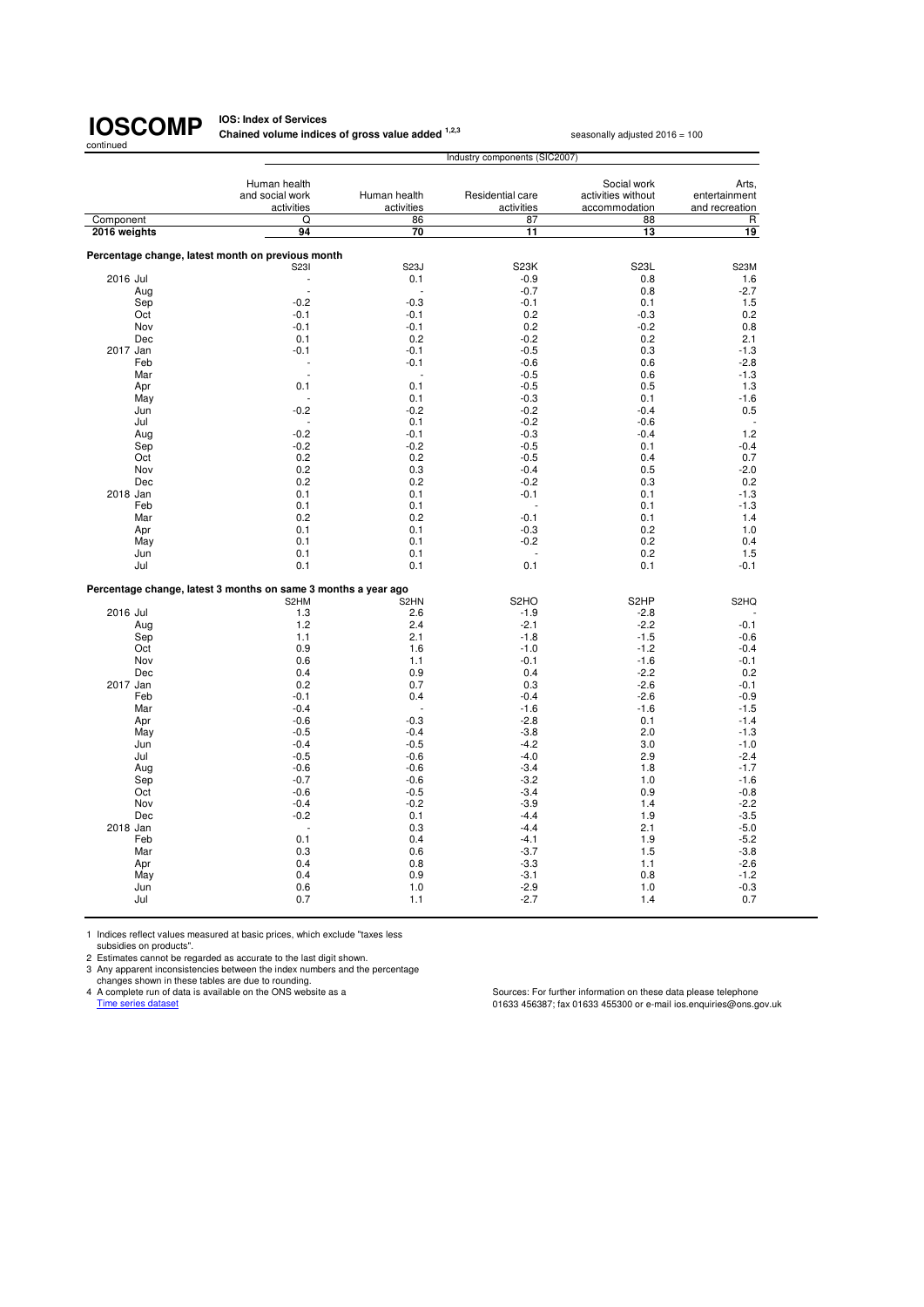# IOSCOMP

continued

**IOS: Index of Services**
**Chained volume indices of gross value added [1,2,3]**

seasonally adjusted 2016 = 100

| | | Industry components (SIC2007) | | | | |
|---|---|---|---|---|---|---|
| | | Human health and social work activities | Human health activities | Residential care activities | Social work activities without accommodation | Arts, entertainment and recreation |
| Component | | Q | 86 | 87 | 88 | R |
| **2016 weights** | | **94** | **70** | **11** | **13** | **19** |
| **Percentage change, latest month on previous month** | | | | | | |
| | | S23I | S23J | S23K | S23L | S23M |
| 2016 | Jul | - | 0.1 | -0.9 | 0.8 | 1.6 |
| | Aug | - | - | -0.7 | 0.8 | -2.7 |
| | Sep | -0.2 | -0.3 | -0.1 | 0.1 | 1.5 |
| | Oct | -0.1 | -0.1 | 0.2 | -0.3 | 0.2 |
| | Nov | -0.1 | -0.1 | 0.2 | -0.2 | 0.8 |
| | Dec | 0.1 | 0.2 | -0.2 | 0.2 | 2.1 |
| 2017 | Jan | -0.1 | -0.1 | -0.5 | 0.3 | -1.3 |
| | Feb | - | -0.1 | -0.6 | 0.6 | -2.8 |
| | Mar | - | - | -0.5 | 0.6 | -1.3 |
| | Apr | 0.1 | 0.1 | -0.5 | 0.5 | 1.3 |
| | May | - | 0.1 | -0.3 | 0.1 | -1.6 |
| | Jun | -0.2 | -0.2 | -0.2 | -0.4 | 0.5 |
| | Jul | - | 0.1 | -0.2 | -0.6 | - |
| | Aug | -0.2 | -0.1 | -0.3 | -0.4 | 1.2 |
| | Sep | -0.2 | -0.2 | -0.5 | 0.1 | -0.4 |
| | Oct | 0.2 | 0.2 | -0.5 | 0.4 | 0.7 |
| | Nov | 0.2 | 0.3 | -0.4 | 0.5 | -2.0 |
| | Dec | 0.2 | 0.2 | -0.2 | 0.3 | 0.2 |
| 2018 | Jan | 0.1 | 0.1 | -0.1 | 0.1 | -1.3 |
| | Feb | 0.1 | 0.1 | - | 0.1 | -1.3 |
| | Mar | 0.2 | 0.2 | -0.1 | 0.1 | 1.4 |
| | Apr | 0.1 | 0.1 | -0.3 | 0.2 | 1.0 |
| | May | 0.1 | 0.1 | -0.2 | 0.2 | 0.4 |
| | Jun | 0.1 | 0.1 | - | 0.2 | 1.5 |
| | Jul | 0.1 | 0.1 | 0.1 | 0.1 | -0.1 |
| **Percentage change, latest 3 months on same 3 months a year ago** | | | | | | |
| | | S2HM | S2HN | S2HO | S2HP | S2HQ |
| 2016 | Jul | 1.3 | 2.6 | -1.9 | -2.8 | - |
| | Aug | 1.2 | 2.4 | -2.1 | -2.2 | -0.1 |
| | Sep | 1.1 | 2.1 | -1.8 | -1.5 | -0.6 |
| | Oct | 0.9 | 1.6 | -1.0 | -1.2 | -0.4 |
| | Nov | 0.6 | 1.1 | -0.1 | -1.6 | -0.1 |
| | Dec | 0.4 | 0.9 | 0.4 | -2.2 | 0.2 |
| 2017 | Jan | 0.2 | 0.7 | 0.3 | -2.6 | -0.1 |
| | Feb | -0.1 | 0.4 | -0.4 | -2.6 | -0.9 |
| | Mar | -0.4 | - | -1.6 | -1.6 | -1.5 |
| | Apr | -0.6 | -0.3 | -2.8 | 0.1 | -1.4 |
| | May | -0.5 | -0.4 | -3.8 | 2.0 | -1.3 |
| | Jun | -0.4 | -0.5 | -4.2 | 3.0 | -1.0 |
| | Jul | -0.5 | -0.6 | -4.0 | 2.9 | -2.4 |
| | Aug | -0.6 | -0.6 | -3.4 | 1.8 | -1.7 |
| | Sep | -0.7 | -0.6 | -3.2 | 1.0 | -1.6 |
| | Oct | -0.6 | -0.5 | -3.4 | 0.9 | -0.8 |
| | Nov | -0.4 | -0.2 | -3.9 | 1.4 | -2.2 |
| | Dec | -0.2 | 0.1 | -4.4 | 1.9 | -3.5 |
| 2018 | Jan | - | 0.3 | -4.4 | 2.1 | -5.0 |
| | Feb | 0.1 | 0.4 | -4.1 | 1.9 | -5.2 |
| | Mar | 0.3 | 0.6 | -3.7 | 1.5 | -3.8 |
| | Apr | 0.4 | 0.8 | -3.3 | 1.1 | -2.6 |
| | May | 0.4 | 0.9 | -3.1 | 0.8 | -1.2 |
| | Jun | 0.6 | 1.0 | -2.9 | 1.0 | -0.3 |
| | Jul | 0.7 | 1.1 | -2.7 | 1.4 | 0.7 |

1 Indices reflect values measured at basic prices, which exclude "taxes less subsidies on products".
2 Estimates cannot be regarded as accurate to the last digit shown.
3 Any apparent inconsistencies between the index numbers and the percentage changes shown in these tables are due to rounding.
4 A complete run of data is available on the ONS website as a Time series dataset

Sources: For further information on these data please telephone 01633 456387; fax 01633 455300 or e-mail ios.enquiries@ons.gov.uk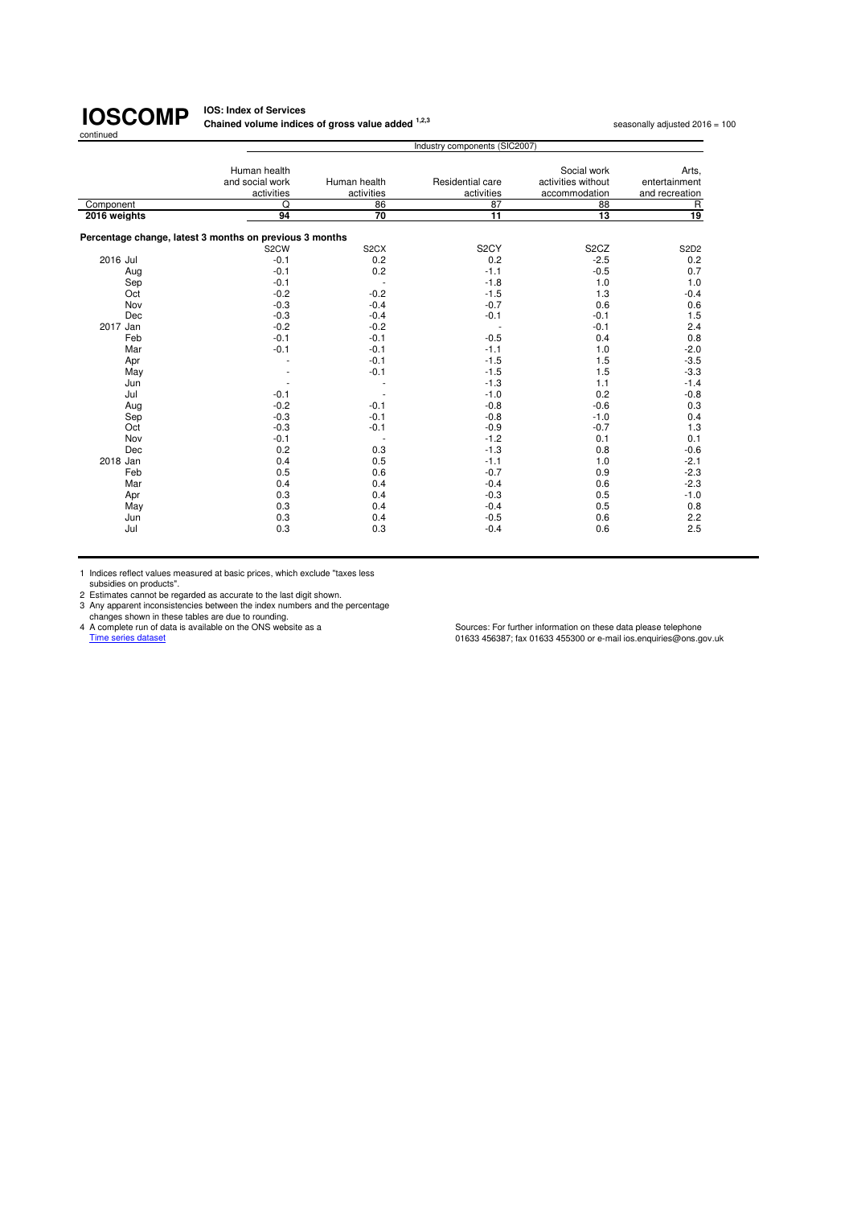# IOSCOMP

continued

**IOS: Index of Services**
**Chained volume indices of gross value added [1,2,3]**

seasonally adjusted 2016 = 100

| | Industry components (SIC2007) | | | | |
|---|---|---|---|---|---|
| | Human health and social work activities | Human health activities | Residential care activities | Social work activities without accommodation | Arts, entertainment and recreation |
| Component | Q | 86 | 87 | 88 | R |
| **2016 weights** | **94** | **70** | **11** | **13** | **19** |
| **Percentage change, latest 3 months on previous 3 months** | | | | | |
| | S2CW | S2CX | S2CY | S2CZ | S2D2 |
| 2016 Jul | -0.1 | 0.2 | 0.2 | -2.5 | 0.2 |
| Aug | -0.1 | 0.2 | -1.1 | -0.5 | 0.7 |
| Sep | -0.1 | - | -1.8 | 1.0 | 1.0 |
| Oct | -0.2 | -0.2 | -1.5 | 1.3 | -0.4 |
| Nov | -0.3 | -0.4 | -0.7 | 0.6 | 0.6 |
| Dec | -0.3 | -0.4 | -0.1 | -0.1 | 1.5 |
| 2017 Jan | -0.2 | -0.2 | - | -0.1 | 2.4 |
| Feb | -0.1 | -0.1 | -0.5 | 0.4 | 0.8 |
| Mar | -0.1 | -0.1 | -1.1 | 1.0 | -2.0 |
| Apr | - | -0.1 | -1.5 | 1.5 | -3.5 |
| May | - | -0.1 | -1.5 | 1.5 | -3.3 |
| Jun | - | - | -1.3 | 1.1 | -1.4 |
| Jul | -0.1 | - | -1.0 | 0.2 | -0.8 |
| Aug | -0.2 | -0.1 | -0.8 | -0.6 | 0.3 |
| Sep | -0.3 | -0.1 | -0.8 | -1.0 | 0.4 |
| Oct | -0.3 | -0.1 | -0.9 | -0.7 | 1.3 |
| Nov | -0.1 | - | -1.2 | 0.1 | 0.1 |
| Dec | 0.2 | 0.3 | -1.3 | 0.8 | -0.6 |
| 2018 Jan | 0.4 | 0.5 | -1.1 | 1.0 | -2.1 |
| Feb | 0.5 | 0.6 | -0.7 | 0.9 | -2.3 |
| Mar | 0.4 | 0.4 | -0.4 | 0.6 | -2.3 |
| Apr | 0.3 | 0.4 | -0.3 | 0.5 | -1.0 |
| May | 0.3 | 0.4 | -0.4 | 0.5 | 0.8 |
| Jun | 0.3 | 0.4 | -0.5 | 0.6 | 2.2 |
| Jul | 0.3 | 0.3 | -0.4 | 0.6 | 2.5 |

1 Indices reflect values measured at basic prices, which exclude "taxes less subsidies on products".
2 Estimates cannot be regarded as accurate to the last digit shown.
3 Any apparent inconsistencies between the index numbers and the percentage changes shown in these tables are due to rounding.
4 A complete run of data is available on the ONS website as a Time series dataset

Sources: For further information on these data please telephone 01633 456387; fax 01633 455300 or e-mail ios.enquiries@ons.gov.uk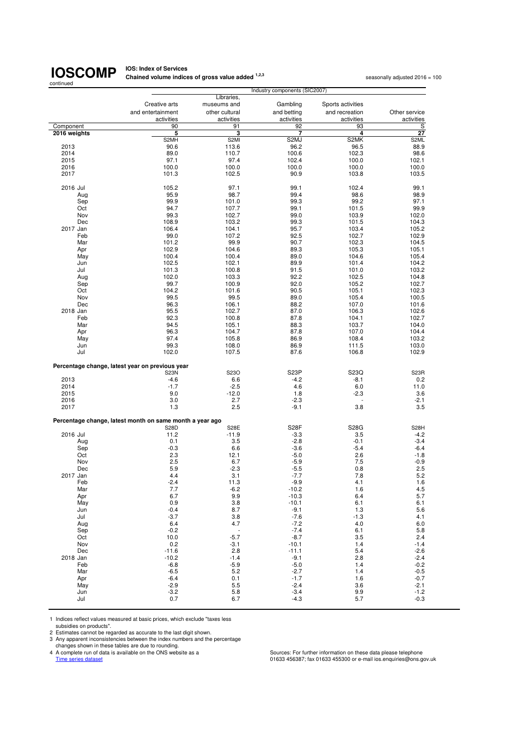# IOSCOMP

continued

**IOS: Index of Services**
**Chained volume indices of gross value added [1,2,3]**

seasonally adjusted 2016 = 100

| | Industry components (SIC2007) | | | | |
|---|---|---|---|---|---|
| | Creative arts and entertainment activities | Libraries, museums and other cultural activities | Gambling and betting activities | Sports activities and recreation activities | Other service activities |
| Component | 90 | 91 | 92 | 93 | S |
| **2016 weights** | **5** | **3** | **7** | **4** | **27** |
| | S2MH | S2MI | S2MJ | S2MK | S2ML |
| 2013 | 90.6 | 113.6 | 96.2 | 96.5 | 88.9 |
| 2014 | 89.0 | 110.7 | 100.6 | 102.3 | 98.6 |
| 2015 | 97.1 | 97.4 | 102.4 | 100.0 | 102.1 |
| 2016 | 100.0 | 100.0 | 100.0 | 100.0 | 100.0 |
| 2017 | 101.3 | 102.5 | 90.9 | 103.8 | 103.5 |
| | | | | | |
| 2016 Jul | 105.2 | 97.1 | 99.1 | 102.4 | 99.1 |
| Aug | 95.9 | 98.7 | 99.4 | 98.6 | 98.9 |
| Sep | 99.9 | 101.0 | 99.3 | 99.2 | 97.1 |
| Oct | 94.7 | 107.7 | 99.1 | 101.5 | 99.9 |
| Nov | 99.3 | 102.7 | 99.0 | 103.9 | 102.0 |
| Dec | 108.9 | 103.2 | 99.3 | 101.5 | 104.3 |
| 2017 Jan | 106.4 | 104.1 | 95.7 | 103.4 | 105.2 |
| Feb | 99.0 | 107.2 | 92.5 | 102.7 | 102.9 |
| Mar | 101.2 | 99.9 | 90.7 | 102.3 | 104.5 |
| Apr | 102.9 | 104.6 | 89.3 | 105.3 | 105.1 |
| May | 100.4 | 100.4 | 89.0 | 104.6 | 105.4 |
| Jun | 102.5 | 102.1 | 89.9 | 101.4 | 104.2 |
| Jul | 101.3 | 100.8 | 91.5 | 101.0 | 103.2 |
| Aug | 102.0 | 103.3 | 92.2 | 102.5 | 104.8 |
| Sep | 99.7 | 100.9 | 92.0 | 105.2 | 102.7 |
| Oct | 104.2 | 101.6 | 90.5 | 105.1 | 102.3 |
| Nov | 99.5 | 99.5 | 89.0 | 105.4 | 100.5 |
| Dec | 96.3 | 106.1 | 88.2 | 107.0 | 101.6 |
| 2018 Jan | 95.5 | 102.7 | 87.0 | 106.3 | 102.6 |
| Feb | 92.3 | 100.8 | 87.8 | 104.1 | 102.7 |
| Mar | 94.5 | 105.1 | 88.3 | 103.7 | 104.0 |
| Apr | 96.3 | 104.7 | 87.8 | 107.0 | 104.4 |
| May | 97.4 | 105.8 | 86.9 | 108.4 | 103.2 |
| Jun | 99.3 | 108.0 | 86.9 | 111.5 | 103.0 |
| Jul | 102.0 | 107.5 | 87.6 | 106.8 | 102.9 |
| **Percentage change, latest year on previous year** | | | | | |
| | S23N | S23O | S23P | S23Q | S23R |
| 2013 | -4.6 | 6.6 | -4.2 | -8.1 | 0.2 |
| 2014 | -1.7 | -2.5 | 4.6 | 6.0 | 11.0 |
| 2015 | 9.0 | -12.0 | 1.8 | -2.3 | 3.6 |
| 2016 | 3.0 | 2.7 | -2.3 | - | -2.1 |
| 2017 | 1.3 | 2.5 | -9.1 | 3.8 | 3.5 |
| **Percentage change, latest month on same month a year ago** | | | | | |
| | S28D | S28E | S28F | S28G | S28H |
| 2016 Jul | 11.2 | -11.9 | -3.3 | 3.5 | -4.2 |
| Aug | 0.1 | 3.5 | -2.8 | -0.1 | -3.4 |
| Sep | -0.3 | 6.6 | -3.6 | -5.4 | -6.4 |
| Oct | 2.3 | 12.1 | -5.0 | 2.6 | -1.8 |
| Nov | 2.5 | 6.7 | -5.9 | 7.5 | -0.9 |
| Dec | 5.9 | -2.3 | -5.5 | 0.8 | 2.5 |
| 2017 Jan | 4.4 | 3.1 | -7.7 | 7.8 | 5.2 |
| Feb | -2.4 | 11.3 | -9.9 | 4.1 | 1.6 |
| Mar | 7.7 | -6.2 | -10.2 | 1.6 | 4.5 |
| Apr | 6.7 | 9.9 | -10.3 | 6.4 | 5.7 |
| May | 0.9 | 3.8 | -10.1 | 6.1 | 6.1 |
| Jun | -0.4 | 8.7 | -9.1 | 1.3 | 5.6 |
| Jul | -3.7 | 3.8 | -7.6 | -1.3 | 4.1 |
| Aug | 6.4 | 4.7 | -7.2 | 4.0 | 6.0 |
| Sep | -0.2 | - | -7.4 | 6.1 | 5.8 |
| Oct | 10.0 | -5.7 | -8.7 | 3.5 | 2.4 |
| Nov | 0.2 | -3.1 | -10.1 | 1.4 | -1.4 |
| Dec | -11.6 | 2.8 | -11.1 | 5.4 | -2.6 |
| 2018 Jan | -10.2 | -1.4 | -9.1 | 2.8 | -2.4 |
| Feb | -6.8 | -5.9 | -5.0 | 1.4 | -0.2 |
| Mar | -6.5 | 5.2 | -2.7 | 1.4 | -0.5 |
| Apr | -6.4 | 0.1 | -1.7 | 1.6 | -0.7 |
| May | -2.9 | 5.5 | -2.4 | 3.6 | -2.1 |
| Jun | -3.2 | 5.8 | -3.4 | 9.9 | -1.2 |
| Jul | 0.7 | 6.7 | -4.3 | 5.7 | -0.3 |

1 Indices reflect values measured at basic prices, which exclude "taxes less subsidies on products".
2 Estimates cannot be regarded as accurate to the last digit shown.
3 Any apparent inconsistencies between the index numbers and the percentage changes shown in these tables are due to rounding.
4 A complete run of data is available on the ONS website as a Time series dataset

Sources: For further information on these data please telephone 01633 456387; fax 01633 455300 or e-mail ios.enquiries@ons.gov.uk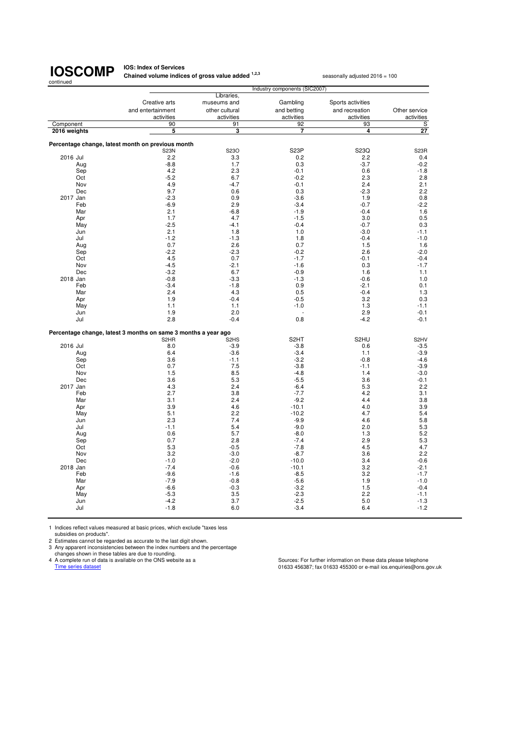# IOSCOMP

continued

**IOS: Index of Services**

**Chained volume indices of gross value added [1,2,3]**

seasonally adjusted 2016 = 100

| | Industry components (SIC2007) | | | | |
|---|---|---|---|---|---|
| | Creative arts and entertainment activities | Libraries, museums and other cultural activities | Gambling and betting activities | Sports activities and recreation activities | Other service activities |
| Component | 90 | 91 | 92 | 93 | S |
| **2016 weights** | **5** | **3** | **7** | **4** | **27** |
| **Percentage change, latest month on previous month** | | | | | |
| | S23N | S23O | S23P | S23Q | S23R |
| 2016 Jul | 2.2 | 3.3 | 0.2 | 2.2 | 0.4 |
| Aug | -8.8 | 1.7 | 0.3 | -3.7 | -0.2 |
| Sep | 4.2 | 2.3 | -0.1 | 0.6 | -1.8 |
| Oct | -5.2 | 6.7 | -0.2 | 2.3 | 2.8 |
| Nov | 4.9 | -4.7 | -0.1 | 2.4 | 2.1 |
| Dec | 9.7 | 0.6 | 0.3 | -2.3 | 2.2 |
| 2017 Jan | -2.3 | 0.9 | -3.6 | 1.9 | 0.8 |
| Feb | -6.9 | 2.9 | -3.4 | -0.7 | -2.2 |
| Mar | 2.1 | -6.8 | -1.9 | -0.4 | 1.6 |
| Apr | 1.7 | 4.7 | -1.5 | 3.0 | 0.5 |
| May | -2.5 | -4.1 | -0.4 | -0.7 | 0.3 |
| Jun | 2.1 | 1.8 | 1.0 | -3.0 | -1.1 |
| Jul | -1.2 | -1.3 | 1.8 | -0.4 | -1.0 |
| Aug | 0.7 | 2.6 | 0.7 | 1.5 | 1.6 |
| Sep | -2.2 | -2.3 | -0.2 | 2.6 | -2.0 |
| Oct | 4.5 | 0.7 | -1.7 | -0.1 | -0.4 |
| Nov | -4.5 | -2.1 | -1.6 | 0.3 | -1.7 |
| Dec | -3.2 | 6.7 | -0.9 | 1.6 | 1.1 |
| 2018 Jan | -0.8 | -3.3 | -1.3 | -0.6 | 1.0 |
| Feb | -3.4 | -1.8 | 0.9 | -2.1 | 0.1 |
| Mar | 2.4 | 4.3 | 0.5 | -0.4 | 1.3 |
| Apr | 1.9 | -0.4 | -0.5 | 3.2 | 0.3 |
| May | 1.1 | 1.1 | -1.0 | 1.3 | -1.1 |
| Jun | 1.9 | 2.0 | - | 2.9 | -0.1 |
| Jul | 2.8 | -0.4 | 0.8 | -4.2 | -0.1 |
| **Percentage change, latest 3 months on same 3 months a year ago** | | | | | |
| | S2HR | S2HS | S2HT | S2HU | S2HV |
| 2016 Jul | 8.0 | -3.9 | -3.8 | 0.6 | -3.5 |
| Aug | 6.4 | -3.6 | -3.4 | 1.1 | -3.9 |
| Sep | 3.6 | -1.1 | -3.2 | -0.8 | -4.6 |
| Oct | 0.7 | 7.5 | -3.8 | -1.1 | -3.9 |
| Nov | 1.5 | 8.5 | -4.8 | 1.4 | -3.0 |
| Dec | 3.6 | 5.3 | -5.5 | 3.6 | -0.1 |
| 2017 Jan | 4.3 | 2.4 | -6.4 | 5.3 | 2.2 |
| Feb | 2.7 | 3.8 | -7.7 | 4.2 | 3.1 |
| Mar | 3.1 | 2.4 | -9.2 | 4.4 | 3.8 |
| Apr | 3.9 | 4.6 | -10.1 | 4.0 | 3.9 |
| May | 5.1 | 2.2 | -10.2 | 4.7 | 5.4 |
| Jun | 2.3 | 7.4 | -9.9 | 4.6 | 5.8 |
| Jul | -1.1 | 5.4 | -9.0 | 2.0 | 5.3 |
| Aug | 0.6 | 5.7 | -8.0 | 1.3 | 5.2 |
| Sep | 0.7 | 2.8 | -7.4 | 2.9 | 5.3 |
| Oct | 5.3 | -0.5 | -7.8 | 4.5 | 4.7 |
| Nov | 3.2 | -3.0 | -8.7 | 3.6 | 2.2 |
| Dec | -1.0 | -2.0 | -10.0 | 3.4 | -0.6 |
| 2018 Jan | -7.4 | -0.6 | -10.1 | 3.2 | -2.1 |
| Feb | -9.6 | -1.6 | -8.5 | 3.2 | -1.7 |
| Mar | -7.9 | -0.8 | -5.6 | 1.9 | -1.0 |
| Apr | -6.6 | -0.3 | -3.2 | 1.5 | -0.4 |
| May | -5.3 | 3.5 | -2.3 | 2.2 | -1.1 |
| Jun | -4.2 | 3.7 | -2.5 | 5.0 | -1.3 |
| Jul | -1.8 | 6.0 | -3.4 | 6.4 | -1.2 |

1 Indices reflect values measured at basic prices, which exclude "taxes less subsidies on products".
2 Estimates cannot be regarded as accurate to the last digit shown.
3 Any apparent inconsistencies between the index numbers and the percentage changes shown in these tables are due to rounding.
4 A complete run of data is available on the ONS website as a Time series dataset

Sources: For further information on these data please telephone 01633 456387; fax 01633 455300 or e-mail ios.enquiries@ons.gov.uk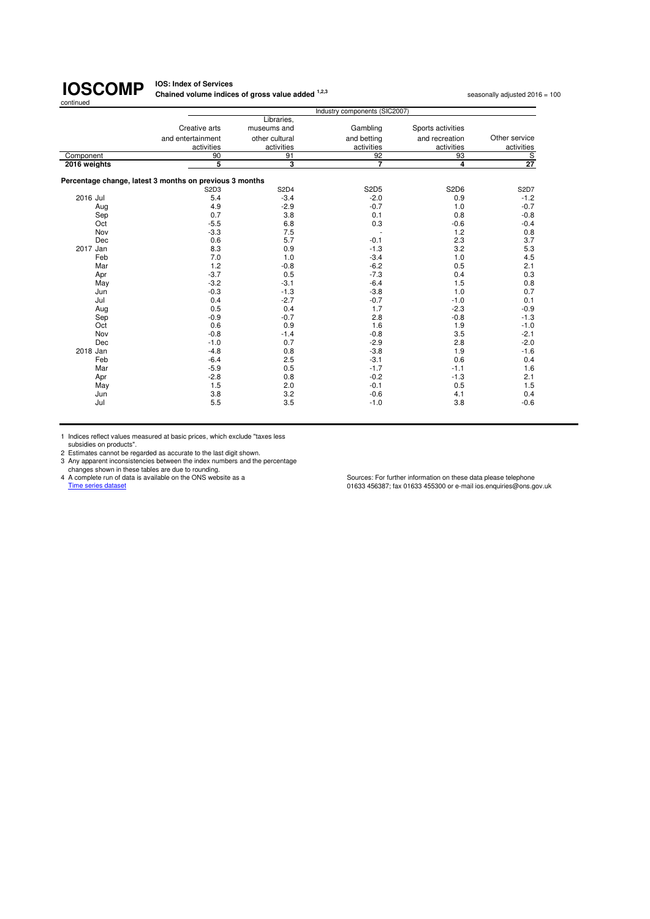# IOSCOMP

continued

**IOS: Index of Services**

**Chained volume indices of gross value added** [1,2,3]

seasonally adjusted 2016 = 100

| | Industry components (SIC2007) | | | | |
|---|---|---|---|---|---|
| | Creative arts and entertainment activities | Libraries, museums and other cultural activities | Gambling and betting activities | Sports activities and recreation activities | Other service activities |
| Component | 90 | 91 | 92 | 93 | S |
| **2016 weights** | **5** | **3** | **7** | **4** | **27** |
| **Percentage change, latest 3 months on previous 3 months** | | | | | |
| | S2D3 | S2D4 | S2D5 | S2D6 | S2D7 |
| 2016 Jul | 5.4 | -3.4 | -2.0 | 0.9 | -1.2 |
| Aug | 4.9 | -2.9 | -0.7 | 1.0 | -0.7 |
| Sep | 0.7 | 3.8 | 0.1 | 0.8 | -0.8 |
| Oct | -5.5 | 6.8 | 0.3 | -0.6 | -0.4 |
| Nov | -3.3 | 7.5 | - | 1.2 | 0.8 |
| Dec | 0.6 | 5.7 | -0.1 | 2.3 | 3.7 |
| 2017 Jan | 8.3 | 0.9 | -1.3 | 3.2 | 5.3 |
| Feb | 7.0 | 1.0 | -3.4 | 1.0 | 4.5 |
| Mar | 1.2 | -0.8 | -6.2 | 0.5 | 2.1 |
| Apr | -3.7 | 0.5 | -7.3 | 0.4 | 0.3 |
| May | -3.2 | -3.1 | -6.4 | 1.5 | 0.8 |
| Jun | -0.3 | -1.3 | -3.8 | 1.0 | 0.7 |
| Jul | 0.4 | -2.7 | -0.7 | -1.0 | 0.1 |
| Aug | 0.5 | 0.4 | 1.7 | -2.3 | -0.9 |
| Sep | -0.9 | -0.7 | 2.8 | -0.8 | -1.3 |
| Oct | 0.6 | 0.9 | 1.6 | 1.9 | -1.0 |
| Nov | -0.8 | -1.4 | -0.8 | 3.5 | -2.1 |
| Dec | -1.0 | 0.7 | -2.9 | 2.8 | -2.0 |
| 2018 Jan | -4.8 | 0.8 | -3.8 | 1.9 | -1.6 |
| Feb | -6.4 | 2.5 | -3.1 | 0.6 | 0.4 |
| Mar | -5.9 | 0.5 | -1.7 | -1.1 | 1.6 |
| Apr | -2.8 | 0.8 | -0.2 | -1.3 | 2.1 |
| May | 1.5 | 2.0 | -0.1 | 0.5 | 1.5 |
| Jun | 3.8 | 3.2 | -0.6 | 4.1 | 0.4 |
| Jul | 5.5 | 3.5 | -1.0 | 3.8 | -0.6 |

1 Indices reflect values measured at basic prices, which exclude "taxes less subsidies on products".

2 Estimates cannot be regarded as accurate to the last digit shown.

3 Any apparent inconsistencies between the index numbers and the percentage changes shown in these tables are due to rounding.

4 A complete run of data is available on the ONS website as a Time series dataset

Sources: For further information on these data please telephone 01633 456387; fax 01633 455300 or e-mail ios.enquiries@ons.gov.uk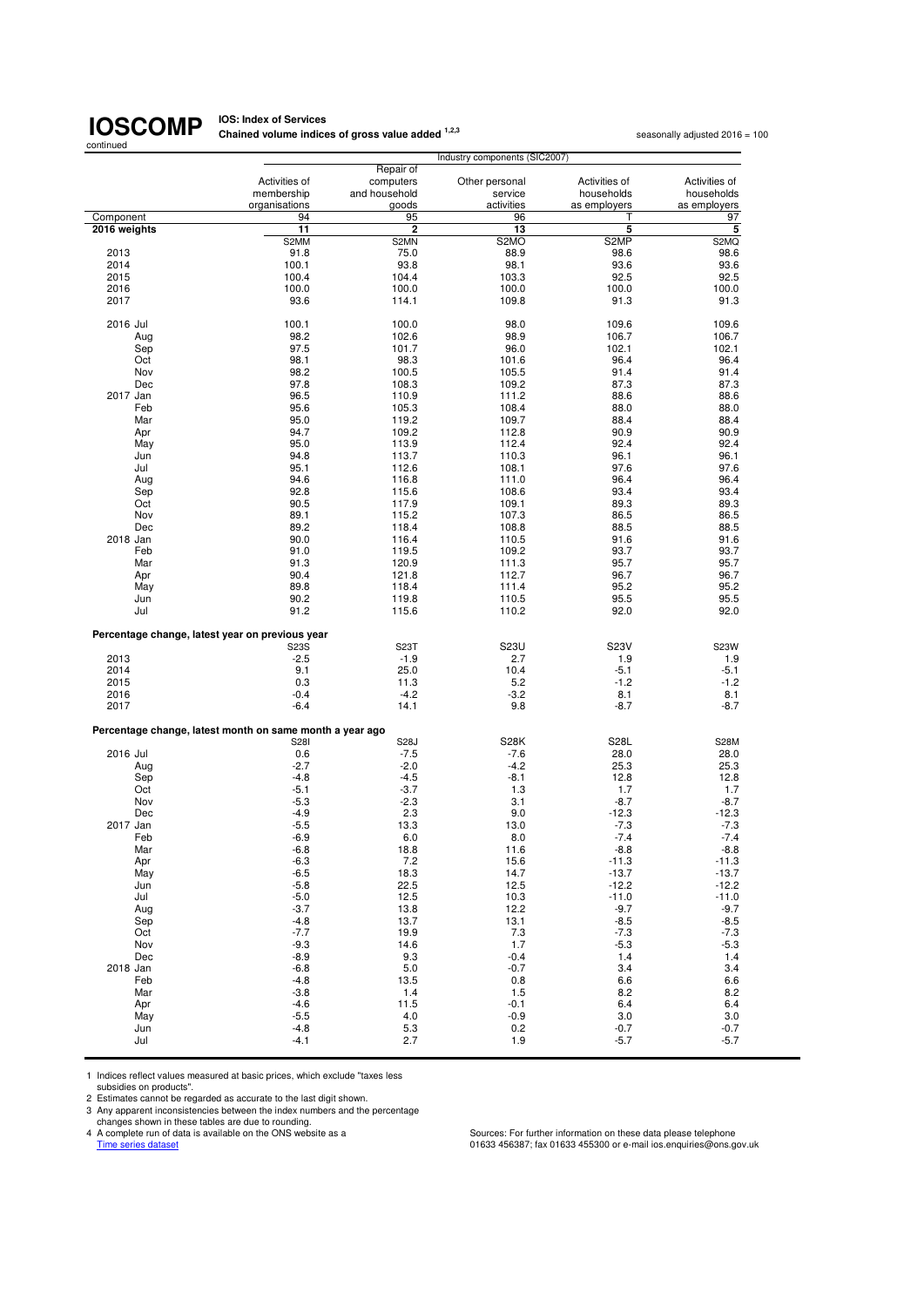# IOSCOMP

continued

**IOS: Index of Services**
**Chained volume indices of gross value added [1,2,3]**

seasonally adjusted 2016 = 100

| | Industry components (SIC2007) | | | | |
|---|---|---|---|---|---|
| | Activities of membership organisations | Repair of computers and household goods | Other personal service activities | Activities of households as employers | Activities of households as employers |
| Component | 94 | 95 | 96 | T | 97 |
| **2016 weights** | **11** | **2** | **13** | **5** | **5** |
| | S2MM | S2MN | S2MO | S2MP | S2MQ |
| 2013 | 91.8 | 75.0 | 88.9 | 98.6 | 98.6 |
| 2014 | 100.1 | 93.8 | 98.1 | 93.6 | 93.6 |
| 2015 | 100.4 | 104.4 | 103.3 | 92.5 | 92.5 |
| 2016 | 100.0 | 100.0 | 100.0 | 100.0 | 100.0 |
| 2017 | 93.6 | 114.1 | 109.8 | 91.3 | 91.3 |
| 2016 Jul | 100.1 | 100.0 | 98.0 | 109.6 | 109.6 |
| Aug | 98.2 | 102.6 | 98.9 | 106.7 | 106.7 |
| Sep | 97.5 | 101.7 | 96.0 | 102.1 | 102.1 |
| Oct | 98.1 | 98.3 | 101.6 | 96.4 | 96.4 |
| Nov | 98.2 | 100.5 | 105.5 | 91.4 | 91.4 |
| Dec | 97.8 | 108.3 | 109.2 | 87.3 | 87.3 |
| 2017 Jan | 96.5 | 110.9 | 111.2 | 88.6 | 88.6 |
| Feb | 95.6 | 105.3 | 108.4 | 88.0 | 88.0 |
| Mar | 95.0 | 119.2 | 109.7 | 88.4 | 88.4 |
| Apr | 94.7 | 109.2 | 112.8 | 90.9 | 90.9 |
| May | 95.0 | 113.9 | 112.4 | 92.4 | 92.4 |
| Jun | 94.8 | 113.7 | 110.3 | 96.1 | 96.1 |
| Jul | 95.1 | 112.6 | 108.1 | 97.6 | 97.6 |
| Aug | 94.6 | 116.8 | 111.0 | 96.4 | 96.4 |
| Sep | 92.8 | 115.6 | 108.6 | 93.4 | 93.4 |
| Oct | 90.5 | 117.9 | 109.1 | 89.3 | 89.3 |
| Nov | 89.1 | 115.2 | 107.3 | 86.5 | 86.5 |
| Dec | 89.2 | 118.4 | 108.8 | 88.5 | 88.5 |
| 2018 Jan | 90.0 | 116.4 | 110.5 | 91.6 | 91.6 |
| Feb | 91.0 | 119.5 | 109.2 | 93.7 | 93.7 |
| Mar | 91.3 | 120.9 | 111.3 | 95.7 | 95.7 |
| Apr | 90.4 | 121.8 | 112.7 | 96.7 | 96.7 |
| May | 89.8 | 118.4 | 111.4 | 95.2 | 95.2 |
| Jun | 90.2 | 119.8 | 110.5 | 95.5 | 95.5 |
| Jul | 91.2 | 115.6 | 110.2 | 92.0 | 92.0 |
| **Percentage change, latest year on previous year** | | | | | |
| | S23S | S23T | S23U | S23V | S23W |
| 2013 | -2.5 | -1.9 | 2.7 | 1.9 | 1.9 |
| 2014 | 9.1 | 25.0 | 10.4 | -5.1 | -5.1 |
| 2015 | 0.3 | 11.3 | 5.2 | -1.2 | -1.2 |
| 2016 | -0.4 | -4.2 | -3.2 | 8.1 | 8.1 |
| 2017 | -6.4 | 14.1 | 9.8 | -8.7 | -8.7 |
| **Percentage change, latest month on same month a year ago** | | | | | |
| | S28I | S28J | S28K | S28L | S28M |
| 2016 Jul | 0.6 | -7.5 | -7.6 | 28.0 | 28.0 |
| Aug | -2.7 | -2.0 | -4.2 | 25.3 | 25.3 |
| Sep | -4.8 | -4.5 | -8.1 | 12.8 | 12.8 |
| Oct | -5.1 | -3.7 | 1.3 | 1.7 | 1.7 |
| Nov | -5.3 | -2.3 | 3.1 | -8.7 | -8.7 |
| Dec | -4.9 | 2.3 | 9.0 | -12.3 | -12.3 |
| 2017 Jan | -5.5 | 13.3 | 13.0 | -7.3 | -7.3 |
| Feb | -6.9 | 6.0 | 8.0 | -7.4 | -7.4 |
| Mar | -6.8 | 18.8 | 11.6 | -8.8 | -8.8 |
| Apr | -6.3 | 7.2 | 15.6 | -11.3 | -11.3 |
| May | -6.5 | 18.3 | 14.7 | -13.7 | -13.7 |
| Jun | -5.8 | 22.5 | 12.5 | -12.2 | -12.2 |
| Jul | -5.0 | 12.5 | 10.3 | -11.0 | -11.0 |
| Aug | -3.7 | 13.8 | 12.2 | -9.7 | -9.7 |
| Sep | -4.8 | 13.7 | 13.1 | -8.5 | -8.5 |
| Oct | -7.7 | 19.9 | 7.3 | -7.3 | -7.3 |
| Nov | -9.3 | 14.6 | 1.7 | -5.3 | -5.3 |
| Dec | -8.9 | 9.3 | -0.4 | 1.4 | 1.4 |
| 2018 Jan | -6.8 | 5.0 | -0.7 | 3.4 | 3.4 |
| Feb | -4.8 | 13.5 | 0.8 | 6.6 | 6.6 |
| Mar | -3.8 | 1.4 | 1.5 | 8.2 | 8.2 |
| Apr | -4.6 | 11.5 | -0.1 | 6.4 | 6.4 |
| May | -5.5 | 4.0 | -0.9 | 3.0 | 3.0 |
| Jun | -4.8 | 5.3 | 0.2 | -0.7 | -0.7 |
| Jul | -4.1 | 2.7 | 1.9 | -5.7 | -5.7 |

1 Indices reflect values measured at basic prices, which exclude "taxes less subsidies on products".
2 Estimates cannot be regarded as accurate to the last digit shown.
3 Any apparent inconsistencies between the index numbers and the percentage changes shown in these tables are due to rounding.
4 A complete run of data is available on the ONS website as a [Time series dataset](Time series dataset)

Sources: For further information on these data please telephone 01633 456387; fax 01633 455300 or e-mail ios.enquiries@ons.gov.uk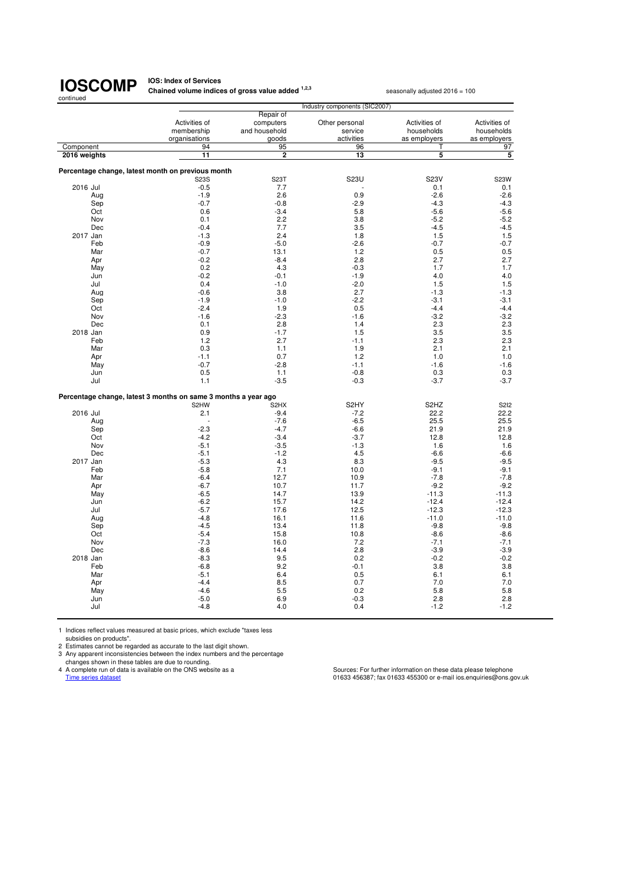# IOSCOMP

continued

**IOS: Index of Services**
**Chained volume indices of gross value added [1,2,3]**

seasonally adjusted 2016 = 100

| | Industry components (SIC2007) | | | | |
|---|---|---|---|---|---|
| | Activities of membership organisations | Repair of computers and household goods | Other personal service activities | Activities of households as employers | Activities of households as employers |
| Component | 94 | 95 | 96 | T | 97 |
| **2016 weights** | **11** | **2** | **13** | **5** | **5** |
| **Percentage change, latest month on previous month** | | | | | |
| | S23S | S23T | S23U | S23V | S23W |
| 2016 Jul | -0.5 | 7.7 | - | 0.1 | 0.1 |
| Aug | -1.9 | 2.6 | 0.9 | -2.6 | -2.6 |
| Sep | -0.7 | -0.8 | -2.9 | -4.3 | -4.3 |
| Oct | 0.6 | -3.4 | 5.8 | -5.6 | -5.6 |
| Nov | 0.1 | 2.2 | 3.8 | -5.2 | -5.2 |
| Dec | -0.4 | 7.7 | 3.5 | -4.5 | -4.5 |
| 2017 Jan | -1.3 | 2.4 | 1.8 | 1.5 | 1.5 |
| Feb | -0.9 | -5.0 | -2.6 | -0.7 | -0.7 |
| Mar | -0.7 | 13.1 | 1.2 | 0.5 | 0.5 |
| Apr | -0.2 | -8.4 | 2.8 | 2.7 | 2.7 |
| May | 0.2 | 4.3 | -0.3 | 1.7 | 1.7 |
| Jun | -0.2 | -0.1 | -1.9 | 4.0 | 4.0 |
| Jul | 0.4 | -1.0 | -2.0 | 1.5 | 1.5 |
| Aug | -0.6 | 3.8 | 2.7 | -1.3 | -1.3 |
| Sep | -1.9 | -1.0 | -2.2 | -3.1 | -3.1 |
| Oct | -2.4 | 1.9 | 0.5 | -4.4 | -4.4 |
| Nov | -1.6 | -2.3 | -1.6 | -3.2 | -3.2 |
| Dec | 0.1 | 2.8 | 1.4 | 2.3 | 2.3 |
| 2018 Jan | 0.9 | -1.7 | 1.5 | 3.5 | 3.5 |
| Feb | 1.2 | 2.7 | -1.1 | 2.3 | 2.3 |
| Mar | 0.3 | 1.1 | 1.9 | 2.1 | 2.1 |
| Apr | -1.1 | 0.7 | 1.2 | 1.0 | 1.0 |
| May | -0.7 | -2.8 | -1.1 | -1.6 | -1.6 |
| Jun | 0.5 | 1.1 | -0.8 | 0.3 | 0.3 |
| Jul | 1.1 | -3.5 | -0.3 | -3.7 | -3.7 |
| **Percentage change, latest 3 months on same 3 months a year ago** | | | | | |
| | S2HW | S2HX | S2HY | S2HZ | S2I2 |
| 2016 Jul | 2.1 | -9.4 | -7.2 | 22.2 | 22.2 |
| Aug | - | -7.6 | -6.5 | 25.5 | 25.5 |
| Sep | -2.3 | -4.7 | -6.6 | 21.9 | 21.9 |
| Oct | -4.2 | -3.4 | -3.7 | 12.8 | 12.8 |
| Nov | -5.1 | -3.5 | -1.3 | 1.6 | 1.6 |
| Dec | -5.1 | -1.2 | 4.5 | -6.6 | -6.6 |
| 2017 Jan | -5.3 | 4.3 | 8.3 | -9.5 | -9.5 |
| Feb | -5.8 | 7.1 | 10.0 | -9.1 | -9.1 |
| Mar | -6.4 | 12.7 | 10.9 | -7.8 | -7.8 |
| Apr | -6.7 | 10.7 | 11.7 | -9.2 | -9.2 |
| May | -6.5 | 14.7 | 13.9 | -11.3 | -11.3 |
| Jun | -6.2 | 15.7 | 14.2 | -12.4 | -12.4 |
| Jul | -5.7 | 17.6 | 12.5 | -12.3 | -12.3 |
| Aug | -4.8 | 16.1 | 11.6 | -11.0 | -11.0 |
| Sep | -4.5 | 13.4 | 11.8 | -9.8 | -9.8 |
| Oct | -5.4 | 15.8 | 10.8 | -8.6 | -8.6 |
| Nov | -7.3 | 16.0 | 7.2 | -7.1 | -7.1 |
| Dec | -8.6 | 14.4 | 2.8 | -3.9 | -3.9 |
| 2018 Jan | -8.3 | 9.5 | 0.2 | -0.2 | -0.2 |
| Feb | -6.8 | 9.2 | -0.1 | 3.8 | 3.8 |
| Mar | -5.1 | 6.4 | 0.5 | 6.1 | 6.1 |
| Apr | -4.4 | 8.5 | 0.7 | 7.0 | 7.0 |
| May | -4.6 | 5.5 | 0.2 | 5.8 | 5.8 |
| Jun | -5.0 | 6.9 | -0.3 | 2.8 | 2.8 |
| Jul | -4.8 | 4.0 | 0.4 | -1.2 | -1.2 |

1 Indices reflect values measured at basic prices, which exclude "taxes less subsidies on products".
2 Estimates cannot be regarded as accurate to the last digit shown.
3 Any apparent inconsistencies between the index numbers and the percentage changes shown in these tables are due to rounding.
4 A complete run of data is available on the ONS website as a Time series dataset

Sources: For further information on these data please telephone 01633 456387; fax 01633 455300 or e-mail ios.enquiries@ons.gov.uk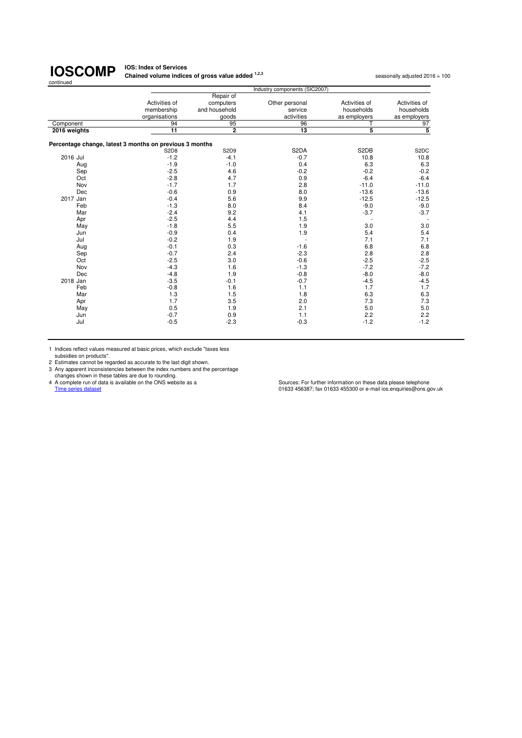# IOSCOMP

continued

**IOS: Index of Services**
**Chained volume indices of gross value added [1,2,3]**

seasonally adjusted 2016 = 100

| | Industry components (SIC2007) | | | | |
|---|---|---|---|---|---|
| | Activities of membership organisations | Repair of computers and household goods | Other personal service activities | Activities of households as employers | Activities of households as employers |
| Component | 94 | 95 | 96 | T | 97 |
| **2016 weights** | **11** | **2** | **13** | **5** | **5** |
| **Percentage change, latest 3 months on previous 3 months** | | | | | |
| | S2D8 | S2D9 | S2DA | S2DB | S2DC |
| 2016 Jul | -1.2 | -4.1 | -0.7 | 10.8 | 10.8 |
| Aug | -1.9 | -1.0 | 0.4 | 6.3 | 6.3 |
| Sep | -2.5 | 4.6 | -0.2 | -0.2 | -0.2 |
| Oct | -2.8 | 4.7 | 0.9 | -6.4 | -6.4 |
| Nov | -1.7 | 1.7 | 2.8 | -11.0 | -11.0 |
| Dec | -0.6 | 0.9 | 8.0 | -13.6 | -13.6 |
| 2017 Jan | -0.4 | 5.6 | 9.9 | -12.5 | -12.5 |
| Feb | -1.3 | 8.0 | 8.4 | -9.0 | -9.0 |
| Mar | -2.4 | 9.2 | 4.1 | -3.7 | -3.7 |
| Apr | -2.5 | 4.4 | 1.5 | - | - |
| May | -1.8 | 5.5 | 1.9 | 3.0 | 3.0 |
| Jun | -0.9 | 0.4 | 1.9 | 5.4 | 5.4 |
| Jul | -0.2 | 1.9 | - | 7.1 | 7.1 |
| Aug | -0.1 | 0.3 | -1.6 | 6.8 | 6.8 |
| Sep | -0.7 | 2.4 | -2.3 | 2.8 | 2.8 |
| Oct | -2.5 | 3.0 | -0.6 | -2.5 | -2.5 |
| Nov | -4.3 | 1.6 | -1.3 | -7.2 | -7.2 |
| Dec | -4.8 | 1.9 | -0.8 | -8.0 | -8.0 |
| 2018 Jan | -3.5 | -0.1 | -0.7 | -4.5 | -4.5 |
| Feb | -0.8 | 1.6 | 1.1 | 1.7 | 1.7 |
| Mar | 1.3 | 1.5 | 1.8 | 6.3 | 6.3 |
| Apr | 1.7 | 3.5 | 2.0 | 7.3 | 7.3 |
| May | 0.5 | 1.9 | 2.1 | 5.0 | 5.0 |
| Jun | -0.7 | 0.9 | 1.1 | 2.2 | 2.2 |
| Jul | -0.5 | -2.3 | -0.3 | -1.2 | -1.2 |

1 Indices reflect values measured at basic prices, which exclude "taxes less subsidies on products".
2 Estimates cannot be regarded as accurate to the last digit shown.
3 Any apparent inconsistencies between the index numbers and the percentage changes shown in these tables are due to rounding.
4 A complete run of data is available on the ONS website as a Time series dataset

Sources: For further information on these data please telephone 01633 456387; fax 01633 455300 or e-mail ios.enquiries@ons.gov.uk